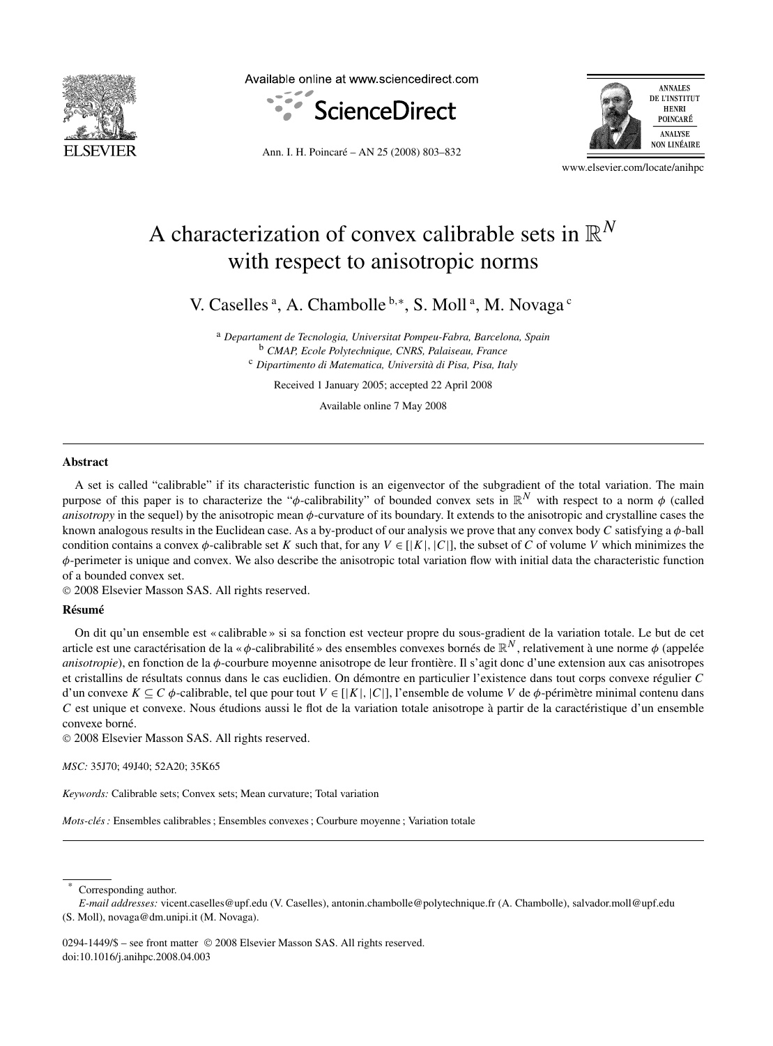# A characterization of convex calibrable sets in $\mathbb{R}^N$ with respect to anisotropic norms

V. Caselles [a], A. Chambolle [b,*], S. Moll [a], M. Novaga [c]

[a] *Departament de Tecnologia, Universitat Pompeu-Fabra, Barcelona, Spain*
[b] *CMAP, Ecole Polytechnique, CNRS, Palaiseau, France*
[c] *Dipartimento di Matematica, Università di Pisa, Pisa, Italy*

Received 1 January 2005; accepted 22 April 2008

Available online 7 May 2008

## Abstract

A set is called "calibrable" if its characteristic function is an eigenvector of the subgradient of the total variation. The main purpose of this paper is to characterize the "$\phi$-calibrability" of bounded convex sets in $\mathbb{R}^N$ with respect to a norm $\phi$ (called *anisotropy* in the sequel) by the anisotropic mean $\phi$-curvature of its boundary. It extends to the anisotropic and crystalline cases the known analogous results in the Euclidean case. As a by-product of our analysis we prove that any convex body $C$ satisfying a $\phi$-ball condition contains a convex $\phi$-calibrable set $K$ such that, for any $V \in [|K|, |C|]$, the subset of $C$ of volume $V$ which minimizes the $\phi$-perimeter is unique and convex. We also describe the anisotropic total variation flow with initial data the characteristic function of a bounded convex set.

© 2008 Elsevier Masson SAS. All rights reserved.

## Résumé

On dit qu'un ensemble est « calibrable » si sa fonction est vecteur propre du sous-gradient de la variation totale. Le but de cet article est une caractérisation de la « $\phi$-calibrabilité » des ensembles convexes bornés de $\mathbb{R}^N$, relativement à une norme $\phi$ (appelée *anisotropie*), en fonction de la $\phi$-courbure moyenne anisotrope de leur frontière. Il s'agit donc d'une extension aux cas anisotropes et cristallins de résultats connus dans le cas euclidien. On démontre en particulier l'existence dans tout corps convexe régulier $C$ d'un convexe $K \subseteq C$ $\phi$-calibrable, tel que pour tout $V \in [|K|, |C|]$, l'ensemble de volume $V$ de $\phi$-périmètre minimal contenu dans $C$ est unique et convexe. Nous étudions aussi le flot de la variation totale anisotrope à partir de la caractéristique d'un ensemble convexe borné.

© 2008 Elsevier Masson SAS. All rights reserved.

*MSC:* 35J70; 49J40; 52A20; 35K65

*Keywords:* Calibrable sets; Convex sets; Mean curvature; Total variation

*Mots-clés :* Ensembles calibrables ; Ensembles convexes ; Courbure moyenne ; Variation totale

---

\* Corresponding author.

*E-mail addresses:* vicent.caselles@upf.edu (V. Caselles), antonin.chambolle@polytechnique.fr (A. Chambolle), salvador.moll@upf.edu (S. Moll), novaga@dm.unipi.it (M. Novaga).

0294-1449/$ – see front matter © 2008 Elsevier Masson SAS. All rights reserved.
doi:10.1016/j.anihpc.2008.04.003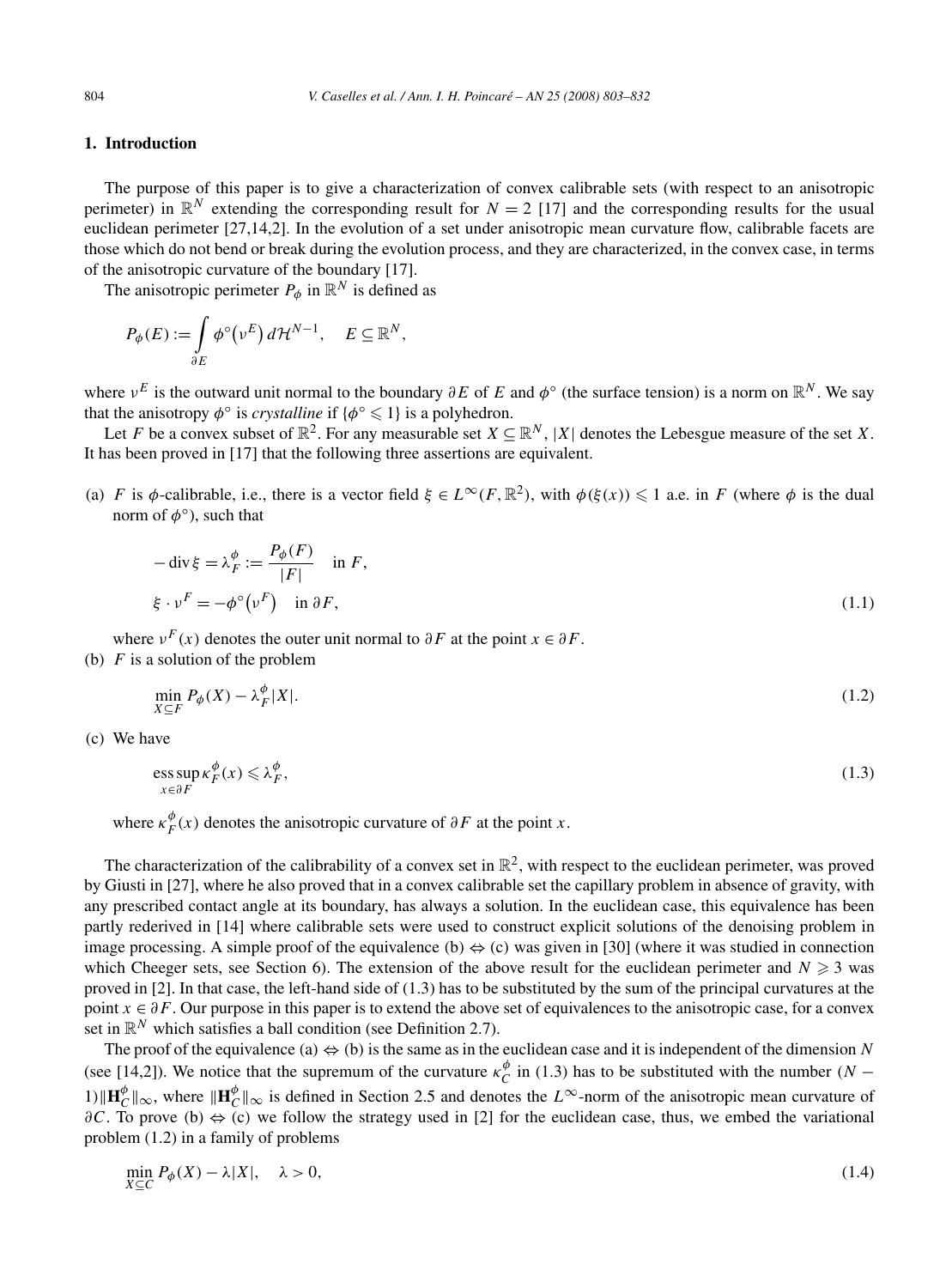## 1. Introduction

The purpose of this paper is to give a characterization of convex calibrable sets (with respect to an anisotropic perimeter) in $\mathbb{R}^N$ extending the corresponding result for $N = 2$ [17] and the corresponding results for the usual euclidean perimeter [27,14,2]. In the evolution of a set under anisotropic mean curvature flow, calibrable facets are those which do not bend or break during the evolution process, and they are characterized, in the convex case, in terms of the anisotropic curvature of the boundary [17].

The anisotropic perimeter $P_\phi$ in $\mathbb{R}^N$ is defined as

$$P_\phi(E) := \int_{\partial E} \phi^\circ\big(\nu^E\big)\, d\mathcal{H}^{N-1}, \quad E \subseteq \mathbb{R}^N,$$

where $\nu^E$ is the outward unit normal to the boundary $\partial E$ of $E$ and $\phi^\circ$ (the surface tension) is a norm on $\mathbb{R}^N$. We say that the anisotropy $\phi^\circ$ is *crystalline* if $\{\phi^\circ \leqslant 1\}$ is a polyhedron.

Let $F$ be a convex subset of $\mathbb{R}^2$. For any measurable set $X \subseteq \mathbb{R}^N$, $|X|$ denotes the Lebesgue measure of the set $X$. It has been proved in [17] that the following three assertions are equivalent.

(a) $F$ is $\phi$-calibrable, i.e., there is a vector field $\xi \in L^\infty(F, \mathbb{R}^2)$, with $\phi(\xi(x)) \leqslant 1$ a.e. in $F$ (where $\phi$ is the dual norm of $\phi^\circ$), such that

$$-\operatorname{div} \xi = \lambda_F^\phi := \frac{P_\phi(F)}{|F|} \quad \text{in } F,$$
$$\xi \cdot \nu^F = -\phi^\circ\big(\nu^F\big) \quad \text{in } \partial F, \tag{1.1}$$

where $\nu^F(x)$ denotes the outer unit normal to $\partial F$ at the point $x \in \partial F$.

(b) $F$ is a solution of the problem

$$\min_{X \subseteq F} P_\phi(X) - \lambda_F^\phi |X|. \tag{1.2}$$

(c) We have

$$\operatorname*{ess\,sup}_{x \in \partial F} \kappa_F^\phi(x) \leqslant \lambda_F^\phi, \tag{1.3}$$

where $\kappa_F^\phi(x)$ denotes the anisotropic curvature of $\partial F$ at the point $x$.

The characterization of the calibrability of a convex set in $\mathbb{R}^2$, with respect to the euclidean perimeter, was proved by Giusti in [27], where he also proved that in a convex calibrable set the capillary problem in absence of gravity, with any prescribed contact angle at its boundary, has always a solution. In the euclidean case, this equivalence has been partly rederived in [14] where calibrable sets were used to construct explicit solutions of the denoising problem in image processing. A simple proof of the equivalence (b) $\Leftrightarrow$ (c) was given in [30] (where it was studied in connection which Cheeger sets, see Section 6). The extension of the above result for the euclidean perimeter and $N \geqslant 3$ was proved in [2]. In that case, the left-hand side of (1.3) has to be substituted by the sum of the principal curvatures at the point $x \in \partial F$. Our purpose in this paper is to extend the above set of equivalences to the anisotropic case, for a convex set in $\mathbb{R}^N$ which satisfies a ball condition (see Definition 2.7).

The proof of the equivalence (a) $\Leftrightarrow$ (b) is the same as in the euclidean case and it is independent of the dimension $N$ (see [14,2]). We notice that the supremum of the curvature $\kappa_C^\phi$ in (1.3) has to be substituted with the number $(N-1)\|\mathbf{H}_C^\phi\|_\infty$, where $\|\mathbf{H}_C^\phi\|_\infty$ is defined in Section 2.5 and denotes the $L^\infty$-norm of the anisotropic mean curvature of $\partial C$. To prove (b) $\Leftrightarrow$ (c) we follow the strategy used in [2] for the euclidean case, thus, we embed the variational problem (1.2) in a family of problems

$$\min_{X \subseteq C} P_\phi(X) - \lambda |X|, \quad \lambda > 0, \tag{1.4}$$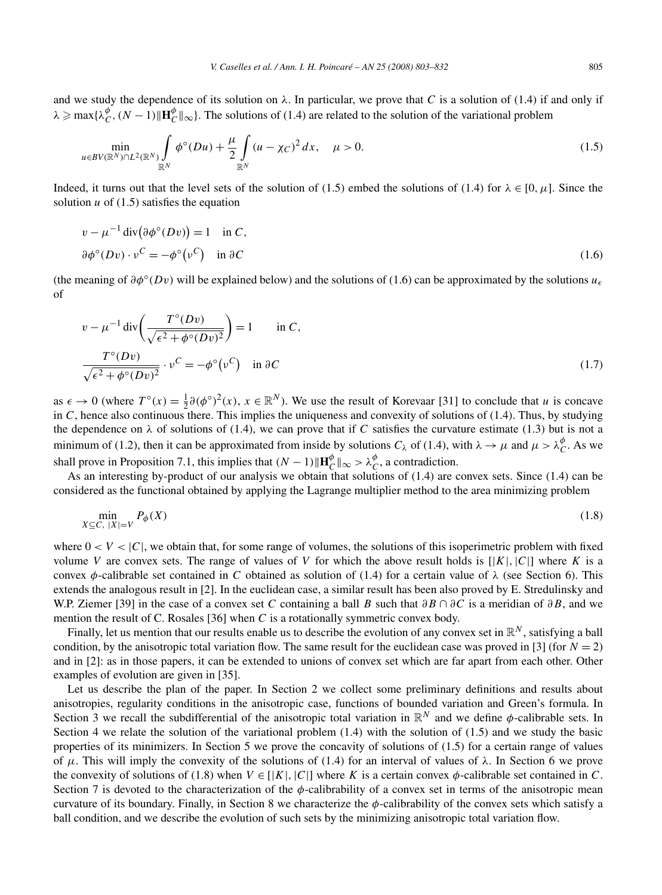and we study the dependence of its solution on $\lambda$. In particular, we prove that $C$ is a solution of (1.4) if and only if $\lambda \geqslant \max\{\lambda_C^\phi, (N-1)\|\mathbf{H}_C^\phi\|_\infty\}$. The solutions of (1.4) are related to the solution of the variational problem

$$\min_{u \in BV(\mathbb{R}^N) \cap L^2(\mathbb{R}^N)} \int_{\mathbb{R}^N} \phi^\circ(Du) + \frac{\mu}{2} \int_{\mathbb{R}^N} (u - \chi_C)^2 \, dx, \quad \mu > 0. \tag{1.5}$$

Indeed, it turns out that the level sets of the solution of (1.5) embed the solutions of (1.4) for $\lambda \in [0, \mu]$. Since the solution $u$ of (1.5) satisfies the equation

$$\begin{aligned} &v - \mu^{-1} \operatorname{div}\big(\partial\phi^\circ(Dv)\big) = 1 \quad \text{in } C, \\ &\partial\phi^\circ(Dv) \cdot \nu^C = -\phi^\circ\big(\nu^C\big) \quad \text{in } \partial C \end{aligned} \tag{1.6}$$

(the meaning of $\partial\phi^\circ(Dv)$ will be explained below) and the solutions of (1.6) can be approximated by the solutions $u_\epsilon$ of

$$\begin{aligned} &v - \mu^{-1} \operatorname{div}\left(\frac{T^\circ(Dv)}{\sqrt{\epsilon^2 + \phi^\circ(Dv)^2}}\right) = 1 \qquad \text{in } C, \\ &\frac{T^\circ(Dv)}{\sqrt{\epsilon^2 + \phi^\circ(Dv)^2}} \cdot \nu^C = -\phi^\circ\big(\nu^C\big) \quad \text{in } \partial C \end{aligned} \tag{1.7}$$

as $\epsilon \to 0$ (where $T^\circ(x) = \frac{1}{2}\partial(\phi^\circ)^2(x)$, $x \in \mathbb{R}^N$). We use the result of Korevaar [31] to conclude that $u$ is concave in $C$, hence also continuous there. This implies the uniqueness and convexity of solutions of (1.4). Thus, by studying the dependence on $\lambda$ of solutions of (1.4), we can prove that if $C$ satisfies the curvature estimate (1.3) but is not a minimum of (1.2), then it can be approximated from inside by solutions $C_\lambda$ of (1.4), with $\lambda \to \mu$ and $\mu > \lambda_C^\phi$. As we shall prove in Proposition 7.1, this implies that $(N-1)\|\mathbf{H}_C^\phi\|_\infty > \lambda_C^\phi$, a contradiction.

As an interesting by-product of our analysis we obtain that solutions of (1.4) are convex sets. Since (1.4) can be considered as the functional obtained by applying the Lagrange multiplier method to the area minimizing problem

$$\min_{X \subseteq C,\ |X| = V} P_\phi(X) \tag{1.8}$$

where $0 < V < |C|$, we obtain that, for some range of volumes, the solutions of this isoperimetric problem with fixed volume $V$ are convex sets. The range of values of $V$ for which the above result holds is $[|K|, |C|]$ where $K$ is a convex $\phi$-calibrable set contained in $C$ obtained as solution of (1.4) for a certain value of $\lambda$ (see Section 6). This extends the analogous result in [2]. In the euclidean case, a similar result has been also proved by E. Stredulinsky and W.P. Ziemer [39] in the case of a convex set $C$ containing a ball $B$ such that $\partial B \cap \partial C$ is a meridian of $\partial B$, and we mention the result of C. Rosales [36] when $C$ is a rotationally symmetric convex body.

Finally, let us mention that our results enable us to describe the evolution of any convex set in $\mathbb{R}^N$, satisfying a ball condition, by the anisotropic total variation flow. The same result for the euclidean case was proved in [3] (for $N = 2$) and in [2]: as in those papers, it can be extended to unions of convex set which are far apart from each other. Other examples of evolution are given in [35].

Let us describe the plan of the paper. In Section 2 we collect some preliminary definitions and results about anisotropies, regularity conditions in the anisotropic case, functions of bounded variation and Green's formula. In Section 3 we recall the subdifferential of the anisotropic total variation in $\mathbb{R}^N$ and we define $\phi$-calibrable sets. In Section 4 we relate the solution of the variational problem (1.4) with the solution of (1.5) and we study the basic properties of its minimizers. In Section 5 we prove the concavity of solutions of (1.5) for a certain range of values of $\mu$. This will imply the convexity of the solutions of (1.4) for an interval of values of $\lambda$. In Section 6 we prove the convexity of solutions of (1.8) when $V \in [|K|, |C|]$ where $K$ is a certain convex $\phi$-calibrable set contained in $C$. Section 7 is devoted to the characterization of the $\phi$-calibrability of a convex set in terms of the anisotropic mean curvature of its boundary. Finally, in Section 8 we characterize the $\phi$-calibrability of the convex sets which satisfy a ball condition, and we describe the evolution of such sets by the minimizing anisotropic total variation flow.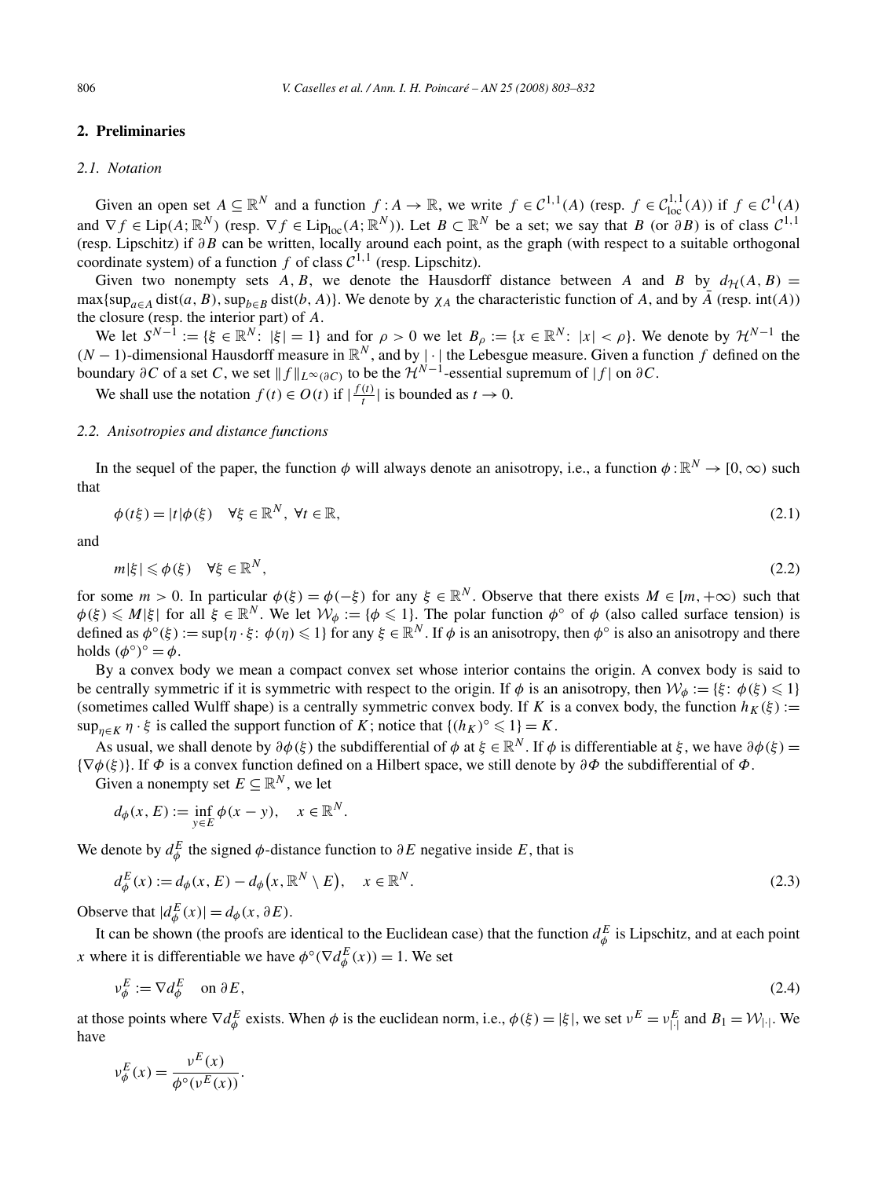## 2. Preliminaries

### 2.1. Notation

Given an open set $A \subseteq \mathbb{R}^N$ and a function $f : A \to \mathbb{R}$, we write $f \in \mathcal{C}^{1,1}(A)$ (resp. $f \in \mathcal{C}^{1,1}_{\mathrm{loc}}(A)$) if $f \in \mathcal{C}^1(A)$ and $\nabla f \in \mathrm{Lip}(A; \mathbb{R}^N)$ (resp. $\nabla f \in \mathrm{Lip}_{\mathrm{loc}}(A; \mathbb{R}^N)$). Let $B \subset \mathbb{R}^N$ be a set; we say that $B$ (or $\partial B$) is of class $\mathcal{C}^{1,1}$ (resp. Lipschitz) if $\partial B$ can be written, locally around each point, as the graph (with respect to a suitable orthogonal coordinate system) of a function $f$ of class $\mathcal{C}^{1,1}$ (resp. Lipschitz).

Given two nonempty sets $A, B$, we denote the Hausdorff distance between $A$ and $B$ by $d_{\mathcal{H}}(A, B) = \max\{\sup_{a \in A} \mathrm{dist}(a, B), \sup_{b \in B} \mathrm{dist}(b, A)\}$. We denote by $\chi_A$ the characteristic function of $A$, and by $\overline{A}$ (resp. $\mathrm{int}(A)$) the closure (resp. the interior part) of $A$.

We let $S^{N-1} := \{\xi \in \mathbb{R}^N\colon |\xi| = 1\}$ and for $\rho > 0$ we let $B_\rho := \{x \in \mathbb{R}^N\colon |x| < \rho\}$. We denote by $\mathcal{H}^{N-1}$ the $(N-1)$-dimensional Hausdorff measure in $\mathbb{R}^N$, and by $|\cdot|$ the Lebesgue measure. Given a function $f$ defined on the boundary $\partial C$ of a set $C$, we set $\|f\|_{L^\infty(\partial C)}$ to be the $\mathcal{H}^{N-1}$-essential supremum of $|f|$ on $\partial C$.

We shall use the notation $f(t) \in O(t)$ if $|\frac{f(t)}{t}|$ is bounded as $t \to 0$.

### 2.2. Anisotropies and distance functions

In the sequel of the paper, the function $\phi$ will always denote an anisotropy, i.e., a function $\phi : \mathbb{R}^N \to [0, \infty)$ such that

$$\phi(t\xi) = |t|\phi(\xi) \quad \forall \xi \in \mathbb{R}^N,\ \forall t \in \mathbb{R}, \tag{2.1}$$

and

$$m|\xi| \leqslant \phi(\xi) \quad \forall \xi \in \mathbb{R}^N, \tag{2.2}$$

for some $m > 0$. In particular $\phi(\xi) = \phi(-\xi)$ for any $\xi \in \mathbb{R}^N$. Observe that there exists $M \in [m, +\infty)$ such that $\phi(\xi) \leqslant M|\xi|$ for all $\xi \in \mathbb{R}^N$. We let $\mathcal{W}_\phi := \{\phi \leqslant 1\}$. The polar function $\phi^\circ$ of $\phi$ (also called surface tension) is defined as $\phi^\circ(\xi) := \sup\{\eta \cdot \xi\colon \phi(\eta) \leqslant 1\}$ for any $\xi \in \mathbb{R}^N$. If $\phi$ is an anisotropy, then $\phi^\circ$ is also an anisotropy and there holds $(\phi^\circ)^\circ = \phi$.

By a convex body we mean a compact convex set whose interior contains the origin. A convex body is said to be centrally symmetric if it is symmetric with respect to the origin. If $\phi$ is an anisotropy, then $\mathcal{W}_\phi := \{\xi\colon \phi(\xi) \leqslant 1\}$ (sometimes called Wulff shape) is a centrally symmetric convex body. If $K$ is a convex body, the function $h_K(\xi) := \sup_{\eta \in K} \eta \cdot \xi$ is called the support function of $K$; notice that $\{(h_K)^\circ \leqslant 1\} = K$.

As usual, we shall denote by $\partial\phi(\xi)$ the subdifferential of $\phi$ at $\xi \in \mathbb{R}^N$. If $\phi$ is differentiable at $\xi$, we have $\partial\phi(\xi) = \{\nabla\phi(\xi)\}$. If $\Phi$ is a convex function defined on a Hilbert space, we still denote by $\partial\Phi$ the subdifferential of $\Phi$.

Given a nonempty set $E \subseteq \mathbb{R}^N$, we let

$$d_\phi(x, E) := \inf_{y \in E} \phi(x - y), \quad x \in \mathbb{R}^N.$$

We denote by $d^E_\phi$ the signed $\phi$-distance function to $\partial E$ negative inside $E$, that is

$$d^E_\phi(x) := d_\phi(x, E) - d_\phi(x, \mathbb{R}^N \setminus E), \quad x \in \mathbb{R}^N. \tag{2.3}$$

Observe that $|d^E_\phi(x)| = d_\phi(x, \partial E)$.

It can be shown (the proofs are identical to the Euclidean case) that the function $d^E_\phi$ is Lipschitz, and at each point $x$ where it is differentiable we have $\phi^\circ(\nabla d^E_\phi(x)) = 1$. We set

$$\nu^E_\phi := \nabla d^E_\phi \quad \text{on } \partial E, \tag{2.4}$$

at those points where $\nabla d^E_\phi$ exists. When $\phi$ is the euclidean norm, i.e., $\phi(\xi) = |\xi|$, we set $\nu^E = \nu^E_{|\cdot|}$ and $B_1 = \mathcal{W}_{|\cdot|}$. We have

$$\nu^E_\phi(x) = \frac{\nu^E(x)}{\phi^\circ(\nu^E(x))}.$$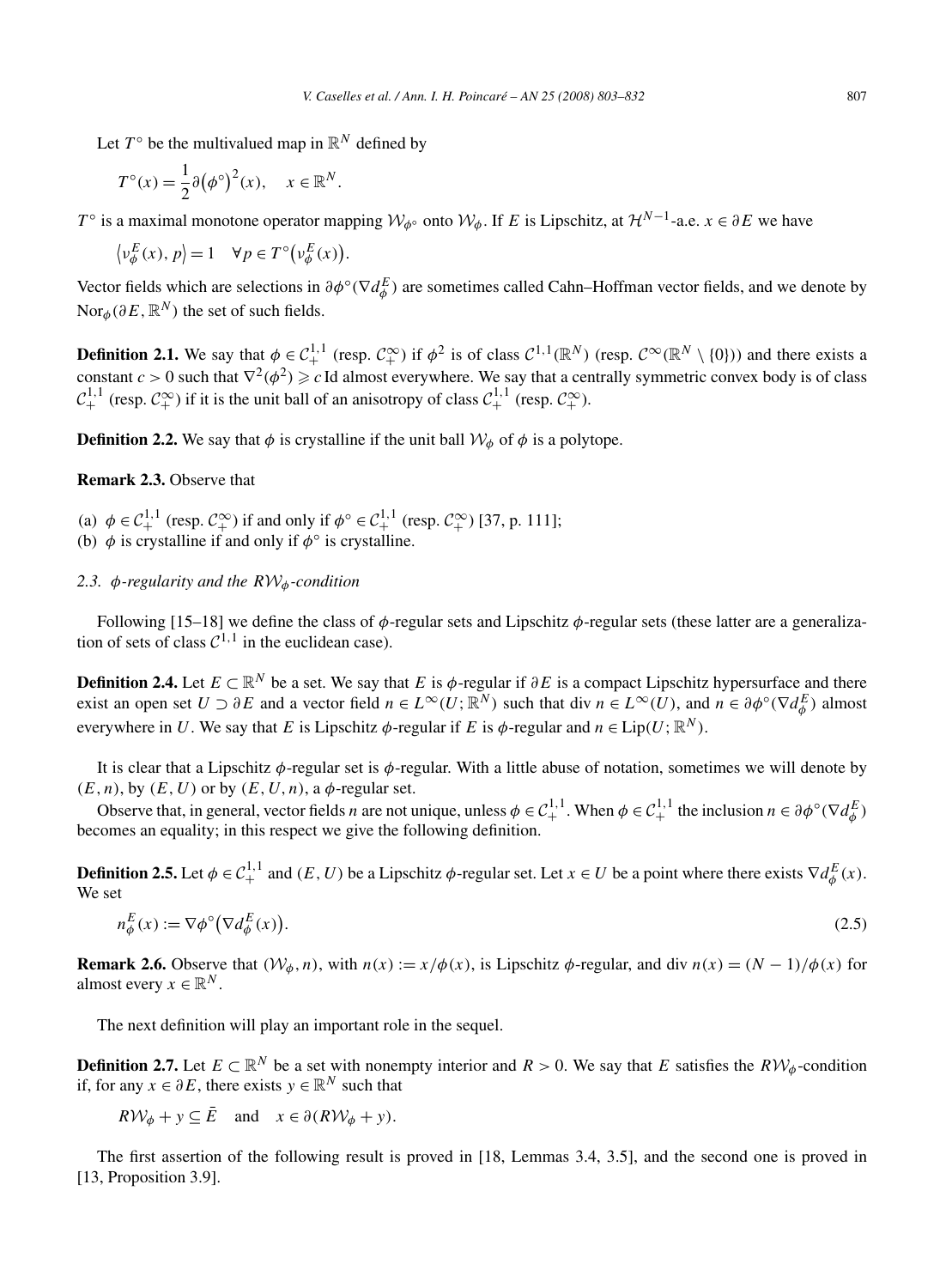Let $T^\circ$ be the multivalued map in $\mathbb{R}^N$ defined by

$$T^\circ(x) = \frac{1}{2}\partial\big(\phi^\circ\big)^2(x), \quad x \in \mathbb{R}^N.$$

$T^\circ$ is a maximal monotone operator mapping $\mathcal{W}_{\phi^\circ}$ onto $\mathcal{W}_\phi$. If $E$ is Lipschitz, at $\mathcal{H}^{N-1}$-a.e. $x \in \partial E$ we have

$$\big\langle \nu_\phi^E(x), p\big\rangle = 1 \quad \forall p \in T^\circ\big(\nu_\phi^E(x)\big).$$

Vector fields which are selections in $\partial\phi^\circ(\nabla d_\phi^E)$ are sometimes called Cahn–Hoffman vector fields, and we denote by $\mathrm{Nor}_\phi(\partial E, \mathbb{R}^N)$ the set of such fields.

**Definition 2.1.** We say that $\phi \in \mathcal{C}_+^{1,1}$ (resp. $\mathcal{C}_+^\infty$) if $\phi^2$ is of class $\mathcal{C}^{1,1}(\mathbb{R}^N)$ (resp. $\mathcal{C}^\infty(\mathbb{R}^N \setminus \{0\})$) and there exists a constant $c > 0$ such that $\nabla^2(\phi^2) \geqslant c\,\mathrm{Id}$ almost everywhere. We say that a centrally symmetric convex body is of class $\mathcal{C}_+^{1,1}$ (resp. $\mathcal{C}_+^\infty$) if it is the unit ball of an anisotropy of class $\mathcal{C}_+^{1,1}$ (resp. $\mathcal{C}_+^\infty$).

**Definition 2.2.** We say that $\phi$ is crystalline if the unit ball $\mathcal{W}_\phi$ of $\phi$ is a polytope.

**Remark 2.3.** Observe that

(a) $\phi \in \mathcal{C}_+^{1,1}$ (resp. $\mathcal{C}_+^\infty$) if and only if $\phi^\circ \in \mathcal{C}_+^{1,1}$ (resp. $\mathcal{C}_+^\infty$) [37, p. 111];
(b) $\phi$ is crystalline if and only if $\phi^\circ$ is crystalline.

### *2.3. $\phi$-regularity and the $R\mathcal{W}_\phi$-condition*

Following [15–18] we define the class of $\phi$-regular sets and Lipschitz $\phi$-regular sets (these latter are a generalization of sets of class $\mathcal{C}^{1,1}$ in the euclidean case).

**Definition 2.4.** Let $E \subset \mathbb{R}^N$ be a set. We say that $E$ is $\phi$-regular if $\partial E$ is a compact Lipschitz hypersurface and there exist an open set $U \supset \partial E$ and a vector field $n \in L^\infty(U; \mathbb{R}^N)$ such that $\operatorname{div} n \in L^\infty(U)$, and $n \in \partial\phi^\circ(\nabla d_\phi^E)$ almost everywhere in $U$. We say that $E$ is Lipschitz $\phi$-regular if $E$ is $\phi$-regular and $n \in \mathrm{Lip}(U; \mathbb{R}^N)$.

It is clear that a Lipschitz $\phi$-regular set is $\phi$-regular. With a little abuse of notation, sometimes we will denote by $(E, n)$, by $(E, U)$ or by $(E, U, n)$, a $\phi$-regular set.

Observe that, in general, vector fields $n$ are not unique, unless $\phi \in \mathcal{C}_+^{1,1}$. When $\phi \in \mathcal{C}_+^{1,1}$ the inclusion $n \in \partial\phi^\circ(\nabla d_\phi^E)$ becomes an equality; in this respect we give the following definition.

**Definition 2.5.** Let $\phi \in \mathcal{C}_+^{1,1}$ and $(E, U)$ be a Lipschitz $\phi$-regular set. Let $x \in U$ be a point where there exists $\nabla d_\phi^E(x)$. We set

$$n_\phi^E(x) := \nabla\phi^\circ\big(\nabla d_\phi^E(x)\big). \tag{2.5}$$

**Remark 2.6.** Observe that $(\mathcal{W}_\phi, n)$, with $n(x) := x/\phi(x)$, is Lipschitz $\phi$-regular, and $\operatorname{div} n(x) = (N-1)/\phi(x)$ for almost every $x \in \mathbb{R}^N$.

The next definition will play an important role in the sequel.

**Definition 2.7.** Let $E \subset \mathbb{R}^N$ be a set with nonempty interior and $R > 0$. We say that $E$ satisfies the $R\mathcal{W}_\phi$-condition if, for any $x \in \partial E$, there exists $y \in \mathbb{R}^N$ such that

$$R\mathcal{W}_\phi + y \subseteq \bar{E} \quad \text{and} \quad x \in \partial(R\mathcal{W}_\phi + y).$$

The first assertion of the following result is proved in [18, Lemmas 3.4, 3.5], and the second one is proved in [13, Proposition 3.9].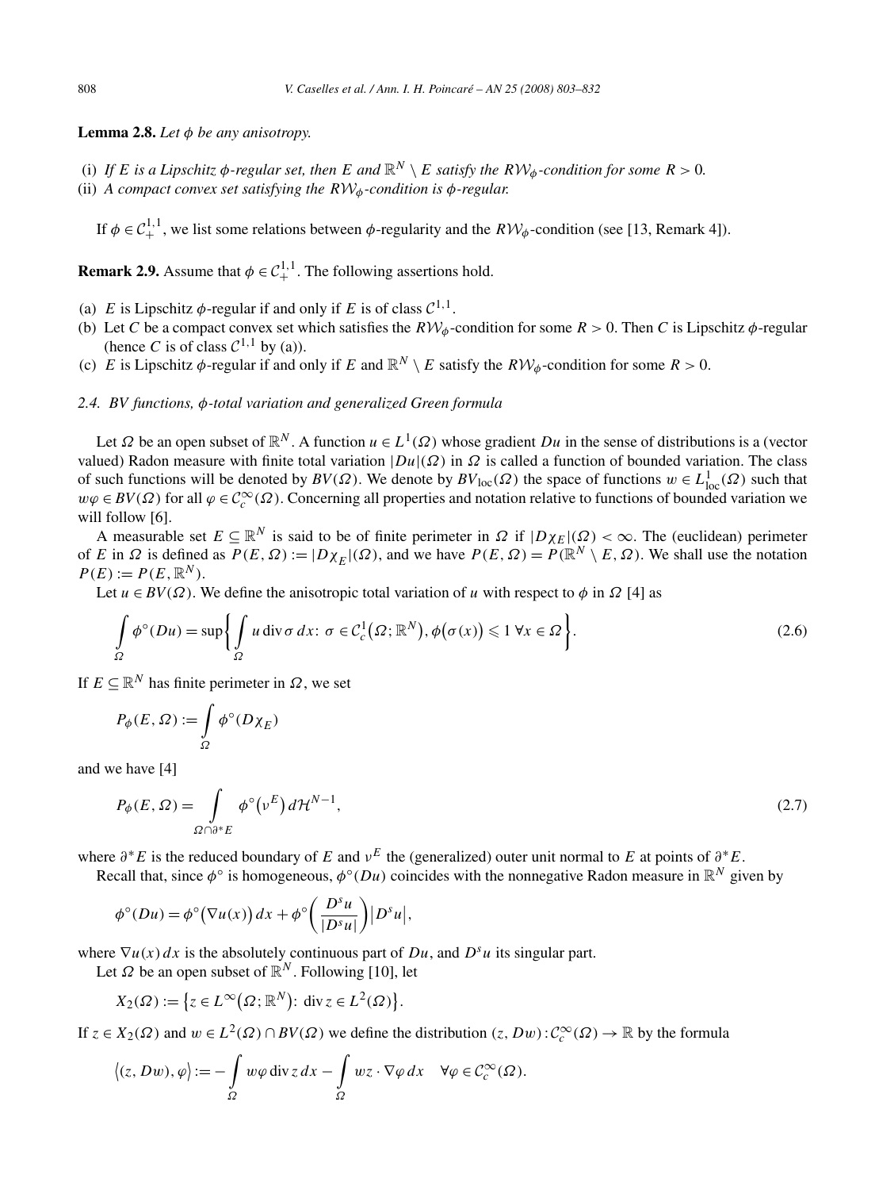**Lemma 2.8.** *Let $\phi$ be any anisotropy.*

(i) *If $E$ is a Lipschitz $\phi$-regular set, then $E$ and $\mathbb{R}^N \setminus E$ satisfy the $R\mathcal{W}_\phi$-condition for some $R > 0$.*
(ii) *A compact convex set satisfying the $R\mathcal{W}_\phi$-condition is $\phi$-regular.*

If $\phi \in \mathcal{C}_+^{1,1}$, we list some relations between $\phi$-regularity and the $R\mathcal{W}_\phi$-condition (see [13, Remark 4]).

**Remark 2.9.** Assume that $\phi \in \mathcal{C}_+^{1,1}$. The following assertions hold.

(a) $E$ is Lipschitz $\phi$-regular if and only if $E$ is of class $\mathcal{C}^{1,1}$.
(b) Let $C$ be a compact convex set which satisfies the $R\mathcal{W}_\phi$-condition for some $R > 0$. Then $C$ is Lipschitz $\phi$-regular (hence $C$ is of class $\mathcal{C}^{1,1}$ by (a)).
(c) $E$ is Lipschitz $\phi$-regular if and only if $E$ and $\mathbb{R}^N \setminus E$ satisfy the $R\mathcal{W}_\phi$-condition for some $R > 0$.

*2.4. BV functions, $\phi$-total variation and generalized Green formula*

Let $\Omega$ be an open subset of $\mathbb{R}^N$. A function $u \in L^1(\Omega)$ whose gradient $Du$ in the sense of distributions is a (vector valued) Radon measure with finite total variation $|Du|(\Omega)$ in $\Omega$ is called a function of bounded variation. The class of such functions will be denoted by $BV(\Omega)$. We denote by $BV_{\mathrm{loc}}(\Omega)$ the space of functions $w \in L^1_{\mathrm{loc}}(\Omega)$ such that $w\varphi \in BV(\Omega)$ for all $\varphi \in \mathcal{C}_c^\infty(\Omega)$. Concerning all properties and notation relative to functions of bounded variation we will follow [6].

A measurable set $E \subseteq \mathbb{R}^N$ is said to be of finite perimeter in $\Omega$ if $|D\chi_E|(\Omega) < \infty$. The (euclidean) perimeter of $E$ in $\Omega$ is defined as $P(E,\Omega) := |D\chi_E|(\Omega)$, and we have $P(E,\Omega) = P(\mathbb{R}^N \setminus E, \Omega)$. We shall use the notation $P(E) := P(E, \mathbb{R}^N)$.

Let $u \in BV(\Omega)$. We define the anisotropic total variation of $u$ with respect to $\phi$ in $\Omega$ [4] as

$$\int_\Omega \phi^\circ(Du) = \sup\left\{ \int_\Omega u \operatorname{div} \sigma \, dx \colon \sigma \in \mathcal{C}_c^1(\Omega; \mathbb{R}^N), \phi(\sigma(x)) \leqslant 1 \ \forall x \in \Omega \right\}. \tag{2.6}$$

If $E \subseteq \mathbb{R}^N$ has finite perimeter in $\Omega$, we set

$$P_\phi(E, \Omega) := \int_\Omega \phi^\circ(D\chi_E)$$

and we have [4]

$$P_\phi(E, \Omega) = \int_{\Omega \cap \partial^* E} \phi^\circ(\nu^E) \, d\mathcal{H}^{N-1}, \tag{2.7}$$

where $\partial^* E$ is the reduced boundary of $E$ and $\nu^E$ the (generalized) outer unit normal to $E$ at points of $\partial^* E$.

Recall that, since $\phi^\circ$ is homogeneous, $\phi^\circ(Du)$ coincides with the nonnegative Radon measure in $\mathbb{R}^N$ given by

$$\phi^\circ(Du) = \phi^\circ(\nabla u(x)) \, dx + \phi^\circ\left(\frac{D^s u}{|D^s u|}\right) |D^s u|,$$

where $\nabla u(x)\, dx$ is the absolutely continuous part of $Du$, and $D^s u$ its singular part.

Let $\Omega$ be an open subset of $\mathbb{R}^N$. Following [10], let

$$X_2(\Omega) := \{ z \in L^\infty(\Omega; \mathbb{R}^N) \colon \operatorname{div} z \in L^2(\Omega) \}.$$

If $z \in X_2(\Omega)$ and $w \in L^2(\Omega) \cap BV(\Omega)$ we define the distribution $(z, Dw) \colon \mathcal{C}_c^\infty(\Omega) \to \mathbb{R}$ by the formula

$$\langle (z, Dw), \varphi \rangle := -\int_\Omega w\varphi \operatorname{div} z \, dx - \int_\Omega w z \cdot \nabla\varphi \, dx \quad \forall \varphi \in \mathcal{C}_c^\infty(\Omega).$$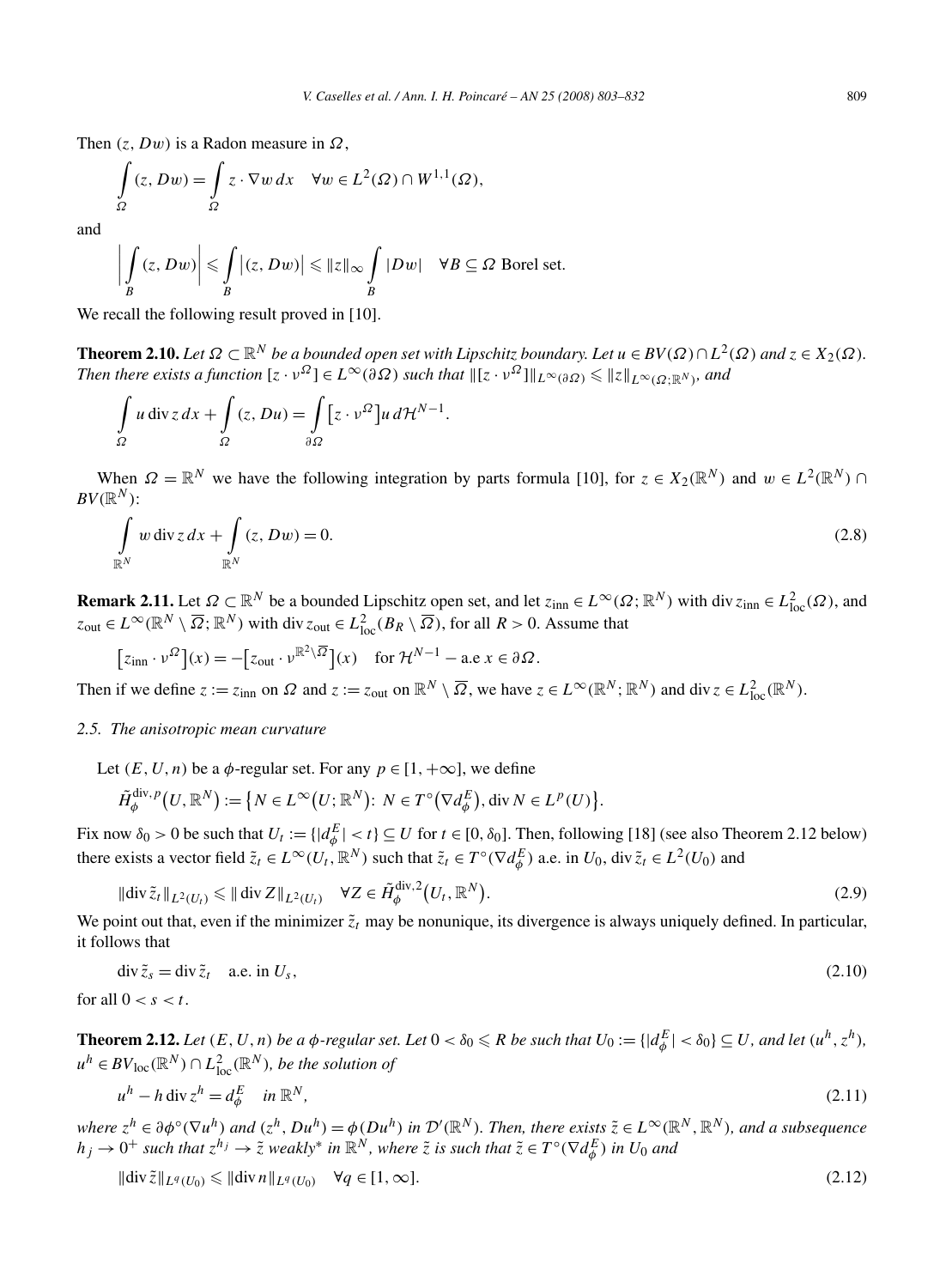Then $(z, Dw)$ is a Radon measure in $\Omega$,

$$\int_\Omega (z, Dw) = \int_\Omega z \cdot \nabla w \, dx \quad \forall w \in L^2(\Omega) \cap W^{1,1}(\Omega),$$

and

$$\left| \int_B (z, Dw) \right| \leqslant \int_B \left|(z, Dw)\right| \leqslant \|z\|_\infty \int_B |Dw| \quad \forall B \subseteq \Omega \text{ Borel set.}$$

We recall the following result proved in [10].

**Theorem 2.10.** *Let $\Omega \subset \mathbb{R}^N$ be a bounded open set with Lipschitz boundary. Let $u \in BV(\Omega) \cap L^2(\Omega)$ and $z \in X_2(\Omega)$. Then there exists a function $[z \cdot \nu^\Omega] \in L^\infty(\partial\Omega)$ such that $\|[z \cdot \nu^\Omega]\|_{L^\infty(\partial\Omega)} \leqslant \|z\|_{L^\infty(\Omega;\mathbb{R}^N)}$, and*

$$\int_\Omega u \operatorname{div} z \, dx + \int_\Omega (z, Du) = \int_{\partial\Omega} \left[z \cdot \nu^\Omega\right] u \, d\mathcal{H}^{N-1}.$$

When $\Omega = \mathbb{R}^N$ we have the following integration by parts formula [10], for $z \in X_2(\mathbb{R}^N)$ and $w \in L^2(\mathbb{R}^N) \cap BV(\mathbb{R}^N)$:

$$\int_{\mathbb{R}^N} w \operatorname{div} z \, dx + \int_{\mathbb{R}^N} (z, Dw) = 0. \tag{2.8}$$

**Remark 2.11.** Let $\Omega \subset \mathbb{R}^N$ be a bounded Lipschitz open set, and let $z_{\text{inn}} \in L^\infty(\Omega; \mathbb{R}^N)$ with $\operatorname{div} z_{\text{inn}} \in L^2_{\text{loc}}(\Omega)$, and $z_{\text{out}} \in L^\infty(\mathbb{R}^N \setminus \overline{\Omega}; \mathbb{R}^N)$ with $\operatorname{div} z_{\text{out}} \in L^2_{\text{loc}}(B_R \setminus \overline{\Omega})$, for all $R > 0$. Assume that

$$\left[z_{\text{inn}} \cdot \nu^\Omega\right](x) = -\left[z_{\text{out}} \cdot \nu^{\mathbb{R}^2 \setminus \overline{\Omega}}\right](x) \quad \text{for } \mathcal{H}^{N-1} - \text{a.e } x \in \partial\Omega.$$

Then if we define $z := z_{\text{inn}}$ on $\Omega$ and $z := z_{\text{out}}$ on $\mathbb{R}^N \setminus \overline{\Omega}$, we have $z \in L^\infty(\mathbb{R}^N; \mathbb{R}^N)$ and $\operatorname{div} z \in L^2_{\text{loc}}(\mathbb{R}^N)$.

### 2.5. The anisotropic mean curvature

Let $(E, U, n)$ be a $\phi$-regular set. For any $p \in [1, +\infty]$, we define

$$\tilde{H}_\phi^{\text{div},p}\left(U, \mathbb{R}^N\right) := \left\{N \in L^\infty\left(U; \mathbb{R}^N\right):\ N \in T^\circ\left(\nabla d_\phi^E\right), \operatorname{div} N \in L^p(U)\right\}.$$

Fix now $\delta_0 > 0$ be such that $U_t := \{|d_\phi^E| < t\} \subseteq U$ for $t \in [0, \delta_0]$. Then, following [18] (see also Theorem 2.12 below) there exists a vector field $\tilde{z}_t \in L^\infty(U_t, \mathbb{R}^N)$ such that $\tilde{z}_t \in T^\circ(\nabla d_\phi^E)$ a.e. in $U_0$, $\operatorname{div} \tilde{z}_t \in L^2(U_0)$ and

$$\|\operatorname{div} \tilde{z}_t\|_{L^2(U_t)} \leqslant \|\operatorname{div} Z\|_{L^2(U_t)} \quad \forall Z \in \tilde{H}_\phi^{\text{div},2}\left(U_t, \mathbb{R}^N\right). \tag{2.9}$$

We point out that, even if the minimizer $\tilde{z}_t$ may be nonunique, its divergence is always uniquely defined. In particular, it follows that

$$\operatorname{div} \tilde{z}_s = \operatorname{div} \tilde{z}_t \quad \text{a.e. in } U_s, \tag{2.10}$$

for all $0 < s < t$.

**Theorem 2.12.** *Let $(E, U, n)$ be a $\phi$-regular set. Let $0 < \delta_0 \leqslant R$ be such that $U_0 := \{|d_\phi^E| < \delta_0\} \subseteq U$, and let $(u^h, z^h)$, $u^h \in BV_{\text{loc}}(\mathbb{R}^N) \cap L^2_{\text{loc}}(\mathbb{R}^N)$, be the solution of*

$$u^h - h \operatorname{div} z^h = d_\phi^E \quad \text{in } \mathbb{R}^N, \tag{2.11}$$

*where $z^h \in \partial\phi^\circ(\nabla u^h)$ and $(z^h, Du^h) = \phi(Du^h)$ in $\mathcal{D}'(\mathbb{R}^N)$. Then, there exists $\tilde{z} \in L^\infty(\mathbb{R}^N, \mathbb{R}^N)$, and a subsequence $h_j \to 0^+$ such that $z^{h_j} \to \tilde{z}$ weakly\* in $\mathbb{R}^N$, where $\tilde{z}$ is such that $\tilde{z} \in T^\circ(\nabla d_\phi^E)$ in $U_0$ and*

$$\|\operatorname{div} \tilde{z}\|_{L^q(U_0)} \leqslant \|\operatorname{div} n\|_{L^q(U_0)} \quad \forall q \in [1, \infty]. \tag{2.12}$$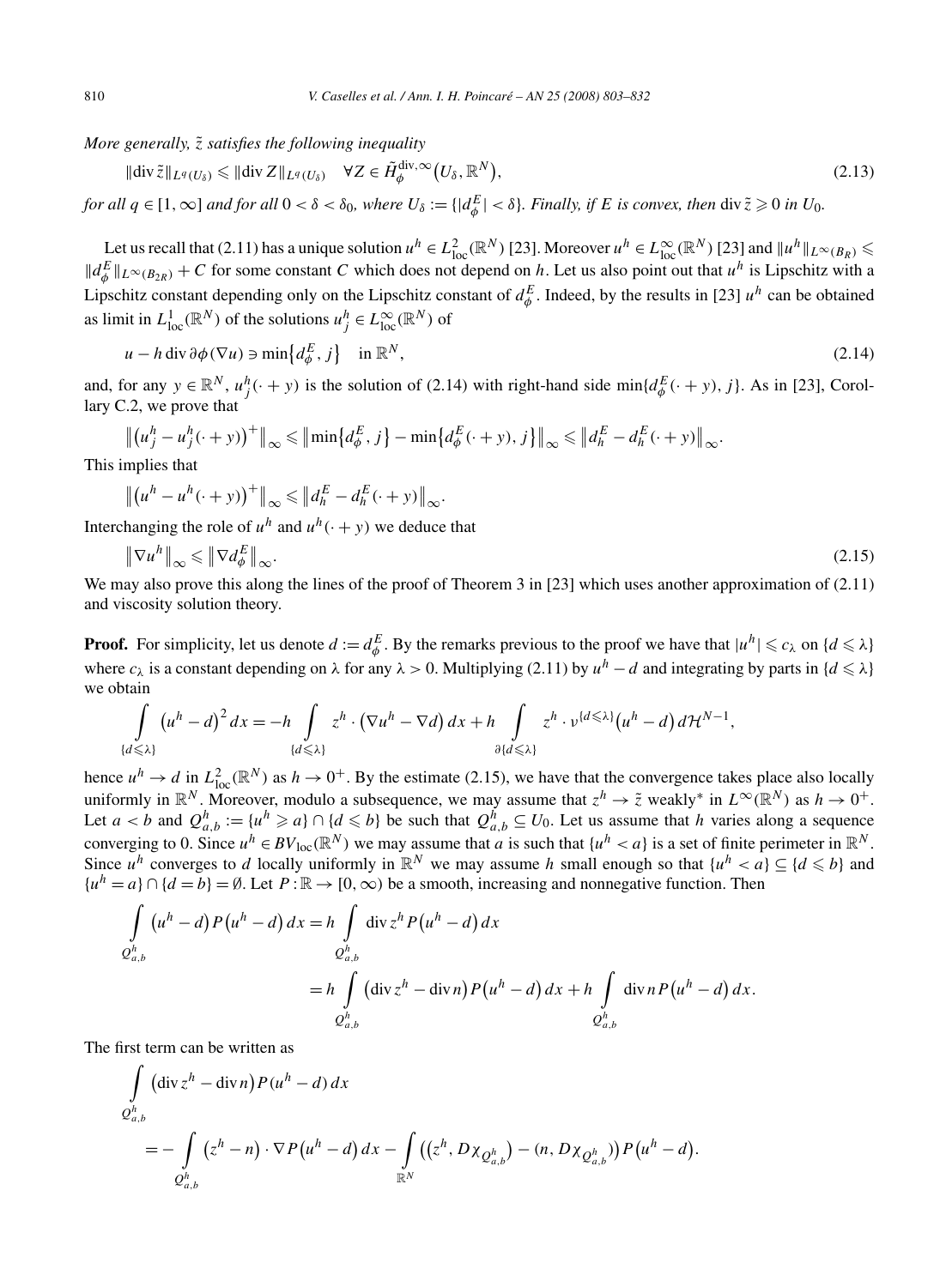*More generally, $\tilde{z}$ satisfies the following inequality*

$$\|\operatorname{div}\tilde{z}\|_{L^q(U_\delta)} \leqslant \|\operatorname{div} Z\|_{L^q(U_\delta)} \quad \forall Z \in \tilde{H}_\phi^{\operatorname{div},\infty}\big(U_\delta, \mathbb{R}^N\big), \tag{2.13}$$

*for all $q \in [1,\infty]$ and for all $0 < \delta < \delta_0$, where $U_\delta := \{|d_\phi^E| < \delta\}$. Finally, if $E$ is convex, then $\operatorname{div}\tilde{z} \geqslant 0$ in $U_0$.*

Let us recall that (2.11) has a unique solution $u^h \in L^2_{\mathrm{loc}}(\mathbb{R}^N)$ [23]. Moreover $u^h \in L^\infty_{\mathrm{loc}}(\mathbb{R}^N)$ [23] and $\|u^h\|_{L^\infty(B_R)} \leqslant \|d_\phi^E\|_{L^\infty(B_{2R})} + C$ for some constant $C$ which does not depend on $h$. Let us also point out that $u^h$ is Lipschitz with a Lipschitz constant depending only on the Lipschitz constant of $d_\phi^E$. Indeed, by the results in [23] $u^h$ can be obtained as limit in $L^1_{\mathrm{loc}}(\mathbb{R}^N)$ of the solutions $u_j^h \in L^\infty_{\mathrm{loc}}(\mathbb{R}^N)$ of

$$u - h \operatorname{div} \partial\phi(\nabla u) \ni \min\{d_\phi^E, j\} \quad \text{in } \mathbb{R}^N, \tag{2.14}$$

and, for any $y \in \mathbb{R}^N$, $u_j^h(\cdot + y)$ is the solution of (2.14) with right-hand side $\min\{d_\phi^E(\cdot + y), j\}$. As in [23], Corollary C.2, we prove that

$$\big\|\big(u_j^h - u_j^h(\cdot + y)\big)^+\big\|_\infty \leqslant \big\|\min\{d_\phi^E, j\} - \min\{d_\phi^E(\cdot + y), j\}\big\|_\infty \leqslant \big\|d_h^E - d_h^E(\cdot + y)\big\|_\infty.$$

This implies that

$$\big\|\big(u^h - u^h(\cdot + y)\big)^+\big\|_\infty \leqslant \big\|d_h^E - d_h^E(\cdot + y)\big\|_\infty.$$

Interchanging the role of $u^h$ and $u^h(\cdot + y)$ we deduce that

$$\big\|\nabla u^h\big\|_\infty \leqslant \big\|\nabla d_\phi^E\big\|_\infty. \tag{2.15}$$

We may also prove this along the lines of the proof of Theorem 3 in [23] which uses another approximation of (2.11) and viscosity solution theory.

**Proof.** For simplicity, let us denote $d := d_\phi^E$. By the remarks previous to the proof we have that $|u^h| \leqslant c_\lambda$ on $\{d \leqslant \lambda\}$ where $c_\lambda$ is a constant depending on $\lambda$ for any $\lambda > 0$. Multiplying (2.11) by $u^h - d$ and integrating by parts in $\{d \leqslant \lambda\}$ we obtain

$$\int_{\{d\leqslant\lambda\}} \big(u^h - d\big)^2\, dx = -h \int_{\{d\leqslant\lambda\}} z^h \cdot \big(\nabla u^h - \nabla d\big)\, dx + h \int_{\partial\{d\leqslant\lambda\}} z^h \cdot \nu^{\{d\leqslant\lambda\}}\big(u^h - d\big)\, d\mathcal{H}^{N-1},$$

hence $u^h \to d$ in $L^2_{\mathrm{loc}}(\mathbb{R}^N)$ as $h \to 0^+$. By the estimate (2.15), we have that the convergence takes place also locally uniformly in $\mathbb{R}^N$. Moreover, modulo a subsequence, we may assume that $z^h \to \tilde{z}$ weakly* in $L^\infty(\mathbb{R}^N)$ as $h \to 0^+$. Let $a < b$ and $Q_{a,b}^h := \{u^h \geqslant a\} \cap \{d \leqslant b\}$ be such that $Q_{a,b}^h \subseteq U_0$. Let us assume that $h$ varies along a sequence converging to 0. Since $u^h \in BV_{\mathrm{loc}}(\mathbb{R}^N)$ we may assume that $a$ is such that $\{u^h < a\}$ is a set of finite perimeter in $\mathbb{R}^N$. Since $u^h$ converges to $d$ locally uniformly in $\mathbb{R}^N$ we may assume $h$ small enough so that $\{u^h < a\} \subseteq \{d \leqslant b\}$ and $\{u^h = a\} \cap \{d = b\} = \emptyset$. Let $P : \mathbb{R} \to [0,\infty)$ be a smooth, increasing and nonnegative function. Then

$$\begin{aligned}
\int_{Q_{a,b}^h} \big(u^h - d\big) P\big(u^h - d\big)\, dx &= h \int_{Q_{a,b}^h} \operatorname{div} z^h P\big(u^h - d\big)\, dx \\
&= h \int_{Q_{a,b}^h} \big(\operatorname{div} z^h - \operatorname{div} n\big) P\big(u^h - d\big)\, dx + h \int_{Q_{a,b}^h} \operatorname{div} n\, P\big(u^h - d\big)\, dx.
\end{aligned}$$

The first term can be written as

$$\begin{aligned}
&\int_{Q_{a,b}^h} \big(\operatorname{div} z^h - \operatorname{div} n\big) P(u^h - d)\, dx \\
&\quad = -\int_{Q_{a,b}^h} \big(z^h - n\big) \cdot \nabla P\big(u^h - d\big)\, dx - \int_{\mathbb{R}^N} \big(\big(z^h, D\chi_{Q_{a,b}^h}\big) - \big(n, D\chi_{Q_{a,b}^h}\big)\big) P\big(u^h - d\big).
\end{aligned}$$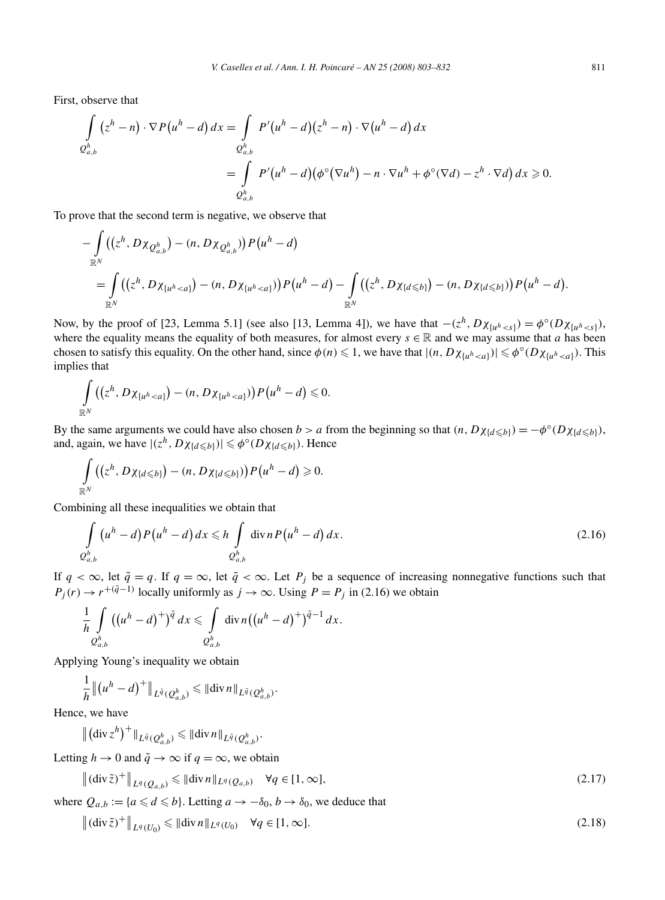First, observe that

$$\int_{Q^h_{a,b}} \left(z^h - n\right) \cdot \nabla P\left(u^h - d\right) dx = \int_{Q^h_{a,b}} P'\left(u^h - d\right)\left(z^h - n\right) \cdot \nabla\left(u^h - d\right) dx$$

$$= \int_{Q^h_{a,b}} P'\left(u^h - d\right)\left(\phi^\circ\left(\nabla u^h\right) - n \cdot \nabla u^h + \phi^\circ(\nabla d) - z^h \cdot \nabla d\right) dx \geqslant 0.$$

To prove that the second term is negative, we observe that

$$-\int_{\mathbb{R}^N} \left(\left(z^h, D\chi_{Q^h_{a,b}}\right) - \left(n, D\chi_{Q^h_{a,b}}\right)\right) P\left(u^h - d\right)$$

$$= \int_{\mathbb{R}^N} \left(\left(z^h, D\chi_{\{u^h < a\}}\right) - \left(n, D\chi_{\{u^h < a\}}\right)\right) P\left(u^h - d\right) - \int_{\mathbb{R}^N} \left(\left(z^h, D\chi_{\{d \leqslant b\}}\right) - \left(n, D\chi_{\{d \leqslant b\}}\right)\right) P\left(u^h - d\right).$$

Now, by the proof of [23, Lemma 5.1] (see also [13, Lemma 4]), we have that $-(z^h, D\chi_{\{u^h < s\}}) = \phi^\circ(D\chi_{\{u^h < s\}})$, where the equality means the equality of both measures, for almost every $s \in \mathbb{R}$ and we may assume that $a$ has been chosen to satisfy this equality. On the other hand, since $\phi(n) \leqslant 1$, we have that $|(n, D\chi_{\{u^h < a\}})| \leqslant \phi^\circ(D\chi_{\{u^h < a\}})$. This implies that

$$\int_{\mathbb{R}^N} \left(\left(z^h, D\chi_{\{u^h < a\}}\right) - \left(n, D\chi_{\{u^h < a\}}\right)\right) P\left(u^h - d\right) \leqslant 0.$$

By the same arguments we could have also chosen $b > a$ from the beginning so that $(n, D\chi_{\{d \leqslant b\}}) = -\phi^\circ(D\chi_{\{d \leqslant b\}})$, and, again, we have $|(z^h, D\chi_{\{d \leqslant b\}})| \leqslant \phi^\circ(D\chi_{\{d \leqslant b\}})$. Hence

$$\int_{\mathbb{R}^N} \left(\left(z^h, D\chi_{\{d \leqslant b\}}\right) - \left(n, D\chi_{\{d \leqslant b\}}\right)\right) P\left(u^h - d\right) \geqslant 0.$$

Combining all these inequalities we obtain that

$$\int_{Q^h_{a,b}} \left(u^h - d\right) P\left(u^h - d\right) dx \leqslant h \int_{Q^h_{a,b}} \operatorname{div} n \, P\left(u^h - d\right) dx. \tag{2.16}$$

If $q < \infty$, let $\tilde{q} = q$. If $q = \infty$, let $\tilde{q} < \infty$. Let $P_j$ be a sequence of increasing nonnegative functions such that $P_j(r) \to r^{+(\tilde{q}-1)}$ locally uniformly as $j \to \infty$. Using $P = P_j$ in (2.16) we obtain

$$\frac{1}{h} \int_{Q^h_{a,b}} \left(\left(u^h - d\right)^+\right)^{\tilde{q}} dx \leqslant \int_{Q^h_{a,b}} \operatorname{div} n \left(\left(u^h - d\right)^+\right)^{\tilde{q}-1} dx.$$

Applying Young's inequality we obtain

$$\frac{1}{h} \left\| \left(u^h - d\right)^+ \right\|_{L^{\tilde{q}}(Q^h_{a,b})} \leqslant \|\operatorname{div} n\|_{L^{\tilde{q}}(Q^h_{a,b})}.$$

Hence, we have

$$\left\| \left(\operatorname{div} z^h\right)^+ \right\|_{L^{\tilde{q}}(Q^h_{a,b})} \leqslant \|\operatorname{div} n\|_{L^{\tilde{q}}(Q^h_{a,b})}.$$

Letting $h \to 0$ and $\tilde{q} \to \infty$ if $q = \infty$, we obtain

$$\left\| (\operatorname{div} \tilde{z})^+ \right\|_{L^q(Q_{a,b})} \leqslant \|\operatorname{div} n\|_{L^q(Q_{a,b})} \quad \forall q \in [1, \infty], \tag{2.17}$$

where $Q_{a,b} := \{a \leqslant d \leqslant b\}$. Letting $a \to -\delta_0$, $b \to \delta_0$, we deduce that

$$\left\| (\operatorname{div} \tilde{z})^+ \right\|_{L^q(U_0)} \leqslant \|\operatorname{div} n\|_{L^q(U_0)} \quad \forall q \in [1, \infty]. \tag{2.18}$$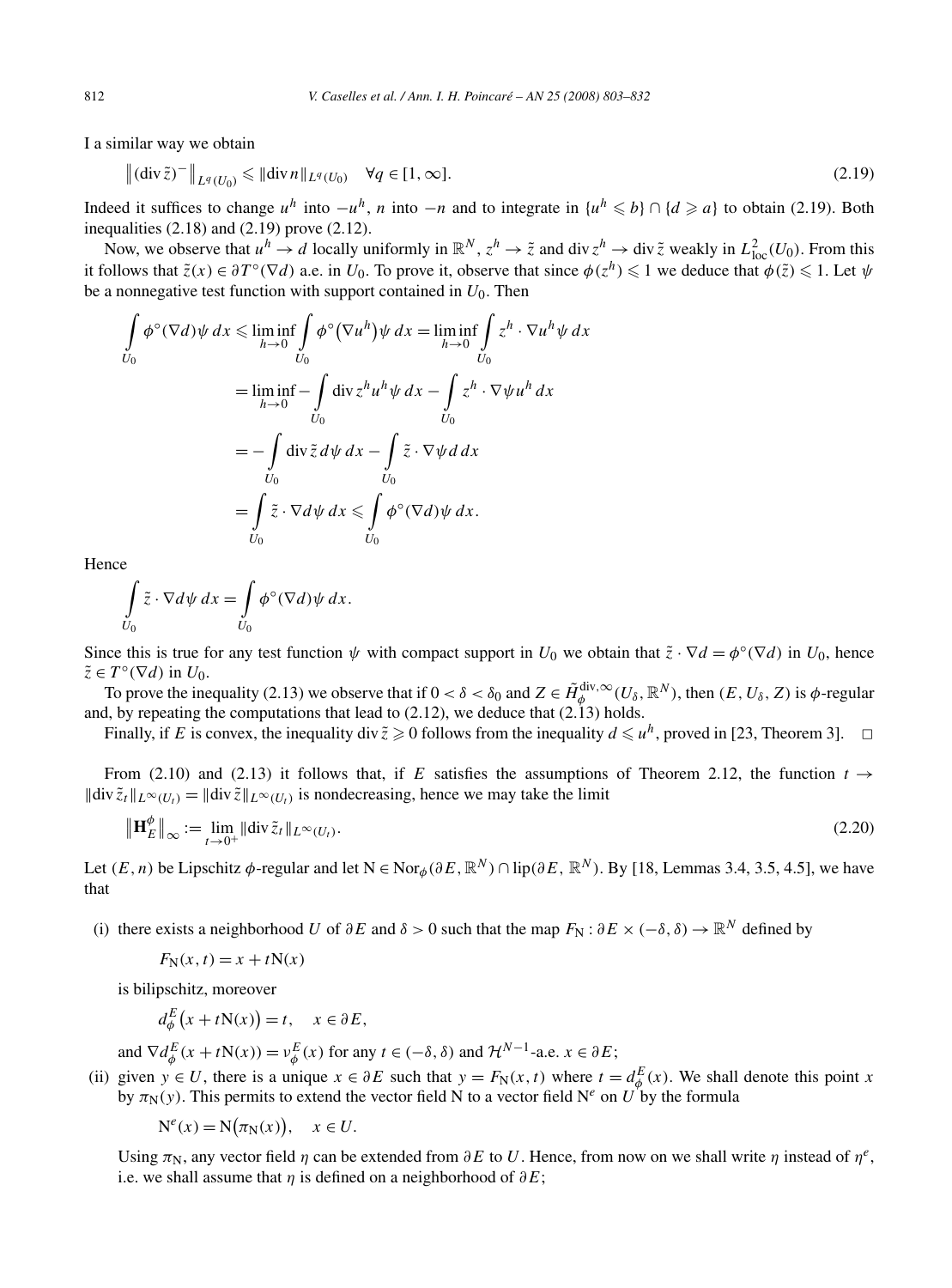I a similar way we obtain

$$\left\| (\operatorname{div} \tilde{z})^- \right\|_{L^q(U_0)} \leqslant \|\operatorname{div} n\|_{L^q(U_0)} \quad \forall q \in [1, \infty]. \tag{2.19}$$

Indeed it suffices to change $u^h$ into $-u^h$, $n$ into $-n$ and to integrate in $\{u^h \leqslant b\} \cap \{d \geqslant a\}$ to obtain (2.19). Both inequalities (2.18) and (2.19) prove (2.12).

Now, we observe that $u^h \to d$ locally uniformly in $\mathbb{R}^N$, $z^h \to \tilde{z}$ and $\operatorname{div} z^h \to \operatorname{div} \tilde{z}$ weakly in $L^2_{\mathrm{loc}}(U_0)$. From this it follows that $\tilde{z}(x) \in \partial T^\circ(\nabla d)$ a.e. in $U_0$. To prove it, observe that since $\phi(z^h) \leqslant 1$ we deduce that $\phi(\tilde{z}) \leqslant 1$. Let $\psi$ be a nonnegative test function with support contained in $U_0$. Then

$$\begin{aligned}
\int_{U_0} \phi^\circ(\nabla d)\psi \, dx &\leqslant \liminf_{h\to 0} \int_{U_0} \phi^\circ\big(\nabla u^h\big)\psi \, dx = \liminf_{h\to 0} \int_{U_0} z^h \cdot \nabla u^h \psi \, dx \\
&= \liminf_{h\to 0} - \int_{U_0} \operatorname{div} z^h u^h \psi \, dx - \int_{U_0} z^h \cdot \nabla \psi u^h \, dx \\
&= - \int_{U_0} \operatorname{div} \tilde{z} \, d\psi \, dx - \int_{U_0} \tilde{z} \cdot \nabla \psi \, d \, dx \\
&= \int_{U_0} \tilde{z} \cdot \nabla d \psi \, dx \leqslant \int_{U_0} \phi^\circ(\nabla d)\psi \, dx.
\end{aligned}$$

Hence

$$\int_{U_0} \tilde{z} \cdot \nabla d \psi \, dx = \int_{U_0} \phi^\circ(\nabla d)\psi \, dx.$$

Since this is true for any test function $\psi$ with compact support in $U_0$ we obtain that $\tilde{z} \cdot \nabla d = \phi^\circ(\nabla d)$ in $U_0$, hence $\tilde{z} \in T^\circ(\nabla d)$ in $U_0$.

To prove the inequality (2.13) we observe that if $0 < \delta < \delta_0$ and $Z \in \tilde{H}^{\operatorname{div},\infty}_\phi(U_\delta, \mathbb{R}^N)$, then $(E, U_\delta, Z)$ is $\phi$-regular and, by repeating the computations that lead to (2.12), we deduce that (2.13) holds.

Finally, if $E$ is convex, the inequality $\operatorname{div} \tilde{z} \geqslant 0$ follows from the inequality $d \leqslant u^h$, proved in [23, Theorem 3]. $\square$

From (2.10) and (2.13) it follows that, if $E$ satisfies the assumptions of Theorem 2.12, the function $t \to \|\operatorname{div} \tilde{z}_t\|_{L^\infty(U_t)} = \|\operatorname{div} \tilde{z}\|_{L^\infty(U_t)}$ is nondecreasing, hence we may take the limit

$$\left\| \mathbf{H}^\phi_E \right\|_\infty := \lim_{t\to 0^+} \|\operatorname{div} \tilde{z}_t\|_{L^\infty(U_t)}. \tag{2.20}$$

Let $(E, n)$ be Lipschitz $\phi$-regular and let $\mathrm{N} \in \mathrm{Nor}_\phi(\partial E, \mathbb{R}^N) \cap \mathrm{lip}(\partial E, \mathbb{R}^N)$. By [18, Lemmas 3.4, 3.5, 4.5], we have that

(i) there exists a neighborhood $U$ of $\partial E$ and $\delta > 0$ such that the map $F_\mathrm{N} : \partial E \times (-\delta, \delta) \to \mathbb{R}^N$ defined by

$$F_\mathrm{N}(x, t) = x + t\mathrm{N}(x)$$

is bilipschitz, moreover

$$d^E_\phi\big(x + t\mathrm{N}(x)\big) = t, \quad x \in \partial E,$$

and $\nabla d^E_\phi(x + t\mathrm{N}(x)) = \nu^E_\phi(x)$ for any $t \in (-\delta, \delta)$ and $\mathcal{H}^{N-1}$-a.e. $x \in \partial E$;

(ii) given $y \in U$, there is a unique $x \in \partial E$ such that $y = F_\mathrm{N}(x, t)$ where $t = d^E_\phi(x)$. We shall denote this point $x$ by $\pi_\mathrm{N}(y)$. This permits to extend the vector field N to a vector field $\mathrm{N}^e$ on $U$ by the formula

$$\mathrm{N}^e(x) = \mathrm{N}\big(\pi_\mathrm{N}(x)\big), \quad x \in U.$$

Using $\pi_\mathrm{N}$, any vector field $\eta$ can be extended from $\partial E$ to $U$. Hence, from now on we shall write $\eta$ instead of $\eta^e$, i.e. we shall assume that $\eta$ is defined on a neighborhood of $\partial E$;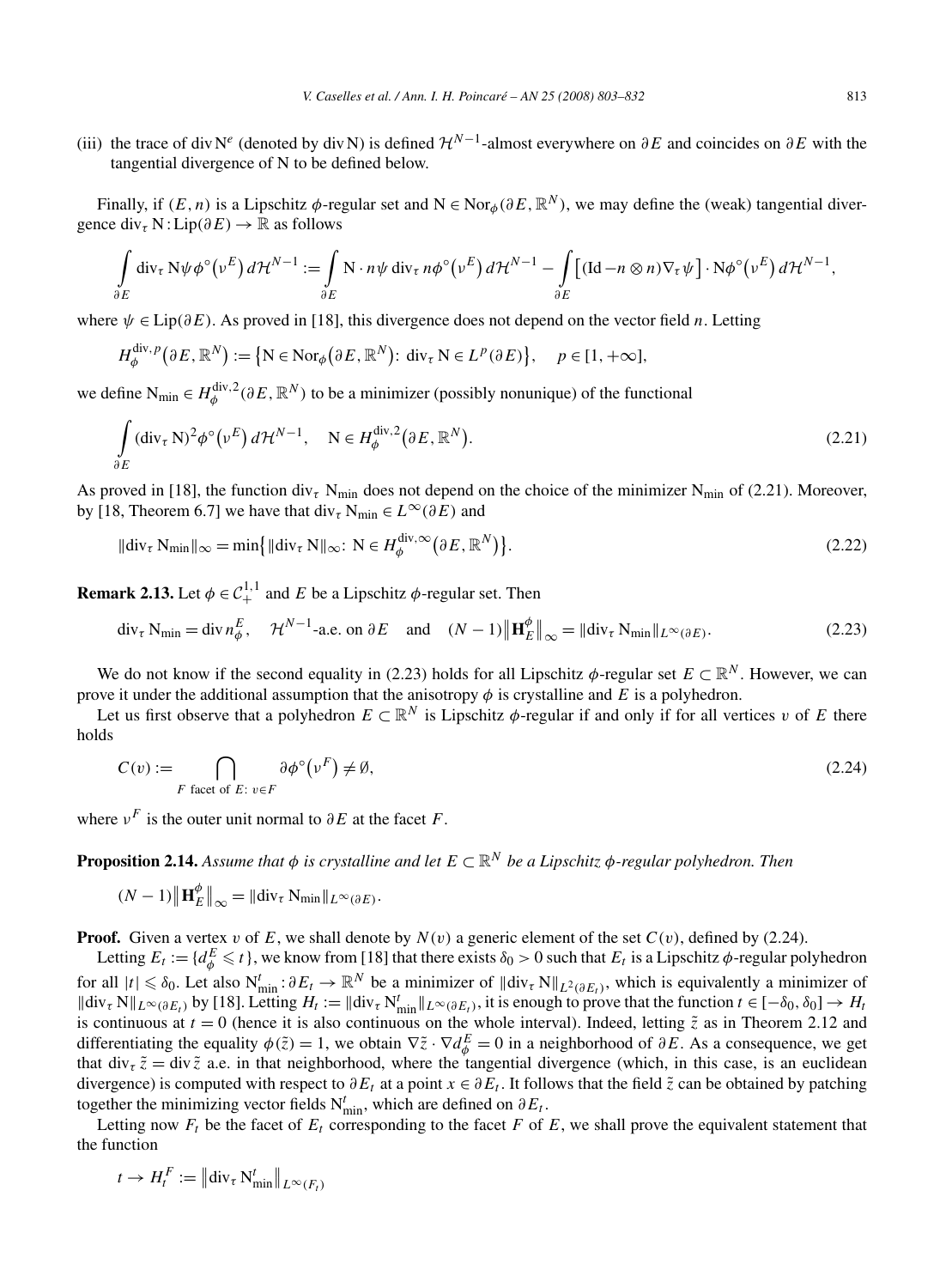(iii) the trace of $\operatorname{div} \mathrm{N}^e$ (denoted by $\operatorname{div} \mathrm{N}$) is defined $\mathcal{H}^{N-1}$-almost everywhere on $\partial E$ and coincides on $\partial E$ with the tangential divergence of N to be defined below.

Finally, if $(E, n)$ is a Lipschitz $\phi$-regular set and $\mathrm{N} \in \mathrm{Nor}_\phi(\partial E, \mathbb{R}^N)$, we may define the (weak) tangential divergence $\operatorname{div}_\tau \mathrm{N} : \mathrm{Lip}(\partial E) \to \mathbb{R}$ as follows

$$\int_{\partial E} \operatorname{div}_\tau \mathrm{N} \psi \phi^\circ(\nu^E)\, d\mathcal{H}^{N-1} := \int_{\partial E} \mathrm{N} \cdot n \psi \operatorname{div}_\tau n \phi^\circ(\nu^E)\, d\mathcal{H}^{N-1} - \int_{\partial E} \big[(\mathrm{Id} - n \otimes n) \nabla_\tau \psi\big] \cdot \mathrm{N} \phi^\circ(\nu^E)\, d\mathcal{H}^{N-1},$$

where $\psi \in \mathrm{Lip}(\partial E)$. As proved in [18], this divergence does not depend on the vector field $n$. Letting

$$H_\phi^{\mathrm{div}, p}(\partial E, \mathbb{R}^N) := \big\{\mathrm{N} \in \mathrm{Nor}_\phi(\partial E, \mathbb{R}^N) \colon \operatorname{div}_\tau \mathrm{N} \in L^p(\partial E)\big\}, \quad p \in [1, +\infty],$$

we define $\mathrm{N}_{\min} \in H_\phi^{\mathrm{div},2}(\partial E, \mathbb{R}^N)$ to be a minimizer (possibly nonunique) of the functional

$$\int_{\partial E} (\operatorname{div}_\tau \mathrm{N})^2 \phi^\circ(\nu^E)\, d\mathcal{H}^{N-1}, \quad \mathrm{N} \in H_\phi^{\mathrm{div},2}(\partial E, \mathbb{R}^N). \tag{2.21}$$

As proved in [18], the function $\operatorname{div}_\tau \mathrm{N}_{\min}$ does not depend on the choice of the minimizer $\mathrm{N}_{\min}$ of (2.21). Moreover, by [18, Theorem 6.7] we have that $\operatorname{div}_\tau \mathrm{N}_{\min} \in L^\infty(\partial E)$ and

$$\|\operatorname{div}_\tau \mathrm{N}_{\min}\|_\infty = \min\big\{\|\operatorname{div}_\tau \mathrm{N}\|_\infty \colon \mathrm{N} \in H_\phi^{\mathrm{div},\infty}(\partial E, \mathbb{R}^N)\big\}. \tag{2.22}$$

**Remark 2.13.** Let $\phi \in \mathcal{C}_+^{1,1}$ and $E$ be a Lipschitz $\phi$-regular set. Then

$$\operatorname{div}_\tau \mathrm{N}_{\min} = \operatorname{div} n_\phi^E, \quad \mathcal{H}^{N-1}\text{-a.e. on } \partial E \quad \text{and} \quad (N-1)\big\|\mathbf{H}_E^\phi\big\|_\infty = \|\operatorname{div}_\tau \mathrm{N}_{\min}\|_{L^\infty(\partial E)}. \tag{2.23}$$

We do not know if the second equality in (2.23) holds for all Lipschitz $\phi$-regular set $E \subset \mathbb{R}^N$. However, we can prove it under the additional assumption that the anisotropy $\phi$ is crystalline and $E$ is a polyhedron.

Let us first observe that a polyhedron $E \subset \mathbb{R}^N$ is Lipschitz $\phi$-regular if and only if for all vertices $v$ of $E$ there holds

$$C(v) := \bigcap_{F \text{ facet of } E\colon v \in F} \partial \phi^\circ(\nu^F) \neq \emptyset, \tag{2.24}$$

where $\nu^F$ is the outer unit normal to $\partial E$ at the facet $F$.

**Proposition 2.14.** *Assume that $\phi$ is crystalline and let $E \subset \mathbb{R}^N$ be a Lipschitz $\phi$-regular polyhedron. Then*

$$(N-1)\big\|\mathbf{H}_E^\phi\big\|_\infty = \|\operatorname{div}_\tau \mathrm{N}_{\min}\|_{L^\infty(\partial E)}.$$

**Proof.** Given a vertex $v$ of $E$, we shall denote by $N(v)$ a generic element of the set $C(v)$, defined by (2.24).

Letting $E_t := \{d_\phi^E \leqslant t\}$, we know from [18] that there exists $\delta_0 > 0$ such that $E_t$ is a Lipschitz $\phi$-regular polyhedron for all $|t| \leqslant \delta_0$. Let also $\mathrm{N}_{\min}^t : \partial E_t \to \mathbb{R}^N$ be a minimizer of $\|\operatorname{div}_\tau \mathrm{N}\|_{L^2(\partial E_t)}$, which is equivalently a minimizer of $\|\operatorname{div}_\tau \mathrm{N}\|_{L^\infty(\partial E_t)}$ by [18]. Letting $H_t := \|\operatorname{div}_\tau \mathrm{N}_{\min}^t\|_{L^\infty(\partial E_t)}$, it is enough to prove that the function $t \in [-\delta_0, \delta_0] \to H_t$ is continuous at $t = 0$ (hence it is also continuous on the whole interval). Indeed, letting $\tilde{z}$ as in Theorem 2.12 and differentiating the equality $\phi(\tilde{z}) = 1$, we obtain $\nabla \tilde{z} \cdot \nabla d_\phi^E = 0$ in a neighborhood of $\partial E$. As a consequence, we get that $\operatorname{div}_\tau \tilde{z} = \operatorname{div} \tilde{z}$ a.e. in that neighborhood, where the tangential divergence (which, in this case, is an euclidean divergence) is computed with respect to $\partial E_t$ at a point $x \in \partial E_t$. It follows that the field $\tilde{z}$ can be obtained by patching together the minimizing vector fields $\mathrm{N}_{\min}^t$, which are defined on $\partial E_t$.

Letting now $F_t$ be the facet of $E_t$ corresponding to the facet $F$ of $E$, we shall prove the equivalent statement that the function

$$t \to H_t^F := \big\|\operatorname{div}_\tau \mathrm{N}_{\min}^t\big\|_{L^\infty(F_t)}$$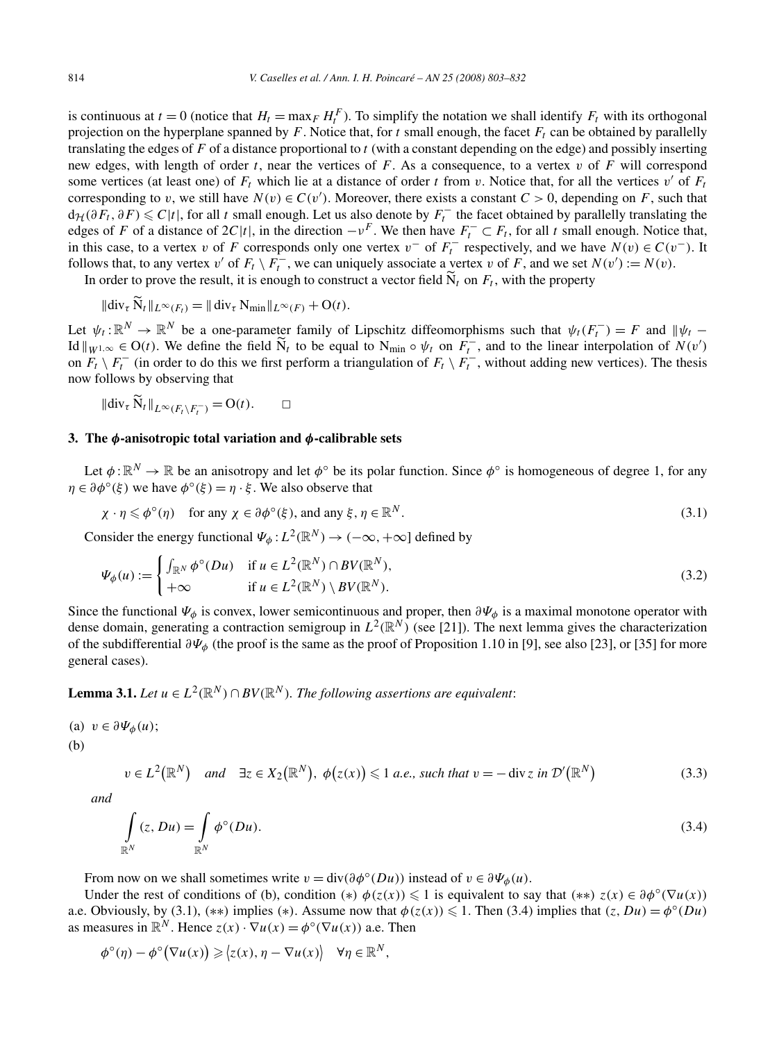is continuous at $t = 0$ (notice that $H_t = \max_F H_t^F$). To simplify the notation we shall identify $F_t$ with its orthogonal projection on the hyperplane spanned by $F$. Notice that, for $t$ small enough, the facet $F_t$ can be obtained by parallelly translating the edges of $F$ of a distance proportional to $t$ (with a constant depending on the edge) and possibly inserting new edges, with length of order $t$, near the vertices of $F$. As a consequence, to a vertex $v$ of $F$ will correspond some vertices (at least one) of $F_t$ which lie at a distance of order $t$ from $v$. Notice that, for all the vertices $v'$ of $F_t$ corresponding to $v$, we still have $N(v) \in C(v')$. Moreover, there exists a constant $C > 0$, depending on $F$, such that $d_{\mathcal{H}}(\partial F_t, \partial F) \leqslant C|t|$, for all $t$ small enough. Let us also denote by $F_t^-$ the facet obtained by parallelly translating the edges of $F$ of a distance of $2C|t|$, in the direction $-\nu^F$. We then have $F_t^- \subset F_t$, for all $t$ small enough. Notice that, in this case, to a vertex $v$ of $F$ corresponds only one vertex $v^-$ of $F_t^-$ respectively, and we have $N(v) \in C(v^-)$. It follows that, to any vertex $v'$ of $F_t \setminus F_t^-$, we can uniquely associate a vertex $v$ of $F$, and we set $N(v') := N(v)$.

In order to prove the result, it is enough to construct a vector field $\widetilde{\mathrm{N}}_t$ on $F_t$, with the property

$$\|\mathrm{div}_\tau \widetilde{\mathrm{N}}_t\|_{L^\infty(F_t)} = \|\mathrm{div}_\tau \mathrm{N}_{\min}\|_{L^\infty(F)} + \mathrm{O}(t).$$

Let $\psi_t : \mathbb{R}^N \to \mathbb{R}^N$ be a one-parameter family of Lipschitz diffeomorphisms such that $\psi_t(F_t^-) = F$ and $\|\psi_t - \mathrm{Id}\|_{W^{1,\infty}} \in \mathrm{O}(t)$. We define the field $\widetilde{\mathrm{N}}_t$ to be equal to $\mathrm{N}_{\min} \circ \psi_t$ on $F_t^-$, and to the linear interpolation of $N(v')$ on $F_t \setminus F_t^-$ (in order to do this we first perform a triangulation of $F_t \setminus F_t^-$, without adding new vertices). The thesis now follows by observing that

$$\|\mathrm{div}_\tau \widetilde{\mathrm{N}}_t\|_{L^\infty(F_t \setminus F_t^-)} = \mathrm{O}(t). \qquad \square$$

## 3. The $\phi$-anisotropic total variation and $\phi$-calibrable sets

Let $\phi : \mathbb{R}^N \to \mathbb{R}$ be an anisotropy and let $\phi^\circ$ be its polar function. Since $\phi^\circ$ is homogeneous of degree 1, for any $\eta \in \partial\phi^\circ(\xi)$ we have $\phi^\circ(\xi) = \eta \cdot \xi$. We also observe that

$$\chi \cdot \eta \leqslant \phi^\circ(\eta) \quad \text{for any } \chi \in \partial\phi^\circ(\xi), \text{ and any } \xi, \eta \in \mathbb{R}^N. \tag{3.1}$$

Consider the energy functional $\Psi_\phi : L^2(\mathbb{R}^N) \to (-\infty, +\infty]$ defined by

$$\Psi_\phi(u) := \begin{cases} \int_{\mathbb{R}^N} \phi^\circ(Du) & \text{if } u \in L^2(\mathbb{R}^N) \cap BV(\mathbb{R}^N), \\ +\infty & \text{if } u \in L^2(\mathbb{R}^N) \setminus BV(\mathbb{R}^N). \end{cases} \tag{3.2}$$

Since the functional $\Psi_\phi$ is convex, lower semicontinuous and proper, then $\partial\Psi_\phi$ is a maximal monotone operator with dense domain, generating a contraction semigroup in $L^2(\mathbb{R}^N)$ (see [21]). The next lemma gives the characterization of the subdifferential $\partial\Psi_\phi$ (the proof is the same as the proof of Proposition 1.10 in [9], see also [23], or [35] for more general cases).

**Lemma 3.1.** *Let $u \in L^2(\mathbb{R}^N) \cap BV(\mathbb{R}^N)$. The following assertions are equivalent*:

(a) $v \in \partial\Psi_\phi(u)$;

(b)

$$v \in L^2(\mathbb{R}^N) \quad \textit{and} \quad \exists z \in X_2(\mathbb{R}^N),\ \phi(z(x)) \leqslant 1 \textit{ a.e., such that } v = -\mathrm{div}\, z \textit{ in } \mathcal{D}'(\mathbb{R}^N) \tag{3.3}$$

*and*

$$\int_{\mathbb{R}^N} (z, Du) = \int_{\mathbb{R}^N} \phi^\circ(Du). \tag{3.4}$$

From now on we shall sometimes write $v = \mathrm{div}(\partial\phi^\circ(Du))$ instead of $v \in \partial\Psi_\phi(u)$.

Under the rest of conditions of (b), condition $(*)$ $\phi(z(x)) \leqslant 1$ is equivalent to say that $(**)$ $z(x) \in \partial\phi^\circ(\nabla u(x))$ a.e. Obviously, by (3.1), $(**)$ implies $(*)$. Assume now that $\phi(z(x)) \leqslant 1$. Then (3.4) implies that $(z, Du) = \phi^\circ(Du)$ as measures in $\mathbb{R}^N$. Hence $z(x) \cdot \nabla u(x) = \phi^\circ(\nabla u(x))$ a.e. Then

$$\phi^\circ(\eta) - \phi^\circ(\nabla u(x)) \geqslant \langle z(x), \eta - \nabla u(x) \rangle \quad \forall \eta \in \mathbb{R}^N,$$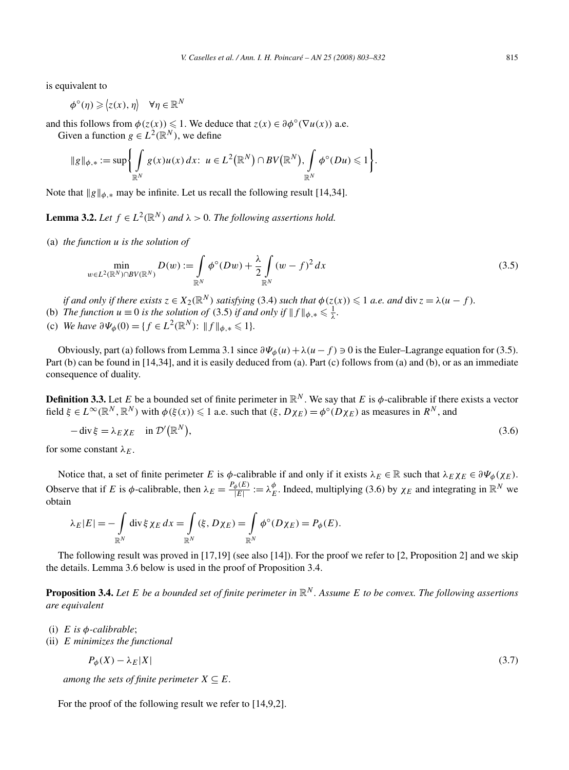is equivalent to

$$\phi^\circ(\eta) \geqslant \langle z(x), \eta \rangle \quad \forall \eta \in \mathbb{R}^N$$

and this follows from $\phi(z(x)) \leqslant 1$. We deduce that $z(x) \in \partial\phi^\circ(\nabla u(x))$ a.e.

Given a function $g \in L^2(\mathbb{R}^N)$, we define

$$\|g\|_{\phi,*} := \sup\left\{ \int_{\mathbb{R}^N} g(x)u(x)\,dx\colon\ u \in L^2(\mathbb{R}^N) \cap BV(\mathbb{R}^N),\ \int_{\mathbb{R}^N} \phi^\circ(Du) \leqslant 1 \right\}.$$

Note that $\|g\|_{\phi,*}$ may be infinite. Let us recall the following result [14,34].

**Lemma 3.2.** *Let $f \in L^2(\mathbb{R}^N)$ and $\lambda > 0$. The following assertions hold.*

(a) *the function $u$ is the solution of*

$$\min_{w \in L^2(\mathbb{R}^N)\cap BV(\mathbb{R}^N)} D(w) := \int_{\mathbb{R}^N} \phi^\circ(Dw) + \frac{\lambda}{2} \int_{\mathbb{R}^N} (w-f)^2\,dx \tag{3.5}$$

*if and only if there exists $z \in X_2(\mathbb{R}^N)$ satisfying* (3.4) *such that $\phi(z(x)) \leqslant 1$ a.e. and $\operatorname{div} z = \lambda(u-f)$.*

(b) *The function $u \equiv 0$ is the solution of* (3.5) *if and only if $\|f\|_{\phi,*} \leqslant \frac{1}{\lambda}$.*

(c) *We have $\partial\Psi_\phi(0) = \{f \in L^2(\mathbb{R}^N)\colon\ \|f\|_{\phi,*} \leqslant 1\}$.*

Obviously, part (a) follows from Lemma 3.1 since $\partial\Psi_\phi(u) + \lambda(u-f) \ni 0$ is the Euler–Lagrange equation for (3.5). Part (b) can be found in [14,34], and it is easily deduced from (a). Part (c) follows from (a) and (b), or as an immediate consequence of duality.

**Definition 3.3.** Let $E$ be a bounded set of finite perimeter in $\mathbb{R}^N$. We say that $E$ is $\phi$-calibrable if there exists a vector field $\xi \in L^\infty(\mathbb{R}^N, \mathbb{R}^N)$ with $\phi(\xi(x)) \leqslant 1$ a.e. such that $(\xi, D\chi_E) = \phi^\circ(D\chi_E)$ as measures in $R^N$, and

$$-\operatorname{div}\xi = \lambda_E \chi_E \quad \text{in } \mathcal{D}'(\mathbb{R}^N), \tag{3.6}$$

for some constant $\lambda_E$.

Notice that, a set of finite perimeter $E$ is $\phi$-calibrable if and only if it exists $\lambda_E \in \mathbb{R}$ such that $\lambda_E \chi_E \in \partial\Psi_\phi(\chi_E)$. Observe that if $E$ is $\phi$-calibrable, then $\lambda_E = \frac{P_\phi(E)}{|E|} := \lambda_E^\phi$. Indeed, multiplying (3.6) by $\chi_E$ and integrating in $\mathbb{R}^N$ we obtain

$$\lambda_E|E| = -\int_{\mathbb{R}^N} \operatorname{div}\xi\,\chi_E\,dx = \int_{\mathbb{R}^N} (\xi, D\chi_E) = \int_{\mathbb{R}^N} \phi^\circ(D\chi_E) = P_\phi(E).$$

The following result was proved in [17,19] (see also [14]). For the proof we refer to [2, Proposition 2] and we skip the details. Lemma 3.6 below is used in the proof of Proposition 3.4.

**Proposition 3.4.** *Let $E$ be a bounded set of finite perimeter in $\mathbb{R}^N$. Assume $E$ to be convex. The following assertions are equivalent*

(i) *$E$ is $\phi$-calibrable*;

(ii) *$E$ minimizes the functional*

$$P_\phi(X) - \lambda_E|X| \tag{3.7}$$

*among the sets of finite perimeter $X \subseteq E$.*

For the proof of the following result we refer to [14,9,2].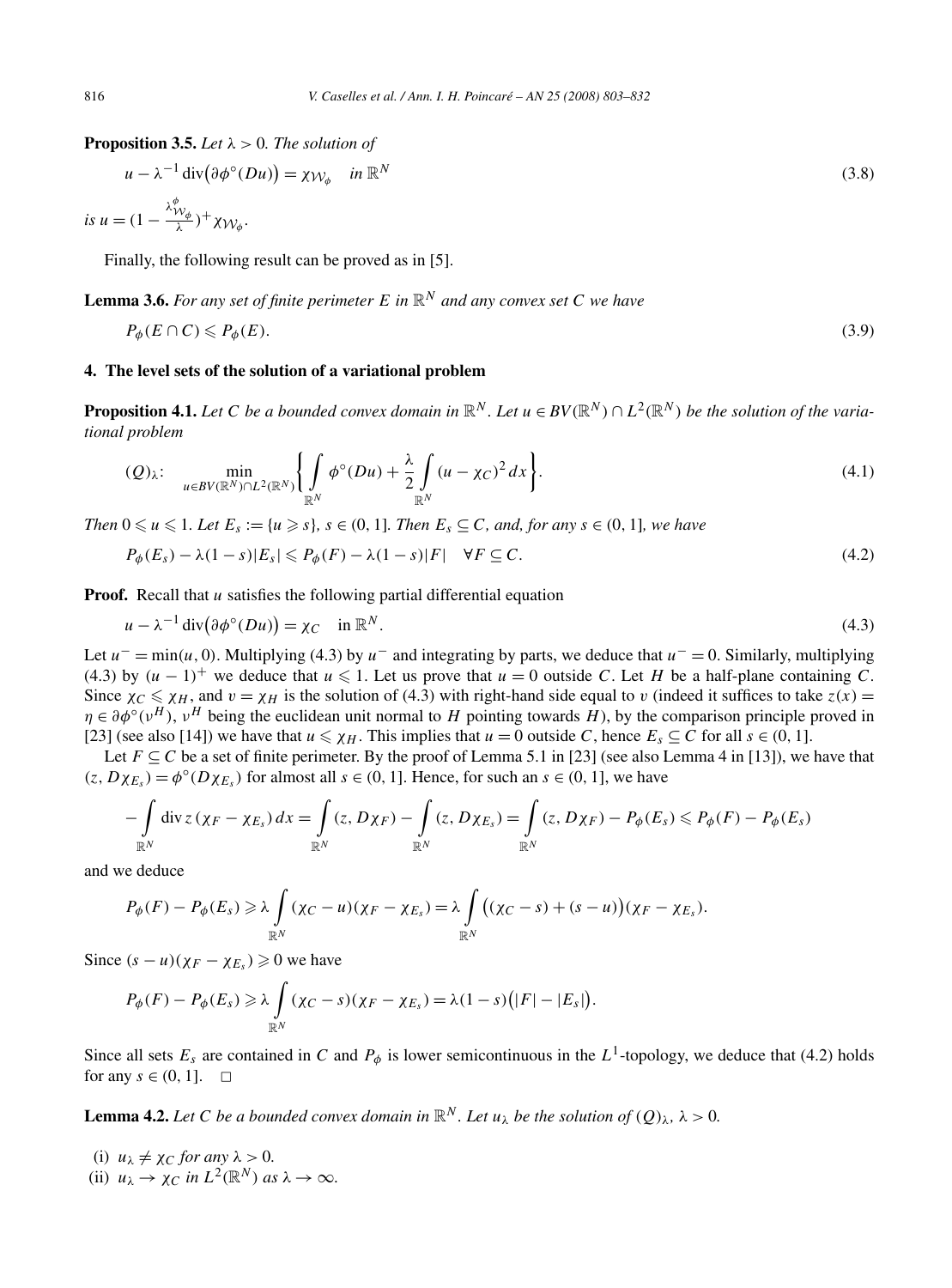**Proposition 3.5.** *Let $\lambda > 0$. The solution of*

$$u - \lambda^{-1} \operatorname{div}\big(\partial\phi^\circ(Du)\big) = \chi_{\mathcal{W}_\phi} \quad \text{in } \mathbb{R}^N \tag{3.8}$$

*is $u = (1 - \frac{\lambda^\phi_{\mathcal{W}_\phi}}{\lambda})^+ \chi_{\mathcal{W}_\phi}$.*

Finally, the following result can be proved as in [5].

**Lemma 3.6.** *For any set of finite perimeter $E$ in $\mathbb{R}^N$ and any convex set $C$ we have*

$$P_\phi(E \cap C) \leqslant P_\phi(E). \tag{3.9}$$

## 4. The level sets of the solution of a variational problem

**Proposition 4.1.** *Let $C$ be a bounded convex domain in $\mathbb{R}^N$. Let $u \in BV(\mathbb{R}^N) \cap L^2(\mathbb{R}^N)$ be the solution of the variational problem*

$$(Q)_\lambda: \quad \min_{u \in BV(\mathbb{R}^N)\cap L^2(\mathbb{R}^N)} \left\{ \int_{\mathbb{R}^N} \phi^\circ(Du) + \frac{\lambda}{2} \int_{\mathbb{R}^N} (u - \chi_C)^2\, dx \right\}. \tag{4.1}$$

*Then $0 \leqslant u \leqslant 1$. Let $E_s := \{u \geqslant s\}$, $s \in (0, 1]$. Then $E_s \subseteq C$, and, for any $s \in (0, 1]$, we have*

$$P_\phi(E_s) - \lambda(1 - s)|E_s| \leqslant P_\phi(F) - \lambda(1 - s)|F| \quad \forall F \subseteq C. \tag{4.2}$$

**Proof.** Recall that $u$ satisfies the following partial differential equation

$$u - \lambda^{-1} \operatorname{div}\big(\partial\phi^\circ(Du)\big) = \chi_C \quad \text{in } \mathbb{R}^N. \tag{4.3}$$

Let $u^- = \min(u, 0)$. Multiplying (4.3) by $u^-$ and integrating by parts, we deduce that $u^- = 0$. Similarly, multiplying (4.3) by $(u - 1)^+$ we deduce that $u \leqslant 1$. Let us prove that $u = 0$ outside $C$. Let $H$ be a half-plane containing $C$. Since $\chi_C \leqslant \chi_H$, and $v = \chi_H$ is the solution of (4.3) with right-hand side equal to $v$ (indeed it suffices to take $z(x) = \eta \in \partial\phi^\circ(\nu^H)$, $\nu^H$ being the euclidean unit normal to $H$ pointing towards $H$), by the comparison principle proved in [23] (see also [14]) we have that $u \leqslant \chi_H$. This implies that $u = 0$ outside $C$, hence $E_s \subseteq C$ for all $s \in (0, 1]$.

Let $F \subseteq C$ be a set of finite perimeter. By the proof of Lemma 5.1 in [23] (see also Lemma 4 in [13]), we have that $(z, D\chi_{E_s}) = \phi^\circ(D\chi_{E_s})$ for almost all $s \in (0, 1]$. Hence, for such an $s \in (0, 1]$, we have

$$-\int_{\mathbb{R}^N} \operatorname{div} z\, (\chi_F - \chi_{E_s})\, dx = \int_{\mathbb{R}^N} (z, D\chi_F) - \int_{\mathbb{R}^N} (z, D\chi_{E_s}) = \int_{\mathbb{R}^N} (z, D\chi_F) - P_\phi(E_s) \leqslant P_\phi(F) - P_\phi(E_s)$$

and we deduce

$$P_\phi(F) - P_\phi(E_s) \geqslant \lambda \int_{\mathbb{R}^N} (\chi_C - u)(\chi_F - \chi_{E_s}) = \lambda \int_{\mathbb{R}^N} \big((\chi_C - s) + (s - u)\big)(\chi_F - \chi_{E_s}).$$

Since $(s - u)(\chi_F - \chi_{E_s}) \geqslant 0$ we have

$$P_\phi(F) - P_\phi(E_s) \geqslant \lambda \int_{\mathbb{R}^N} (\chi_C - s)(\chi_F - \chi_{E_s}) = \lambda(1 - s)\big(|F| - |E_s|\big).$$

Since all sets $E_s$ are contained in $C$ and $P_\phi$ is lower semicontinuous in the $L^1$-topology, we deduce that (4.2) holds for any $s \in (0, 1]$. $\square$

**Lemma 4.2.** *Let $C$ be a bounded convex domain in $\mathbb{R}^N$. Let $u_\lambda$ be the solution of $(Q)_\lambda$, $\lambda > 0$.*

(i) *$u_\lambda \neq \chi_C$ for any $\lambda > 0$.*
(ii) *$u_\lambda \to \chi_C$ in $L^2(\mathbb{R}^N)$ as $\lambda \to \infty$.*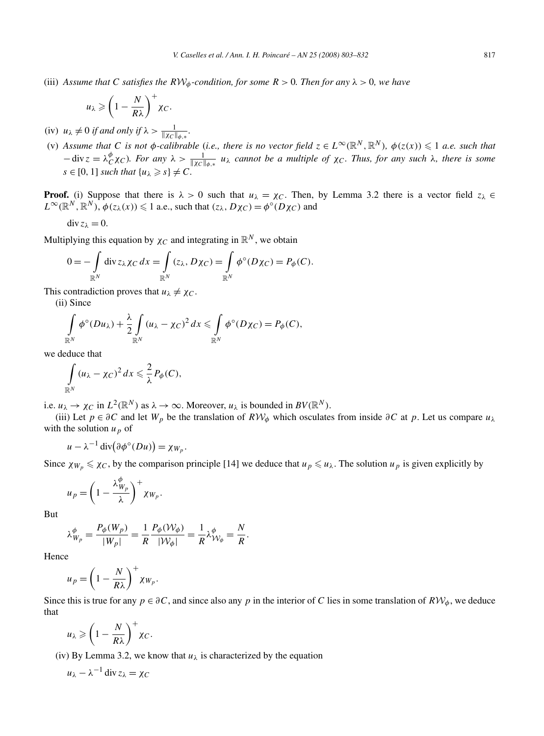(iii) *Assume that $C$ satisfies the $R\mathcal{W}_\phi$-condition, for some $R > 0$. Then for any $\lambda > 0$, we have*

$$u_\lambda \geqslant \left(1 - \frac{N}{R\lambda}\right)^+ \chi_C.$$

(iv) *$u_\lambda \neq 0$ if and only if $\lambda > \frac{1}{\|\chi_C\|_{\phi,*}}$.*

(v) *Assume that $C$ is not $\phi$-calibrable (i.e., there is no vector field $z \in L^\infty(\mathbb{R}^N, \mathbb{R}^N)$, $\phi(z(x)) \leqslant 1$ a.e. such that $-\operatorname{div} z = \lambda_C^\phi \chi_C$). For any $\lambda > \frac{1}{\|\chi_C\|_{\phi,*}}$ $u_\lambda$ cannot be a multiple of $\chi_C$. Thus, for any such $\lambda$, there is some $s \in [0,1]$ such that $\{u_\lambda \geqslant s\} \neq C$.*

**Proof.** (i) Suppose that there is $\lambda > 0$ such that $u_\lambda = \chi_C$. Then, by Lemma 3.2 there is a vector field $z_\lambda \in L^\infty(\mathbb{R}^N, \mathbb{R}^N)$, $\phi(z_\lambda(x)) \leqslant 1$ a.e., such that $(z_\lambda, D\chi_C) = \phi^\circ(D\chi_C)$ and

$$\operatorname{div} z_\lambda = 0.$$

Multiplying this equation by $\chi_C$ and integrating in $\mathbb{R}^N$, we obtain

$$0 = -\int_{\mathbb{R}^N} \operatorname{div} z_\lambda \chi_C \, dx = \int_{\mathbb{R}^N} (z_\lambda, D\chi_C) = \int_{\mathbb{R}^N} \phi^\circ(D\chi_C) = P_\phi(C).$$

This contradiction proves that $u_\lambda \neq \chi_C$.

(ii) Since

$$\int_{\mathbb{R}^N} \phi^\circ(Du_\lambda) + \frac{\lambda}{2} \int_{\mathbb{R}^N} (u_\lambda - \chi_C)^2 \, dx \leqslant \int_{\mathbb{R}^N} \phi^\circ(D\chi_C) = P_\phi(C),$$

we deduce that

$$\int_{\mathbb{R}^N} (u_\lambda - \chi_C)^2 \, dx \leqslant \frac{2}{\lambda} P_\phi(C),$$

i.e. $u_\lambda \to \chi_C$ in $L^2(\mathbb{R}^N)$ as $\lambda \to \infty$. Moreover, $u_\lambda$ is bounded in $BV(\mathbb{R}^N)$.

(iii) Let $p \in \partial C$ and let $W_p$ be the translation of $R\mathcal{W}_\phi$ which osculates from inside $\partial C$ at $p$. Let us compare $u_\lambda$ with the solution $u_p$ of

$$u - \lambda^{-1} \operatorname{div}\big(\partial\phi^\circ(Du)\big) = \chi_{W_p}.$$

Since $\chi_{W_p} \leqslant \chi_C$, by the comparison principle [14] we deduce that $u_p \leqslant u_\lambda$. The solution $u_p$ is given explicitly by

$$u_p = \left(1 - \frac{\lambda^\phi_{W_p}}{\lambda}\right)^+ \chi_{W_p}.$$

But

$$\lambda^\phi_{W_p} = \frac{P_\phi(W_p)}{|W_p|} = \frac{1}{R} \frac{P_\phi(\mathcal{W}_\phi)}{|\mathcal{W}_\phi|} = \frac{1}{R} \lambda^\phi_{\mathcal{W}_\phi} = \frac{N}{R}.$$

Hence

$$u_p = \left(1 - \frac{N}{R\lambda}\right)^+ \chi_{W_p}.$$

Since this is true for any $p \in \partial C$, and since also any $p$ in the interior of $C$ lies in some translation of $R\mathcal{W}_\phi$, we deduce that

$$u_\lambda \geqslant \left(1 - \frac{N}{R\lambda}\right)^+ \chi_C.$$

(iv) By Lemma 3.2, we know that $u_\lambda$ is characterized by the equation

$$u_\lambda - \lambda^{-1} \operatorname{div} z_\lambda = \chi_C$$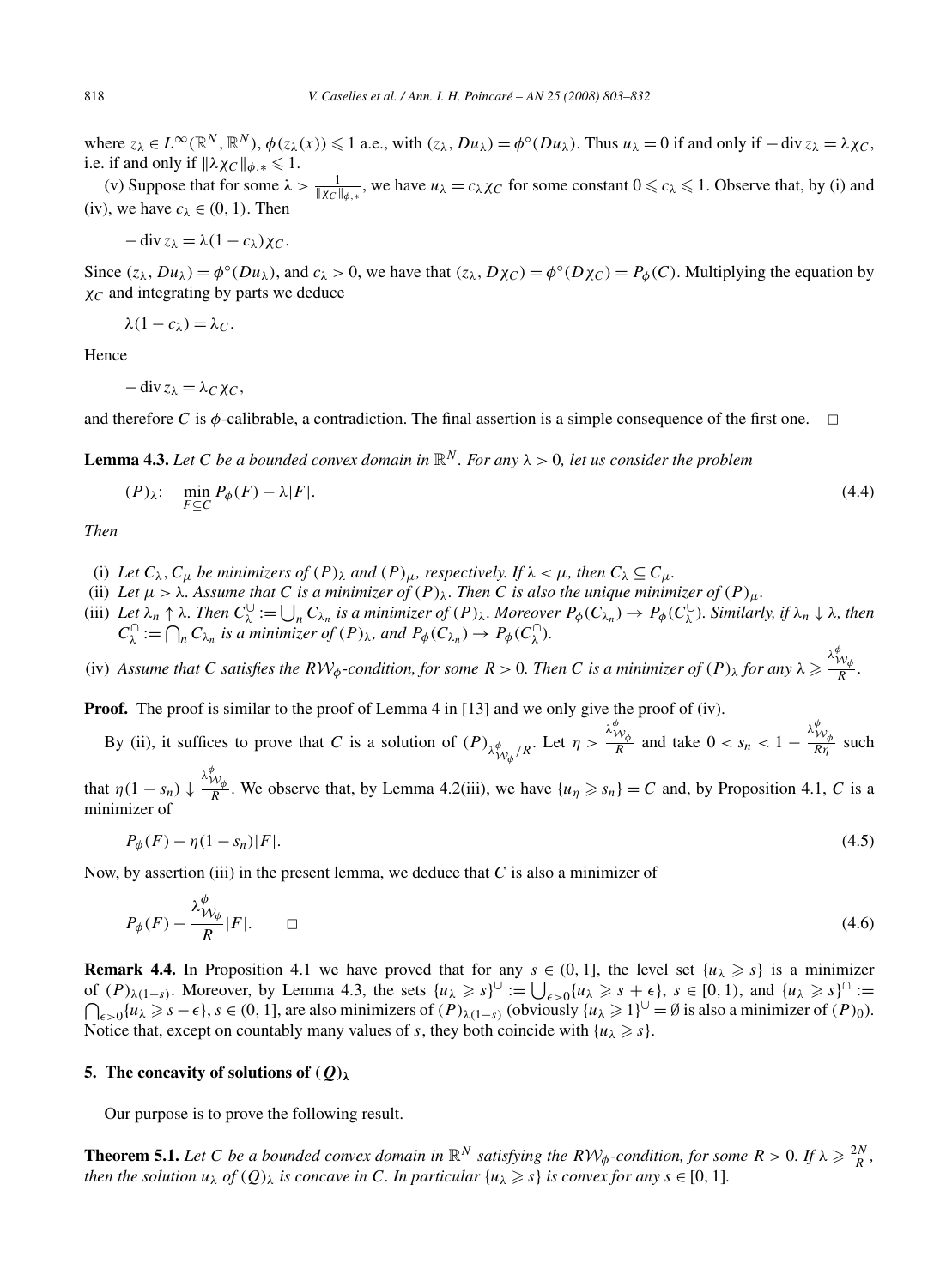where $z_\lambda \in L^\infty(\mathbb{R}^N, \mathbb{R}^N)$, $\phi(z_\lambda(x)) \leqslant 1$ a.e., with $(z_\lambda, Du_\lambda) = \phi^\circ(Du_\lambda)$. Thus $u_\lambda = 0$ if and only if $-\operatorname{div} z_\lambda = \lambda\chi_C$, i.e. if and only if $\|\lambda\chi_C\|_{\phi,*} \leqslant 1$.

(v) Suppose that for some $\lambda > \frac{1}{\|\chi_C\|_{\phi,*}}$, we have $u_\lambda = c_\lambda\chi_C$ for some constant $0 \leqslant c_\lambda \leqslant 1$. Observe that, by (i) and (iv), we have $c_\lambda \in (0,1)$. Then

$$-\operatorname{div} z_\lambda = \lambda(1 - c_\lambda)\chi_C.$$

Since $(z_\lambda, Du_\lambda) = \phi^\circ(Du_\lambda)$, and $c_\lambda > 0$, we have that $(z_\lambda, D\chi_C) = \phi^\circ(D\chi_C) = P_\phi(C)$. Multiplying the equation by $\chi_C$ and integrating by parts we deduce

$$\lambda(1 - c_\lambda) = \lambda_C.$$

Hence

$$-\operatorname{div} z_\lambda = \lambda_C\chi_C,$$

and therefore $C$ is $\phi$-calibrable, a contradiction. The final assertion is a simple consequence of the first one. $\square$

**Lemma 4.3.** *Let $C$ be a bounded convex domain in $\mathbb{R}^N$. For any $\lambda > 0$, let us consider the problem*

$$(P)_\lambda: \quad \min_{F \subseteq C} P_\phi(F) - \lambda|F|. \tag{4.4}$$

*Then*

(i) *Let $C_\lambda, C_\mu$ be minimizers of $(P)_\lambda$ and $(P)_\mu$, respectively. If $\lambda < \mu$, then $C_\lambda \subseteq C_\mu$.*
(ii) *Let $\mu > \lambda$. Assume that $C$ is a minimizer of $(P)_\lambda$. Then $C$ is also the unique minimizer of $(P)_\mu$.*
(iii) *Let $\lambda_n \uparrow \lambda$. Then $C_\lambda^\cup := \bigcup_n C_{\lambda_n}$ is a minimizer of $(P)_\lambda$. Moreover $P_\phi(C_{\lambda_n}) \to P_\phi(C_\lambda^\cup)$. Similarly, if $\lambda_n \downarrow \lambda$, then $C_\lambda^\cap := \bigcap_n C_{\lambda_n}$ is a minimizer of $(P)_\lambda$, and $P_\phi(C_{\lambda_n}) \to P_\phi(C_\lambda^\cap)$.*
(iv) *Assume that $C$ satisfies the $R\mathcal{W}_\phi$-condition, for some $R > 0$. Then $C$ is a minimizer of $(P)_\lambda$ for any $\lambda \geqslant \frac{\lambda^\phi_{\mathcal{W}_\phi}}{R}$.*

**Proof.** The proof is similar to the proof of Lemma 4 in [13] and we only give the proof of (iv).

By (ii), it suffices to prove that $C$ is a solution of $(P)_{\lambda^\phi_{\mathcal{W}_\phi}/R}$. Let $\eta > \frac{\lambda^\phi_{\mathcal{W}_\phi}}{R}$ and take $0 < s_n < 1 - \frac{\lambda^\phi_{\mathcal{W}_\phi}}{R\eta}$ such that $\eta(1 - s_n) \downarrow \frac{\lambda^\phi_{\mathcal{W}_\phi}}{R}$. We observe that, by Lemma 4.2(iii), we have $\{u_\eta \geqslant s_n\} = C$ and, by Proposition 4.1, $C$ is a minimizer of

$$P_\phi(F) - \eta(1 - s_n)|F|. \tag{4.5}$$

Now, by assertion (iii) in the present lemma, we deduce that $C$ is also a minimizer of

$$P_\phi(F) - \frac{\lambda^\phi_{\mathcal{W}_\phi}}{R}|F|. \qquad \square \tag{4.6}$$

**Remark 4.4.** In Proposition 4.1 we have proved that for any $s \in (0,1]$, the level set $\{u_\lambda \geqslant s\}$ is a minimizer of $(P)_{\lambda(1-s)}$. Moreover, by Lemma 4.3, the sets $\{u_\lambda \geqslant s\}^\cup := \bigcup_{\epsilon > 0}\{u_\lambda \geqslant s + \epsilon\}$, $s \in [0,1)$, and $\{u_\lambda \geqslant s\}^\cap := \bigcap_{\epsilon > 0}\{u_\lambda \geqslant s - \epsilon\}$, $s \in (0,1]$, are also minimizers of $(P)_{\lambda(1-s)}$ (obviously $\{u_\lambda \geqslant 1\}^\cup = \emptyset$ is also a minimizer of $(P)_0$). Notice that, except on countably many values of $s$, they both coincide with $\{u_\lambda \geqslant s\}$.

## 5. The concavity of solutions of $(Q)_\lambda$

Our purpose is to prove the following result.

**Theorem 5.1.** *Let $C$ be a bounded convex domain in $\mathbb{R}^N$ satisfying the $R\mathcal{W}_\phi$-condition, for some $R > 0$. If $\lambda \geqslant \frac{2N}{R}$, then the solution $u_\lambda$ of $(Q)_\lambda$ is concave in $C$. In particular $\{u_\lambda \geqslant s\}$ is convex for any $s \in [0,1]$.*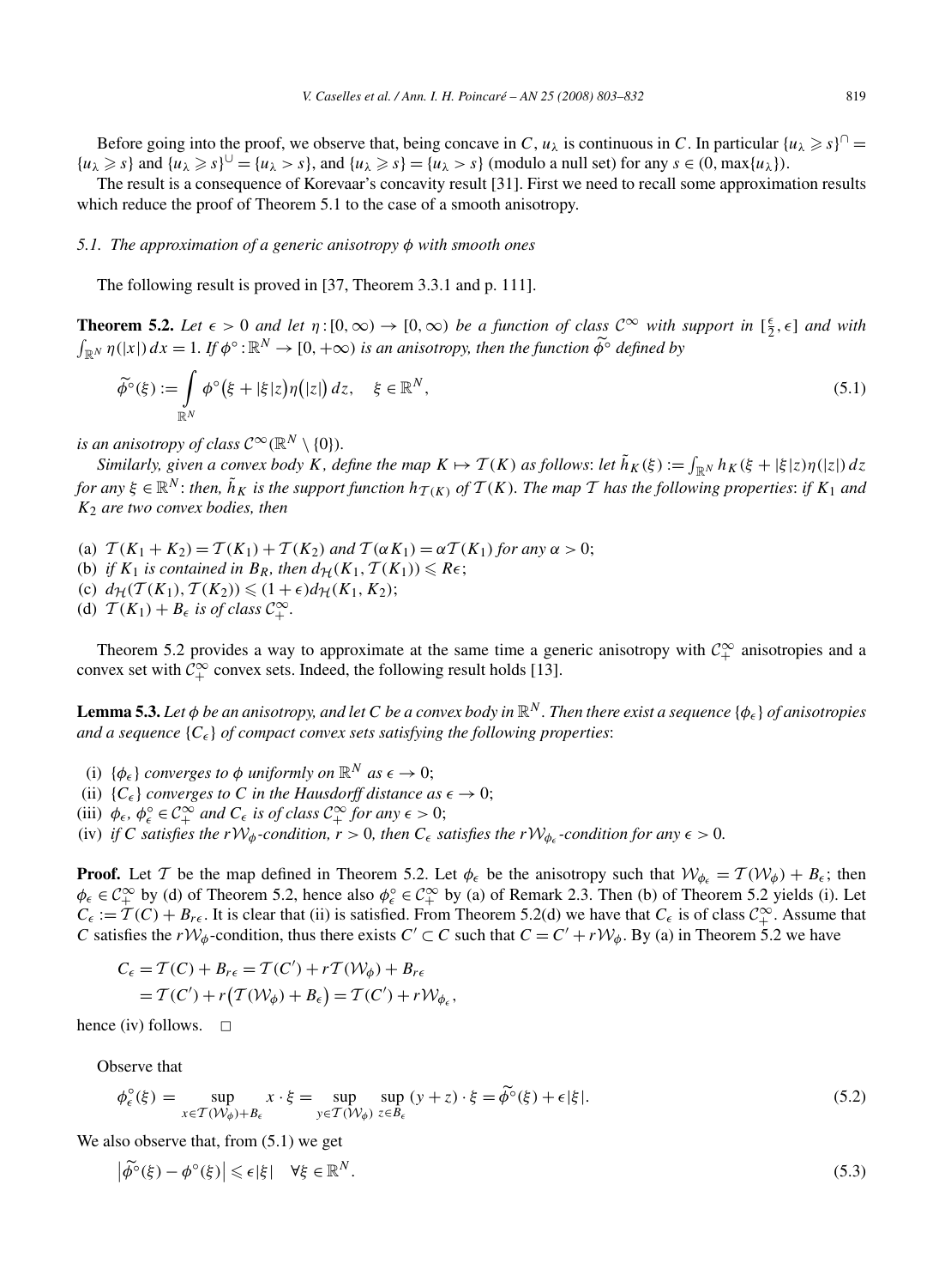Before going into the proof, we observe that, being concave in $C$, $u_\lambda$ is continuous in $C$. In particular $\{u_\lambda \geqslant s\}^\cap = \{u_\lambda \geqslant s\}$ and $\{u_\lambda \geqslant s\}^\cup = \{u_\lambda > s\}$, and $\{u_\lambda \geqslant s\} = \{u_\lambda > s\}$ (modulo a null set) for any $s \in (0, \max\{u_\lambda\})$.

The result is a consequence of Korevaar's concavity result [31]. First we need to recall some approximation results which reduce the proof of Theorem 5.1 to the case of a smooth anisotropy.

### 5.1. The approximation of a generic anisotropy $\phi$ with smooth ones

The following result is proved in [37, Theorem 3.3.1 and p. 111].

**Theorem 5.2.** *Let $\epsilon > 0$ and let $\eta : [0, \infty) \to [0, \infty)$ be a function of class $\mathcal{C}^\infty$ with support in $[\frac{\epsilon}{2}, \epsilon]$ and with $\int_{\mathbb{R}^N} \eta(|x|)\,dx = 1$. If $\phi^\circ : \mathbb{R}^N \to [0, +\infty)$ is an anisotropy, then the function $\widetilde{\phi}^\circ$ defined by*

$$\widetilde{\phi}^\circ(\xi) := \int_{\mathbb{R}^N} \phi^\circ\big(\xi + |\xi| z\big)\eta\big(|z|\big)\,dz, \quad \xi \in \mathbb{R}^N, \tag{5.1}$$

*is an anisotropy of class $\mathcal{C}^\infty(\mathbb{R}^N \setminus \{0\})$.*

*Similarly, given a convex body $K$, define the map $K \mapsto \mathcal{T}(K)$ as follows: let $\tilde{h}_K(\xi) := \int_{\mathbb{R}^N} h_K(\xi + |\xi| z)\eta(|z|)\,dz$ for any $\xi \in \mathbb{R}^N$: then, $\tilde{h}_K$ is the support function $h_{\mathcal{T}(K)}$ of $\mathcal{T}(K)$. The map $\mathcal{T}$ has the following properties: if $K_1$ and $K_2$ are two convex bodies, then*

- (a) *$\mathcal{T}(K_1 + K_2) = \mathcal{T}(K_1) + \mathcal{T}(K_2)$ and $\mathcal{T}(\alpha K_1) = \alpha \mathcal{T}(K_1)$ for any $\alpha > 0$;*
- (b) *if $K_1$ is contained in $B_R$, then $d_{\mathcal{H}}(K_1, \mathcal{T}(K_1)) \leqslant R\epsilon$;*
- (c) *$d_{\mathcal{H}}(\mathcal{T}(K_1), \mathcal{T}(K_2)) \leqslant (1 + \epsilon) d_{\mathcal{H}}(K_1, K_2)$;*
- (d) *$\mathcal{T}(K_1) + B_\epsilon$ is of class $\mathcal{C}^\infty_+$.*

Theorem 5.2 provides a way to approximate at the same time a generic anisotropy with $\mathcal{C}^\infty_+$ anisotropies and a convex set with $\mathcal{C}^\infty_+$ convex sets. Indeed, the following result holds [13].

**Lemma 5.3.** *Let $\phi$ be an anisotropy, and let $C$ be a convex body in $\mathbb{R}^N$. Then there exist a sequence $\{\phi_\epsilon\}$ of anisotropies and a sequence $\{C_\epsilon\}$ of compact convex sets satisfying the following properties:*

- (i) *$\{\phi_\epsilon\}$ converges to $\phi$ uniformly on $\mathbb{R}^N$ as $\epsilon \to 0$;*
- (ii) *$\{C_\epsilon\}$ converges to $C$ in the Hausdorff distance as $\epsilon \to 0$;*
- (iii) *$\phi_\epsilon, \phi_\epsilon^\circ \in \mathcal{C}^\infty_+$ and $C_\epsilon$ is of class $\mathcal{C}^\infty_+$ for any $\epsilon > 0$;*
- (iv) *if $C$ satisfies the $r\mathcal{W}_\phi$-condition, $r > 0$, then $C_\epsilon$ satisfies the $r\mathcal{W}_{\phi_\epsilon}$-condition for any $\epsilon > 0$.*

**Proof.** Let $\mathcal{T}$ be the map defined in Theorem 5.2. Let $\phi_\epsilon$ be the anisotropy such that $\mathcal{W}_{\phi_\epsilon} = \mathcal{T}(\mathcal{W}_\phi) + B_\epsilon$; then $\phi_\epsilon \in \mathcal{C}^\infty_+$ by (d) of Theorem 5.2, hence also $\phi_\epsilon^\circ \in \mathcal{C}^\infty_+$ by (a) of Remark 2.3. Then (b) of Theorem 5.2 yields (i). Let $C_\epsilon := \mathcal{T}(C) + B_{r\epsilon}$. It is clear that (ii) is satisfied. From Theorem 5.2(d) we have that $C_\epsilon$ is of class $\mathcal{C}^\infty_+$. Assume that $C$ satisfies the $r\mathcal{W}_\phi$-condition, thus there exists $C' \subset C$ such that $C = C' + r\mathcal{W}_\phi$. By (a) in Theorem 5.2 we have

$$\begin{aligned}
C_\epsilon &= \mathcal{T}(C) + B_{r\epsilon} = \mathcal{T}(C') + r\mathcal{T}(\mathcal{W}_\phi) + B_{r\epsilon} \\
&= \mathcal{T}(C') + r\big(\mathcal{T}(\mathcal{W}_\phi) + B_\epsilon\big) = \mathcal{T}(C') + r\mathcal{W}_{\phi_\epsilon},
\end{aligned}$$

hence (iv) follows. $\square$

Observe that

$$\phi_\epsilon^\circ(\xi) = \sup_{x \in \mathcal{T}(\mathcal{W}_\phi) + B_\epsilon} x \cdot \xi = \sup_{y \in \mathcal{T}(\mathcal{W}_\phi)} \sup_{z \in B_\epsilon} (y + z) \cdot \xi = \widetilde{\phi}^\circ(\xi) + \epsilon|\xi|. \tag{5.2}$$

We also observe that, from (5.1) we get

$$\big|\widetilde{\phi}^\circ(\xi) - \phi^\circ(\xi)\big| \leqslant \epsilon|\xi| \quad \forall \xi \in \mathbb{R}^N. \tag{5.3}$$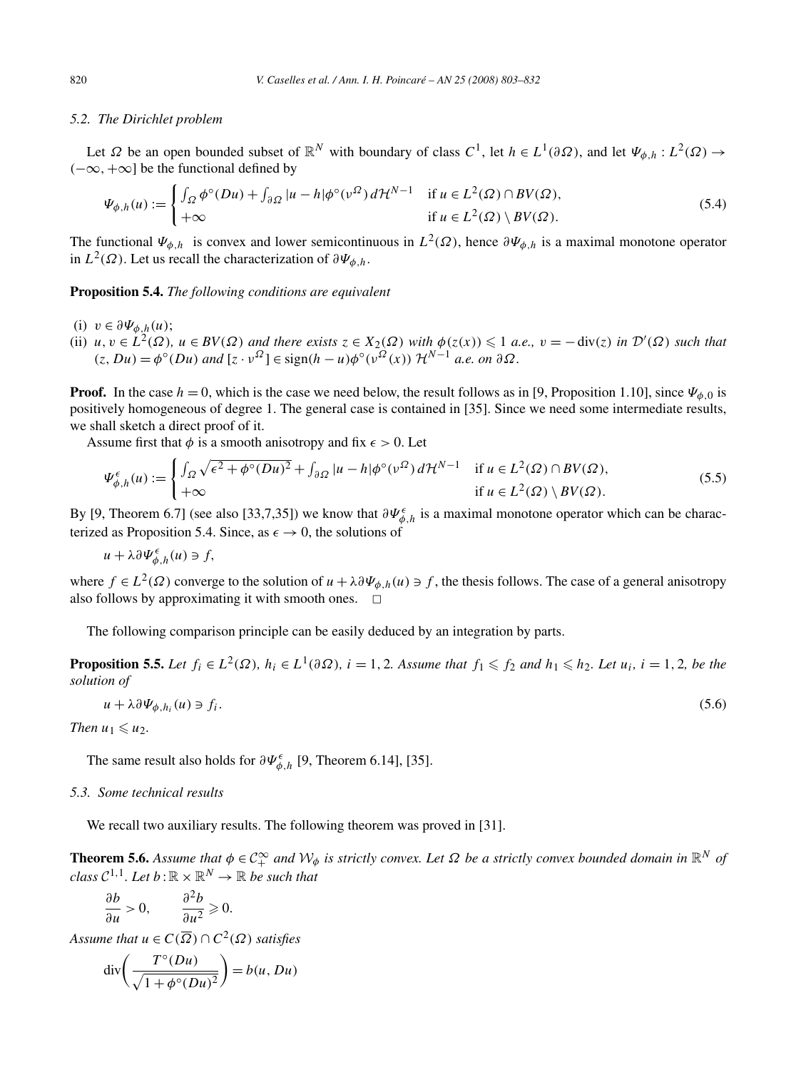### 5.2. The Dirichlet problem

Let $\Omega$ be an open bounded subset of $\mathbb{R}^N$ with boundary of class $C^1$, let $h \in L^1(\partial\Omega)$, and let $\Psi_{\phi,h} : L^2(\Omega) \to (-\infty, +\infty]$ be the functional defined by

$$\Psi_{\phi,h}(u) := \begin{cases} \int_\Omega \phi^\circ(Du) + \int_{\partial\Omega} |u-h|\phi^\circ(\nu^\Omega)\,d\mathcal{H}^{N-1} & \text{if } u \in L^2(\Omega) \cap BV(\Omega), \\ +\infty & \text{if } u \in L^2(\Omega) \setminus BV(\Omega). \end{cases} \tag{5.4}$$

The functional $\Psi_{\phi,h}$ is convex and lower semicontinuous in $L^2(\Omega)$, hence $\partial\Psi_{\phi,h}$ is a maximal monotone operator in $L^2(\Omega)$. Let us recall the characterization of $\partial\Psi_{\phi,h}$.

**Proposition 5.4.** *The following conditions are equivalent*

(i) $v \in \partial\Psi_{\phi,h}(u)$;
(ii) $u, v \in L^2(\Omega)$, $u \in BV(\Omega)$ *and there exists* $z \in X_2(\Omega)$ *with* $\phi(z(x)) \leqslant 1$ *a.e.*, $v = -\operatorname{div}(z)$ *in* $\mathcal{D}'(\Omega)$ *such that* $(z, Du) = \phi^\circ(Du)$ *and* $[z \cdot \nu^\Omega] \in \operatorname{sign}(h-u)\phi^\circ(\nu^\Omega(x))$ $\mathcal{H}^{N-1}$ *a.e. on* $\partial\Omega$.

**Proof.** In the case $h = 0$, which is the case we need below, the result follows as in [9, Proposition 1.10], since $\Psi_{\phi,0}$ is positively homogeneous of degree 1. The general case is contained in [35]. Since we need some intermediate results, we shall sketch a direct proof of it.

Assume first that $\phi$ is a smooth anisotropy and fix $\epsilon > 0$. Let

$$\Psi^\epsilon_{\phi,h}(u) := \begin{cases} \int_\Omega \sqrt{\epsilon^2 + \phi^\circ(Du)^2} + \int_{\partial\Omega} |u-h|\phi^\circ(\nu^\Omega)\,d\mathcal{H}^{N-1} & \text{if } u \in L^2(\Omega) \cap BV(\Omega), \\ +\infty & \text{if } u \in L^2(\Omega) \setminus BV(\Omega). \end{cases} \tag{5.5}$$

By [9, Theorem 6.7] (see also [33,7,35]) we know that $\partial\Psi^\epsilon_{\phi,h}$ is a maximal monotone operator which can be characterized as Proposition 5.4. Since, as $\epsilon \to 0$, the solutions of

$$u + \lambda\partial\Psi^\epsilon_{\phi,h}(u) \ni f,$$

where $f \in L^2(\Omega)$ converge to the solution of $u + \lambda\partial\Psi_{\phi,h}(u) \ni f$, the thesis follows. The case of a general anisotropy also follows by approximating it with smooth ones. $\square$

The following comparison principle can be easily deduced by an integration by parts.

**Proposition 5.5.** *Let* $f_i \in L^2(\Omega)$, $h_i \in L^1(\partial\Omega)$, $i = 1, 2$. *Assume that* $f_1 \leqslant f_2$ *and* $h_1 \leqslant h_2$. *Let* $u_i$, $i = 1, 2$, *be the solution of*

$$u + \lambda\partial\Psi_{\phi,h_i}(u) \ni f_i. \tag{5.6}$$

*Then* $u_1 \leqslant u_2$.

The same result also holds for $\partial\Psi^\epsilon_{\phi,h}$ [9, Theorem 6.14], [35].

### 5.3. Some technical results

We recall two auxiliary results. The following theorem was proved in [31].

**Theorem 5.6.** *Assume that* $\phi \in \mathcal{C}^\infty_+$ *and* $\mathcal{W}_\phi$ *is strictly convex. Let* $\Omega$ *be a strictly convex bounded domain in* $\mathbb{R}^N$ *of class* $\mathcal{C}^{1,1}$. *Let* $b : \mathbb{R} \times \mathbb{R}^N \to \mathbb{R}$ *be such that*

$$\frac{\partial b}{\partial u} > 0, \qquad \frac{\partial^2 b}{\partial u^2} \geqslant 0.$$

*Assume that* $u \in C(\overline{\Omega}) \cap C^2(\Omega)$ *satisfies*

$$\operatorname{div}\left(\frac{T^\circ(Du)}{\sqrt{1+\phi^\circ(Du)^2}}\right) = b(u, Du)$$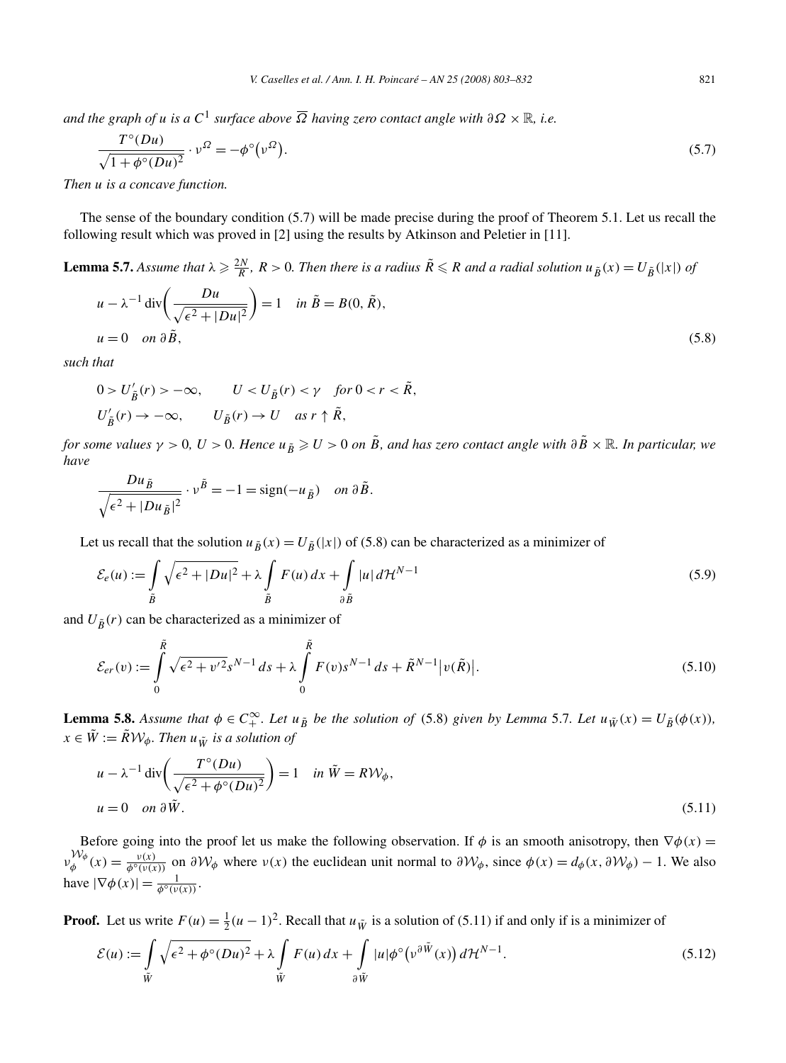*and the graph of $u$ is a $C^1$ surface above $\overline{\Omega}$ having zero contact angle with $\partial\Omega \times \mathbb{R}$, i.e.*

$$\frac{T^\circ(Du)}{\sqrt{1+\phi^\circ(Du)^2}} \cdot \nu^\Omega = -\phi^\circ\big(\nu^\Omega\big). \tag{5.7}$$

*Then $u$ is a concave function.*

The sense of the boundary condition (5.7) will be made precise during the proof of Theorem 5.1. Let us recall the following result which was proved in [2] using the results by Atkinson and Peletier in [11].

**Lemma 5.7.** *Assume that $\lambda \geqslant \frac{2N}{R}$, $R > 0$. Then there is a radius $\tilde{R} \leqslant R$ and a radial solution $u_{\tilde{B}}(x) = U_{\tilde{B}}(|x|)$ of*

$$\begin{aligned}
&u - \lambda^{-1}\operatorname{div}\left(\frac{Du}{\sqrt{\epsilon^2+|Du|^2}}\right) = 1 \quad \text{in } \tilde{B} = B(0,\tilde{R}),\\
&u = 0 \quad \text{on } \partial\tilde{B},
\end{aligned} \tag{5.8}$$

*such that*

$$\begin{aligned}
&0 > U'_{\tilde{B}}(r) > -\infty, \qquad U < U_{\tilde{B}}(r) < \gamma \quad \text{for } 0 < r < \tilde{R},\\
&U'_{\tilde{B}}(r) \to -\infty, \qquad U_{\tilde{B}}(r) \to U \quad \text{as } r \uparrow \tilde{R},
\end{aligned}$$

*for some values $\gamma > 0$, $U > 0$. Hence $u_{\tilde{B}} \geqslant U > 0$ on $\tilde{B}$, and has zero contact angle with $\partial\tilde{B} \times \mathbb{R}$. In particular, we have*

$$\frac{Du_{\tilde{B}}}{\sqrt{\epsilon^2+|Du_{\tilde{B}}|^2}} \cdot \nu^{\tilde{B}} = -1 = \operatorname{sign}(-u_{\tilde{B}}) \quad \text{on } \partial\tilde{B}.$$

Let us recall that the solution $u_{\tilde{B}}(x) = U_{\tilde{B}}(|x|)$ of (5.8) can be characterized as a minimizer of

$$\mathcal{E}_e(u) := \int_{\tilde{B}} \sqrt{\epsilon^2+|Du|^2} + \lambda \int_{\tilde{B}} F(u)\,dx + \int_{\partial\tilde{B}} |u|\,d\mathcal{H}^{N-1} \tag{5.9}$$

and $U_{\tilde{B}}(r)$ can be characterized as a minimizer of

$$\mathcal{E}_{er}(v) := \int_0^{\tilde{R}} \sqrt{\epsilon^2+v'^2}s^{N-1}\,ds + \lambda \int_0^{\tilde{R}} F(v)s^{N-1}\,ds + \tilde{R}^{N-1}\big|v(\tilde{R})\big|. \tag{5.10}$$

**Lemma 5.8.** *Assume that $\phi \in C_+^\infty$. Let $u_{\tilde{B}}$ be the solution of* (5.8) *given by Lemma* 5.7*. Let $u_{\tilde{W}}(x) = U_{\tilde{B}}(\phi(x))$, $x \in \tilde{W} := \tilde{R}\mathcal{W}_\phi$. Then $u_{\tilde{W}}$ is a solution of*

$$\begin{aligned}
&u - \lambda^{-1}\operatorname{div}\left(\frac{T^\circ(Du)}{\sqrt{\epsilon^2+\phi^\circ(Du)^2}}\right) = 1 \quad \text{in } \tilde{W} = R\mathcal{W}_\phi,\\
&u = 0 \quad \text{on } \partial\tilde{W}.
\end{aligned} \tag{5.11}$$

Before going into the proof let us make the following observation. If $\phi$ is an smooth anisotropy, then $\nabla\phi(x) = \nu_\phi^{\mathcal{W}_\phi}(x) = \frac{\nu(x)}{\phi^\circ(\nu(x))}$ on $\partial\mathcal{W}_\phi$ where $\nu(x)$ the euclidean unit normal to $\partial\mathcal{W}_\phi$, since $\phi(x) = d_\phi(x, \partial\mathcal{W}_\phi) - 1$. We also have $|\nabla\phi(x)| = \frac{1}{\phi^\circ(\nu(x))}$.

**Proof.** Let us write $F(u) = \frac{1}{2}(u-1)^2$. Recall that $u_{\tilde{W}}$ is a solution of (5.11) if and only if is a minimizer of

$$\mathcal{E}(u) := \int_{\tilde{W}} \sqrt{\epsilon^2+\phi^\circ(Du)^2} + \lambda \int_{\tilde{W}} F(u)\,dx + \int_{\partial\tilde{W}} |u|\phi^\circ\big(\nu^{\partial\tilde{W}}(x)\big)\,d\mathcal{H}^{N-1}. \tag{5.12}$$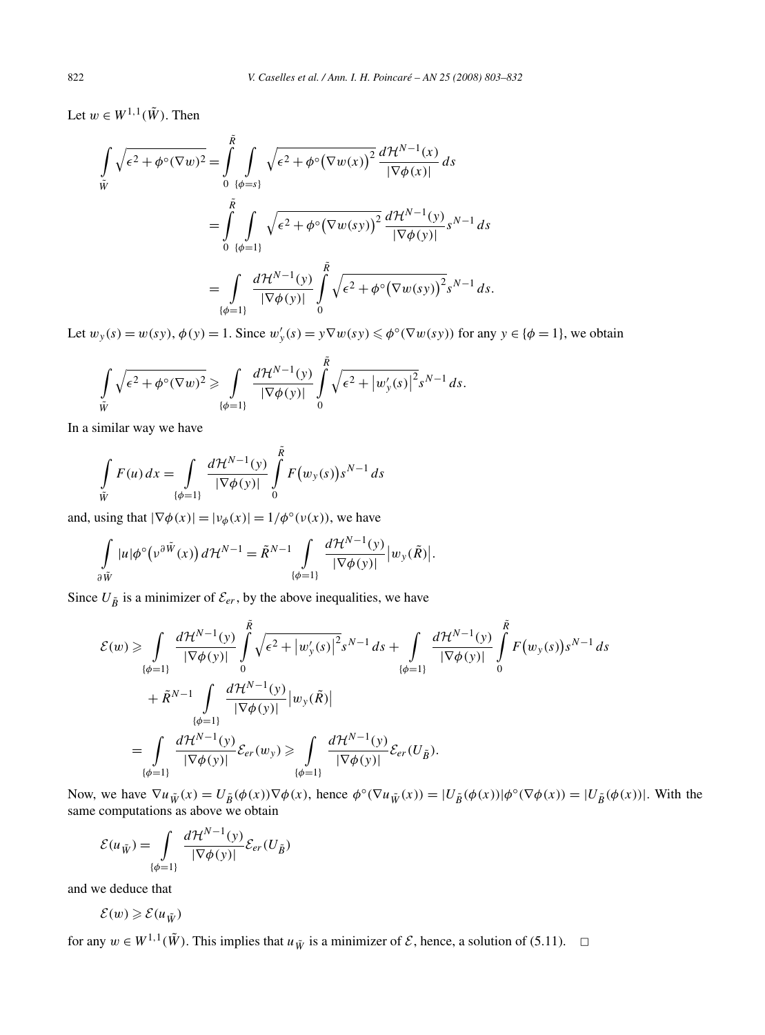Let $w \in W^{1,1}(\tilde{W})$. Then

$$
\begin{aligned}
\int_{\tilde{W}} \sqrt{\epsilon^2 + \phi^\circ(\nabla w)^2} &= \int_0^{\tilde{R}} \int_{\{\phi=s\}} \sqrt{\epsilon^2 + \phi^\circ\big(\nabla w(x)\big)^2}\, \frac{d\mathcal{H}^{N-1}(x)}{|\nabla \phi(x)|}\, ds \\
&= \int_0^{\tilde{R}} \int_{\{\phi=1\}} \sqrt{\epsilon^2 + \phi^\circ\big(\nabla w(sy)\big)^2}\, \frac{d\mathcal{H}^{N-1}(y)}{|\nabla \phi(y)|} s^{N-1}\, ds \\
&= \int_{\{\phi=1\}} \frac{d\mathcal{H}^{N-1}(y)}{|\nabla \phi(y)|} \int_0^{\tilde{R}} \sqrt{\epsilon^2 + \phi^\circ\big(\nabla w(sy)\big)^2} s^{N-1}\, ds.
\end{aligned}
$$

Let $w_y(s) = w(sy)$, $\phi(y) = 1$. Since $w_y'(s) = y \nabla w(sy) \leqslant \phi^\circ(\nabla w(sy))$ for any $y \in \{\phi = 1\}$, we obtain

$$
\int_{\tilde{W}} \sqrt{\epsilon^2 + \phi^\circ(\nabla w)^2} \geqslant \int_{\{\phi=1\}} \frac{d\mathcal{H}^{N-1}(y)}{|\nabla \phi(y)|} \int_0^{\tilde{R}} \sqrt{\epsilon^2 + \big|w_y'(s)\big|^2} s^{N-1}\, ds.
$$

In a similar way we have

$$
\int_{\tilde{W}} F(u)\, dx = \int_{\{\phi=1\}} \frac{d\mathcal{H}^{N-1}(y)}{|\nabla \phi(y)|} \int_0^{\tilde{R}} F\big(w_y(s)\big) s^{N-1}\, ds
$$

and, using that $|\nabla \phi(x)| = |\nu_\phi(x)| = 1/\phi^\circ(\nu(x))$, we have

$$
\int_{\partial \tilde{W}} |u| \phi^\circ\big(\nu^{\partial \tilde{W}}(x)\big)\, d\mathcal{H}^{N-1} = \tilde{R}^{N-1} \int_{\{\phi=1\}} \frac{d\mathcal{H}^{N-1}(y)}{|\nabla \phi(y)|} \big|w_y(\tilde{R})\big|.
$$

Since $U_{\tilde{B}}$ is a minimizer of $\mathcal{E}_{er}$, by the above inequalities, we have

$$
\begin{aligned}
\mathcal{E}(w) &\geqslant \int_{\{\phi=1\}} \frac{d\mathcal{H}^{N-1}(y)}{|\nabla \phi(y)|} \int_0^{\tilde{R}} \sqrt{\epsilon^2 + \big|w_y'(s)\big|^2} s^{N-1}\, ds + \int_{\{\phi=1\}} \frac{d\mathcal{H}^{N-1}(y)}{|\nabla \phi(y)|} \int_0^{\tilde{R}} F\big(w_y(s)\big) s^{N-1}\, ds \\
&\quad + \tilde{R}^{N-1} \int_{\{\phi=1\}} \frac{d\mathcal{H}^{N-1}(y)}{|\nabla \phi(y)|} \big|w_y(\tilde{R})\big| \\
&= \int_{\{\phi=1\}} \frac{d\mathcal{H}^{N-1}(y)}{|\nabla \phi(y)|} \mathcal{E}_{er}(w_y) \geqslant \int_{\{\phi=1\}} \frac{d\mathcal{H}^{N-1}(y)}{|\nabla \phi(y)|} \mathcal{E}_{er}(U_{\tilde{B}}).
\end{aligned}
$$

Now, we have $\nabla u_{\tilde{W}}(x) = U_{\tilde{B}}(\phi(x)) \nabla \phi(x)$, hence $\phi^\circ(\nabla u_{\tilde{W}}(x)) = |U_{\tilde{B}}(\phi(x))| \phi^\circ(\nabla \phi(x)) = |U_{\tilde{B}}(\phi(x))|$. With the same computations as above we obtain

$$
\mathcal{E}(u_{\tilde{W}}) = \int_{\{\phi=1\}} \frac{d\mathcal{H}^{N-1}(y)}{|\nabla \phi(y)|} \mathcal{E}_{er}(U_{\tilde{B}})
$$

and we deduce that

$$
\mathcal{E}(w) \geqslant \mathcal{E}(u_{\tilde{W}})
$$

for any $w \in W^{1,1}(\tilde{W})$. This implies that $u_{\tilde{W}}$ is a minimizer of $\mathcal{E}$, hence, a solution of (5.11). $\square$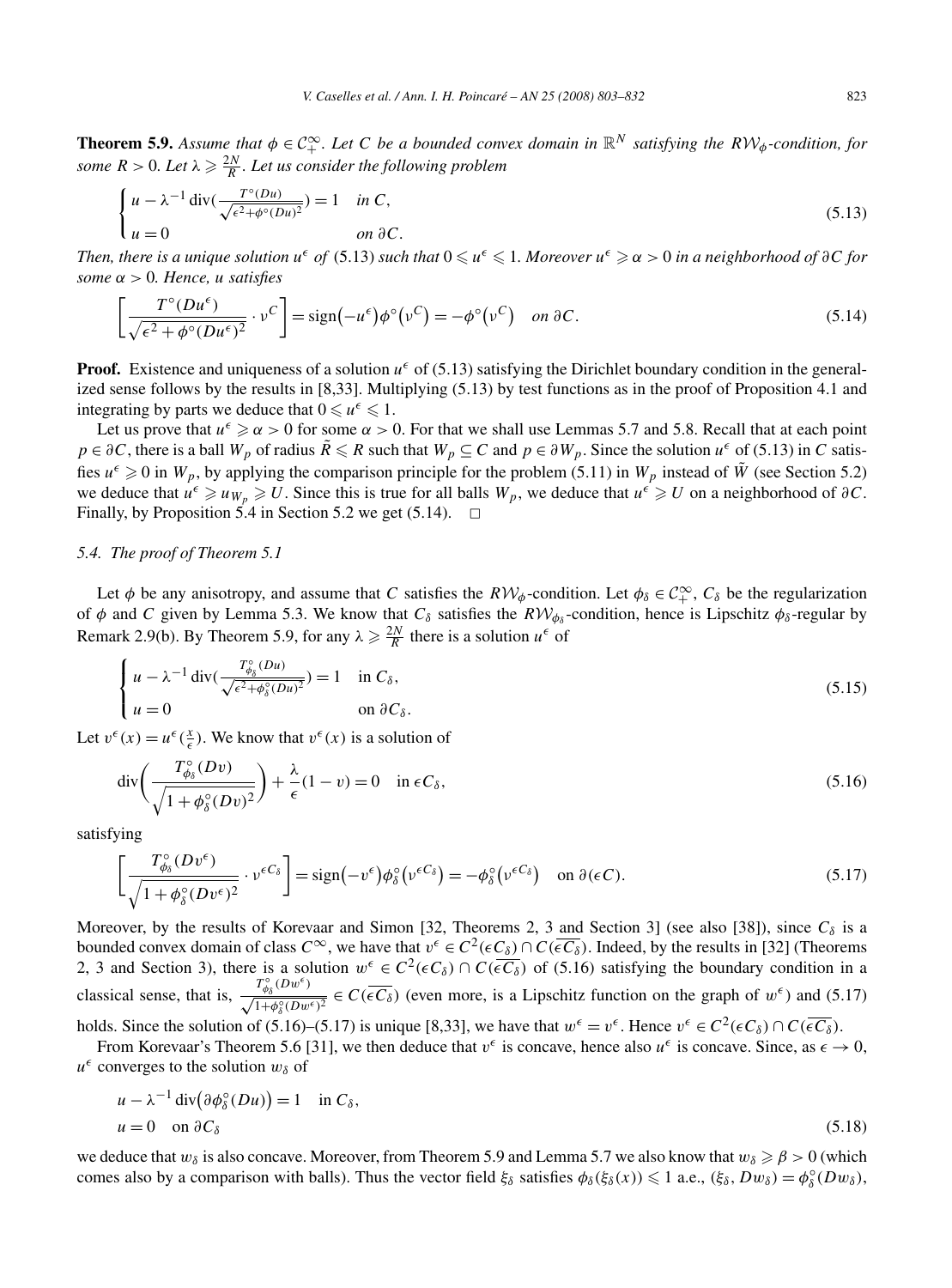**Theorem 5.9.** *Assume that $\phi \in \mathcal{C}_+^\infty$. Let $C$ be a bounded convex domain in $\mathbb{R}^N$ satisfying the $R\mathcal{W}_\phi$-condition, for some $R > 0$. Let $\lambda \geqslant \frac{2N}{R}$. Let us consider the following problem*

$$\begin{cases} u - \lambda^{-1} \operatorname{div}\left(\frac{T^\circ(Du)}{\sqrt{\epsilon^2+\phi^\circ(Du)^2}}\right) = 1 & \text{in } C, \\ u = 0 & \text{on } \partial C. \end{cases} \tag{5.13}$$

*Then, there is a unique solution $u^\epsilon$ of* (5.13) *such that $0 \leqslant u^\epsilon \leqslant 1$. Moreover $u^\epsilon \geqslant \alpha > 0$ in a neighborhood of $\partial C$ for some $\alpha > 0$. Hence, $u$ satisfies*

$$\left[\frac{T^\circ(Du^\epsilon)}{\sqrt{\epsilon^2 + \phi^\circ(Du^\epsilon)^2}} \cdot \nu^C\right] = \operatorname{sign}(-u^\epsilon)\phi^\circ(\nu^C) = -\phi^\circ(\nu^C) \quad \text{on } \partial C. \tag{5.14}$$

**Proof.** Existence and uniqueness of a solution $u^\epsilon$ of (5.13) satisfying the Dirichlet boundary condition in the generalized sense follows by the results in [8,33]. Multiplying (5.13) by test functions as in the proof of Proposition 4.1 and integrating by parts we deduce that $0 \leqslant u^\epsilon \leqslant 1$.

Let us prove that $u^\epsilon \geqslant \alpha > 0$ for some $\alpha > 0$. For that we shall use Lemmas 5.7 and 5.8. Recall that at each point $p \in \partial C$, there is a ball $W_p$ of radius $\tilde{R} \leqslant R$ such that $W_p \subseteq C$ and $p \in \partial W_p$. Since the solution $u^\epsilon$ of (5.13) in $C$ satisfies $u^\epsilon \geqslant 0$ in $W_p$, by applying the comparison principle for the problem (5.11) in $W_p$ instead of $\tilde{W}$ (see Section 5.2) we deduce that $u^\epsilon \geqslant u_{W_p} \geqslant U$. Since this is true for all balls $W_p$, we deduce that $u^\epsilon \geqslant U$ on a neighborhood of $\partial C$. Finally, by Proposition 5.4 in Section 5.2 we get (5.14). $\square$

### *5.4. The proof of Theorem 5.1*

Let $\phi$ be any anisotropy, and assume that $C$ satisfies the $R\mathcal{W}_\phi$-condition. Let $\phi_\delta \in \mathcal{C}_+^\infty$, $C_\delta$ be the regularization of $\phi$ and $C$ given by Lemma 5.3. We know that $C_\delta$ satisfies the $R\mathcal{W}_{\phi_\delta}$-condition, hence is Lipschitz $\phi_\delta$-regular by Remark 2.9(b). By Theorem 5.9, for any $\lambda \geqslant \frac{2N}{R}$ there is a solution $u^\epsilon$ of

$$\begin{cases} u - \lambda^{-1} \operatorname{div}\left(\frac{T^\circ_{\phi_\delta}(Du)}{\sqrt{\epsilon^2+\phi_\delta^\circ(Du)^2}}\right) = 1 & \text{in } C_\delta, \\ u = 0 & \text{on } \partial C_\delta. \end{cases} \tag{5.15}$$

Let $v^\epsilon(x) = u^\epsilon(\frac{x}{\epsilon})$. We know that $v^\epsilon(x)$ is a solution of

$$\operatorname{div}\left(\frac{T^\circ_{\phi_\delta}(Dv)}{\sqrt{1+\phi_\delta^\circ(Dv)^2}}\right) + \frac{\lambda}{\epsilon}(1-v) = 0 \quad \text{in } \epsilon C_\delta, \tag{5.16}$$

satisfying

$$\left[\frac{T^\circ_{\phi_\delta}(Dv^\epsilon)}{\sqrt{1+\phi_\delta^\circ(Dv^\epsilon)^2}} \cdot \nu^{\epsilon C_\delta}\right] = \operatorname{sign}(-v^\epsilon)\phi_\delta^\circ(\nu^{\epsilon C_\delta}) = -\phi_\delta^\circ(\nu^{\epsilon C_\delta}) \quad \text{on } \partial(\epsilon C). \tag{5.17}$$

Moreover, by the results of Korevaar and Simon [32, Theorems 2, 3 and Section 3] (see also [38]), since $C_\delta$ is a bounded convex domain of class $C^\infty$, we have that $v^\epsilon \in C^2(\epsilon C_\delta) \cap C(\overline{\epsilon C_\delta})$. Indeed, by the results in [32] (Theorems 2, 3 and Section 3), there is a solution $w^\epsilon \in C^2(\epsilon C_\delta) \cap C(\overline{\epsilon C_\delta})$ of (5.16) satisfying the boundary condition in a classical sense, that is, $\frac{T^\circ_{\phi_\delta}(Dw^\epsilon)}{\sqrt{1+\phi_\delta^\circ(Dw^\epsilon)^2}} \in C(\overline{\epsilon C_\delta})$ (even more, is a Lipschitz function on the graph of $w^\epsilon$) and (5.17) holds. Since the solution of (5.16)–(5.17) is unique [8,33], we have that $w^\epsilon = v^\epsilon$. Hence $v^\epsilon \in C^2(\epsilon C_\delta) \cap C(\overline{\epsilon C_\delta})$.

From Korevaar's Theorem 5.6 [31], we then deduce that $v^\epsilon$ is concave, hence also $u^\epsilon$ is concave. Since, as $\epsilon \to 0$, $u^\epsilon$ converges to the solution $w_\delta$ of

$$\begin{aligned} &u - \lambda^{-1} \operatorname{div}\left(\partial\phi_\delta^\circ(Du)\right) = 1 \quad \text{in } C_\delta, \\ &u = 0 \quad \text{on } \partial C_\delta \end{aligned} \tag{5.18}$$

we deduce that $w_\delta$ is also concave. Moreover, from Theorem 5.9 and Lemma 5.7 we also know that $w_\delta \geqslant \beta > 0$ (which comes also by a comparison with balls). Thus the vector field $\xi_\delta$ satisfies $\phi_\delta(\xi_\delta(x)) \leqslant 1$ a.e., $(\xi_\delta, Dw_\delta) = \phi_\delta^\circ(Dw_\delta)$,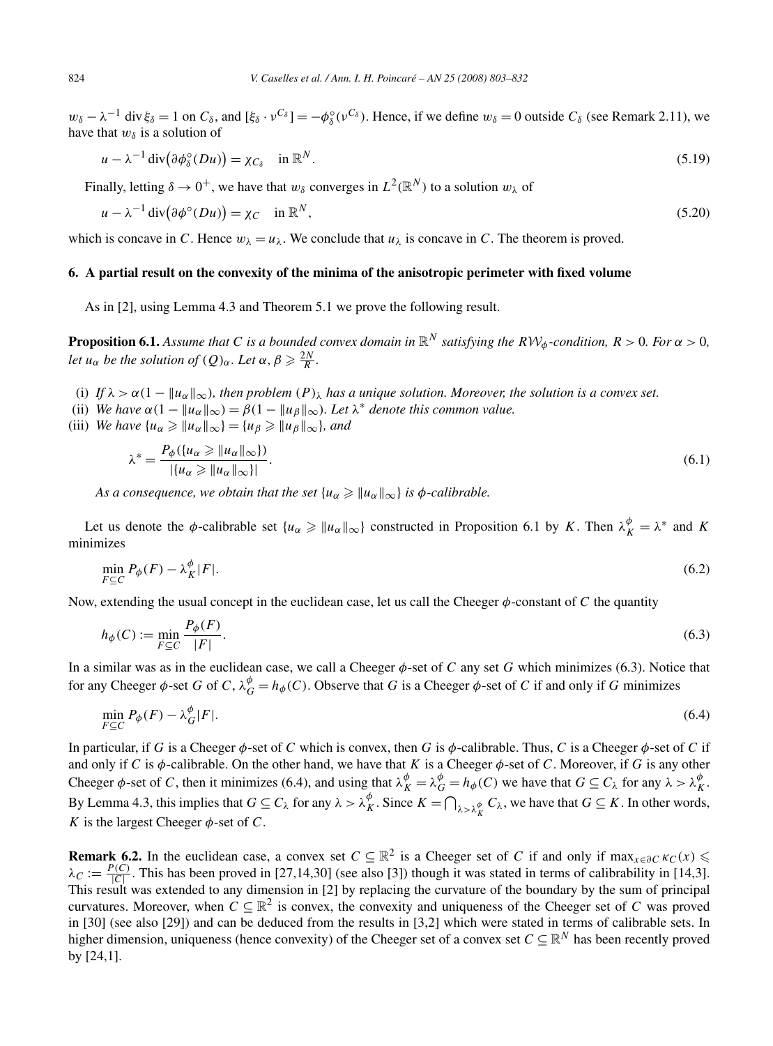$w_\delta - \lambda^{-1} \operatorname{div} \xi_\delta = 1$ on $C_\delta$, and $[\xi_\delta \cdot \nu^{C_\delta}] = -\phi_\delta^\circ(\nu^{C_\delta})$. Hence, if we define $w_\delta = 0$ outside $C_\delta$ (see Remark 2.11), we have that $w_\delta$ is a solution of

$$u - \lambda^{-1} \operatorname{div}\big(\partial \phi_\delta^\circ(Du)\big) = \chi_{C_\delta} \quad \text{in } \mathbb{R}^N. \tag{5.19}$$

Finally, letting $\delta \to 0^+$, we have that $w_\delta$ converges in $L^2(\mathbb{R}^N)$ to a solution $w_\lambda$ of

$$u - \lambda^{-1} \operatorname{div}\big(\partial \phi^\circ(Du)\big) = \chi_C \quad \text{in } \mathbb{R}^N, \tag{5.20}$$

which is concave in $C$. Hence $w_\lambda = u_\lambda$. We conclude that $u_\lambda$ is concave in $C$. The theorem is proved.

## 6. A partial result on the convexity of the minima of the anisotropic perimeter with fixed volume

As in [2], using Lemma 4.3 and Theorem 5.1 we prove the following result.

**Proposition 6.1.** *Assume that $C$ is a bounded convex domain in $\mathbb{R}^N$ satisfying the $R\mathcal{W}_\phi$-condition, $R > 0$. For $\alpha > 0$, let $u_\alpha$ be the solution of $(Q)_\alpha$. Let $\alpha, \beta \geqslant \frac{2N}{R}$.*

(i) *If $\lambda > \alpha(1 - \|u_\alpha\|_\infty)$, then problem $(P)_\lambda$ has a unique solution. Moreover, the solution is a convex set.*
(ii) *We have $\alpha(1 - \|u_\alpha\|_\infty) = \beta(1 - \|u_\beta\|_\infty)$. Let $\lambda^*$ denote this common value.*
(iii) *We have $\{u_\alpha \geqslant \|u_\alpha\|_\infty\} = \{u_\beta \geqslant \|u_\beta\|_\infty\}$, and*

$$\lambda^* = \frac{P_\phi(\{u_\alpha \geqslant \|u_\alpha\|_\infty\})}{|\{u_\alpha \geqslant \|u_\alpha\|_\infty\}|}. \tag{6.1}$$

*As a consequence, we obtain that the set $\{u_\alpha \geqslant \|u_\alpha\|_\infty\}$ is $\phi$-calibrable.*

Let us denote the $\phi$-calibrable set $\{u_\alpha \geqslant \|u_\alpha\|_\infty\}$ constructed in Proposition 6.1 by $K$. Then $\lambda_K^\phi = \lambda^*$ and $K$ minimizes

$$\min_{F \subseteq C} P_\phi(F) - \lambda_K^\phi |F|. \tag{6.2}$$

Now, extending the usual concept in the euclidean case, let us call the Cheeger $\phi$-constant of $C$ the quantity

$$h_\phi(C) := \min_{F \subseteq C} \frac{P_\phi(F)}{|F|}. \tag{6.3}$$

In a similar was as in the euclidean case, we call a Cheeger $\phi$-set of $C$ any set $G$ which minimizes (6.3). Notice that for any Cheeger $\phi$-set $G$ of $C$, $\lambda_G^\phi = h_\phi(C)$. Observe that $G$ is a Cheeger $\phi$-set of $C$ if and only if $G$ minimizes

$$\min_{F \subseteq C} P_\phi(F) - \lambda_G^\phi |F|. \tag{6.4}$$

In particular, if $G$ is a Cheeger $\phi$-set of $C$ which is convex, then $G$ is $\phi$-calibrable. Thus, $C$ is a Cheeger $\phi$-set of $C$ if and only if $C$ is $\phi$-calibrable. On the other hand, we have that $K$ is a Cheeger $\phi$-set of $C$. Moreover, if $G$ is any other Cheeger $\phi$-set of $C$, then it minimizes (6.4), and using that $\lambda_K^\phi = \lambda_G^\phi = h_\phi(C)$ we have that $G \subseteq C_\lambda$ for any $\lambda > \lambda_K^\phi$. By Lemma 4.3, this implies that $G \subseteq C_\lambda$ for any $\lambda > \lambda_K^\phi$. Since $K = \bigcap_{\lambda > \lambda_K^\phi} C_\lambda$, we have that $G \subseteq K$. In other words, $K$ is the largest Cheeger $\phi$-set of $C$.

**Remark 6.2.** In the euclidean case, a convex set $C \subseteq \mathbb{R}^2$ is a Cheeger set of $C$ if and only if $\max_{x \in \partial C} \kappa_C(x) \leqslant \lambda_C := \frac{P(C)}{|C|}$. This has been proved in [27,14,30] (see also [3]) though it was stated in terms of calibrability in [14,3]. This result was extended to any dimension in [2] by replacing the curvature of the boundary by the sum of principal curvatures. Moreover, when $C \subseteq \mathbb{R}^2$ is convex, the convexity and uniqueness of the Cheeger set of $C$ was proved in [30] (see also [29]) and can be deduced from the results in [3,2] which were stated in terms of calibrable sets. In higher dimension, uniqueness (hence convexity) of the Cheeger set of a convex set $C \subseteq \mathbb{R}^N$ has been recently proved by [24,1].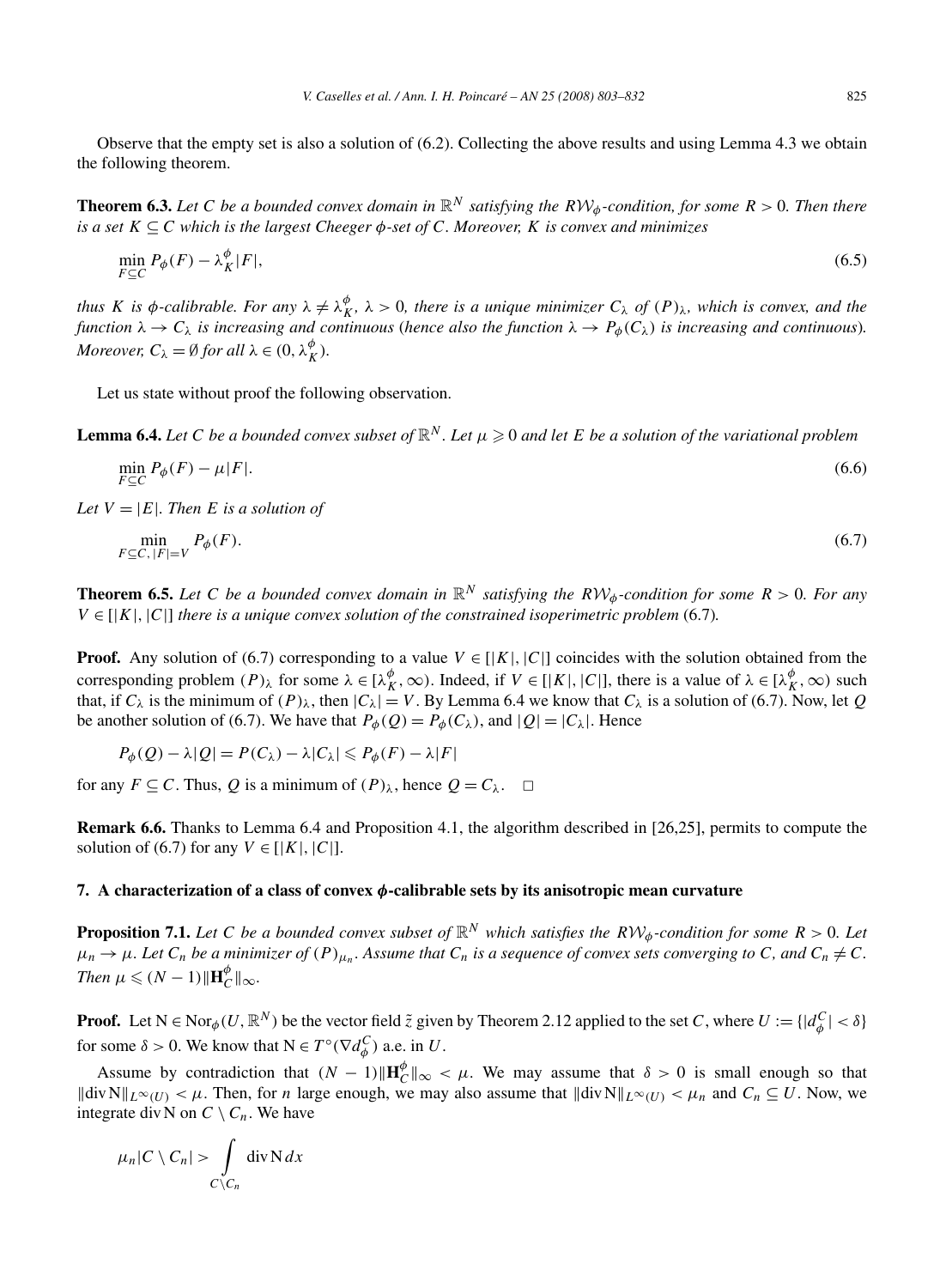Observe that the empty set is also a solution of (6.2). Collecting the above results and using Lemma 4.3 we obtain the following theorem.

**Theorem 6.3.** *Let $C$ be a bounded convex domain in $\mathbb{R}^N$ satisfying the $R\mathcal{W}_\phi$-condition, for some $R > 0$. Then there is a set $K \subseteq C$ which is the largest Cheeger $\phi$-set of $C$. Moreover, $K$ is convex and minimizes*

$$\min_{F \subseteq C} P_\phi(F) - \lambda_K^\phi |F|, \tag{6.5}$$

*thus $K$ is $\phi$-calibrable. For any $\lambda \neq \lambda_K^\phi$, $\lambda > 0$, there is a unique minimizer $C_\lambda$ of $(P)_\lambda$, which is convex, and the function $\lambda \to C_\lambda$ is increasing and continuous (hence also the function $\lambda \to P_\phi(C_\lambda)$ is increasing and continuous). Moreover, $C_\lambda = \emptyset$ for all $\lambda \in (0, \lambda_K^\phi)$.*

Let us state without proof the following observation.

**Lemma 6.4.** *Let $C$ be a bounded convex subset of $\mathbb{R}^N$. Let $\mu \geqslant 0$ and let $E$ be a solution of the variational problem*

$$\min_{F \subseteq C} P_\phi(F) - \mu |F|. \tag{6.6}$$

*Let $V = |E|$. Then $E$ is a solution of*

$$\min_{F \subseteq C,\, |F| = V} P_\phi(F). \tag{6.7}$$

**Theorem 6.5.** *Let $C$ be a bounded convex domain in $\mathbb{R}^N$ satisfying the $R\mathcal{W}_\phi$-condition for some $R > 0$. For any $V \in [|K|, |C|]$ there is a unique convex solution of the constrained isoperimetric problem* (6.7)*.*

**Proof.** Any solution of (6.7) corresponding to a value $V \in [|K|, |C|]$ coincides with the solution obtained from the corresponding problem $(P)_\lambda$ for some $\lambda \in [\lambda_K^\phi, \infty)$. Indeed, if $V \in [|K|, |C|]$, there is a value of $\lambda \in [\lambda_K^\phi, \infty)$ such that, if $C_\lambda$ is the minimum of $(P)_\lambda$, then $|C_\lambda| = V$. By Lemma 6.4 we know that $C_\lambda$ is a solution of (6.7). Now, let $Q$ be another solution of (6.7). We have that $P_\phi(Q) = P_\phi(C_\lambda)$, and $|Q| = |C_\lambda|$. Hence

$$P_\phi(Q) - \lambda |Q| = P(C_\lambda) - \lambda |C_\lambda| \leqslant P_\phi(F) - \lambda |F|$$

for any $F \subseteq C$. Thus, $Q$ is a minimum of $(P)_\lambda$, hence $Q = C_\lambda$. $\square$

**Remark 6.6.** Thanks to Lemma 6.4 and Proposition 4.1, the algorithm described in [26,25], permits to compute the solution of (6.7) for any $V \in [|K|, |C|]$.

## 7. A characterization of a class of convex $\phi$-calibrable sets by its anisotropic mean curvature

**Proposition 7.1.** *Let $C$ be a bounded convex subset of $\mathbb{R}^N$ which satisfies the $R\mathcal{W}_\phi$-condition for some $R > 0$. Let $\mu_n \to \mu$. Let $C_n$ be a minimizer of $(P)_{\mu_n}$. Assume that $C_n$ is a sequence of convex sets converging to $C$, and $C_n \neq C$. Then $\mu \leqslant (N-1)\|\mathbf{H}_C^\phi\|_\infty$.*

**Proof.** Let $\mathrm{N} \in \mathrm{Nor}_\phi(U, \mathbb{R}^N)$ be the vector field $\tilde{z}$ given by Theorem 2.12 applied to the set $C$, where $U := \{|d_\phi^C| < \delta\}$ for some $\delta > 0$. We know that $\mathrm{N} \in T^\circ(\nabla d_\phi^C)$ a.e. in $U$.

Assume by contradiction that $(N-1)\|\mathbf{H}_C^\phi\|_\infty < \mu$. We may assume that $\delta > 0$ is small enough so that $\|\operatorname{div} \mathrm{N}\|_{L^\infty(U)} < \mu$. Then, for $n$ large enough, we may also assume that $\|\operatorname{div} \mathrm{N}\|_{L^\infty(U)} < \mu_n$ and $C_n \subseteq U$. Now, we integrate $\operatorname{div} \mathrm{N}$ on $C \setminus C_n$. We have

$$\mu_n |C \setminus C_n| > \int_{C \setminus C_n} \operatorname{div} \mathrm{N} \, dx$$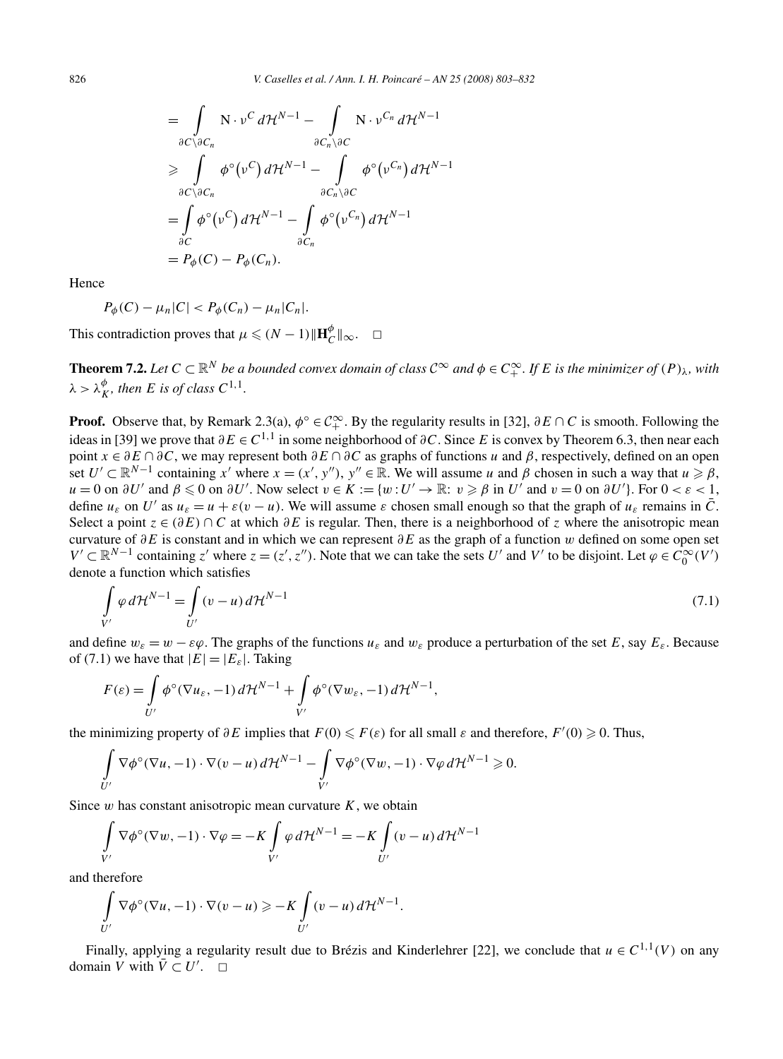$$
\begin{aligned}
&= \int_{\partial C \setminus \partial C_n} \mathrm{N} \cdot \nu^C \, d\mathcal{H}^{N-1} - \int_{\partial C_n \setminus \partial C} \mathrm{N} \cdot \nu^{C_n} \, d\mathcal{H}^{N-1} \\
&\geqslant \int_{\partial C \setminus \partial C_n} \phi^\circ\big(\nu^C\big) \, d\mathcal{H}^{N-1} - \int_{\partial C_n \setminus \partial C} \phi^\circ\big(\nu^{C_n}\big) \, d\mathcal{H}^{N-1} \\
&= \int_{\partial C} \phi^\circ\big(\nu^C\big) \, d\mathcal{H}^{N-1} - \int_{\partial C_n} \phi^\circ\big(\nu^{C_n}\big) \, d\mathcal{H}^{N-1} \\
&= P_\phi(C) - P_\phi(C_n).
\end{aligned}
$$

Hence

$$
P_\phi(C) - \mu_n|C| < P_\phi(C_n) - \mu_n|C_n|.
$$

This contradiction proves that $\mu \leqslant (N-1)\|\mathbf{H}_C^\phi\|_\infty$. $\square$

**Theorem 7.2.** *Let $C \subset \mathbb{R}^N$ be a bounded convex domain of class $\mathcal{C}^\infty$ and $\phi \in \mathcal{C}_+^\infty$. If $E$ is the minimizer of $(P)_\lambda$, with $\lambda > \lambda_K^\phi$, then $E$ is of class $C^{1,1}$.*

**Proof.** Observe that, by Remark 2.3(a), $\phi^\circ \in \mathcal{C}_+^\infty$. By the regularity results in [32], $\partial E \cap C$ is smooth. Following the ideas in [39] we prove that $\partial E \in C^{1,1}$ in some neighborhood of $\partial C$. Since $E$ is convex by Theorem 6.3, then near each point $x \in \partial E \cap \partial C$, we may represent both $\partial E \cap \partial C$ as graphs of functions $u$ and $\beta$, respectively, defined on an open set $U' \subset \mathbb{R}^{N-1}$ containing $x'$ where $x = (x', y'')$, $y'' \in \mathbb{R}$. We will assume $u$ and $\beta$ chosen in such a way that $u \geqslant \beta$, $u = 0$ on $\partial U'$ and $\beta \leqslant 0$ on $\partial U'$. Now select $v \in K := \{w : U' \to \mathbb{R}\colon v \geqslant \beta$ in $U'$ and $v = 0$ on $\partial U'\}$. For $0 < \varepsilon < 1$, define $u_\varepsilon$ on $U'$ as $u_\varepsilon = u + \varepsilon(v - u)$. We will assume $\varepsilon$ chosen small enough so that the graph of $u_\varepsilon$ remains in $\bar{C}$. Select a point $z \in (\partial E) \cap C$ at which $\partial E$ is regular. Then, there is a neighborhood of $z$ where the anisotropic mean curvature of $\partial E$ is constant and in which we can represent $\partial E$ as the graph of a function $w$ defined on some open set $V' \subset \mathbb{R}^{N-1}$ containing $z'$ where $z = (z', z'')$. Note that we can take the sets $U'$ and $V'$ to be disjoint. Let $\varphi \in C_0^\infty(V')$ denote a function which satisfies

$$
\int_{V'} \varphi \, d\mathcal{H}^{N-1} = \int_{U'} (v - u) \, d\mathcal{H}^{N-1} \tag{7.1}
$$

and define $w_\varepsilon = w - \varepsilon\varphi$. The graphs of the functions $u_\varepsilon$ and $w_\varepsilon$ produce a perturbation of the set $E$, say $E_\varepsilon$. Because of (7.1) we have that $|E| = |E_\varepsilon|$. Taking

$$
F(\varepsilon) = \int_{U'} \phi^\circ(\nabla u_\varepsilon, -1) \, d\mathcal{H}^{N-1} + \int_{V'} \phi^\circ(\nabla w_\varepsilon, -1) \, d\mathcal{H}^{N-1},
$$

the minimizing property of $\partial E$ implies that $F(0) \leqslant F(\varepsilon)$ for all small $\varepsilon$ and therefore, $F'(0) \geqslant 0$. Thus,

$$
\int_{U'} \nabla\phi^\circ(\nabla u, -1) \cdot \nabla(v - u) \, d\mathcal{H}^{N-1} - \int_{V'} \nabla\phi^\circ(\nabla w, -1) \cdot \nabla\varphi \, d\mathcal{H}^{N-1} \geqslant 0.
$$

Since $w$ has constant anisotropic mean curvature $K$, we obtain

$$
\int_{V'} \nabla\phi^\circ(\nabla w, -1) \cdot \nabla\varphi = -K \int_{V'} \varphi \, d\mathcal{H}^{N-1} = -K \int_{U'} (v - u) \, d\mathcal{H}^{N-1}
$$

and therefore

$$
\int_{U'} \nabla\phi^\circ(\nabla u, -1) \cdot \nabla(v - u) \geqslant -K \int_{U'} (v - u) \, d\mathcal{H}^{N-1}.
$$

Finally, applying a regularity result due to Brézis and Kinderlehrer [22], we conclude that $u \in C^{1,1}(V)$ on any domain $V$ with $\bar{V} \subset U'$. $\square$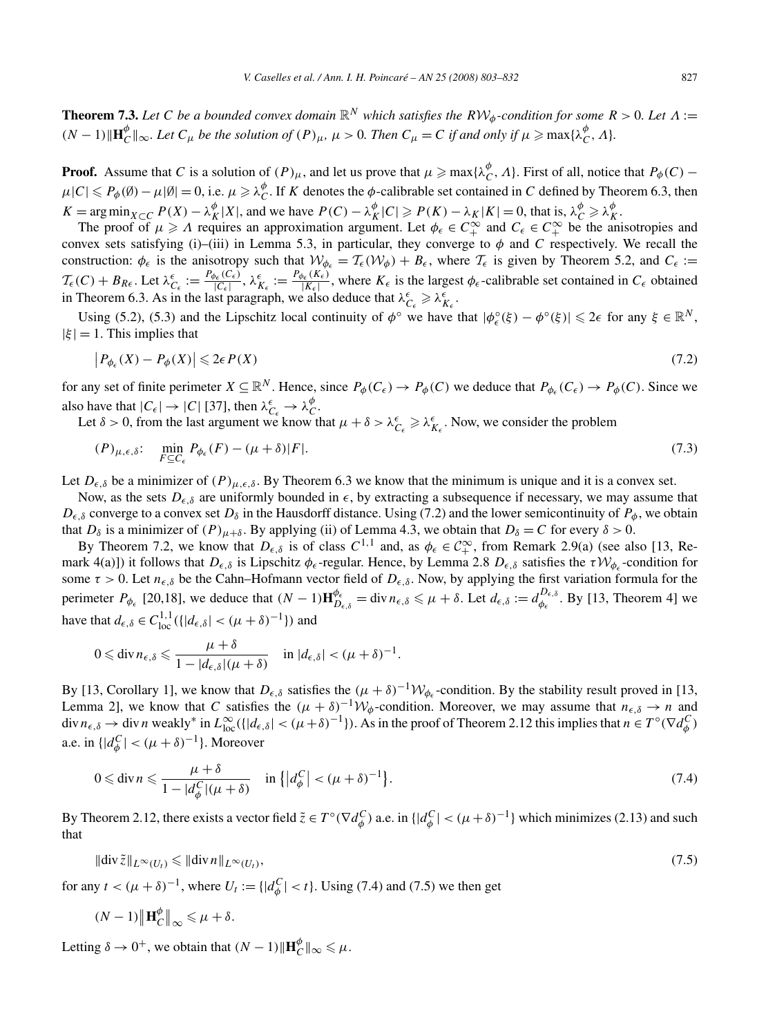**Theorem 7.3.** *Let $C$ be a bounded convex domain $\mathbb{R}^N$ which satisfies the $R\mathcal{W}_\phi$-condition for some $R > 0$. Let $\Lambda := (N-1)\|\mathbf{H}_C^\phi\|_\infty$. Let $C_\mu$ be the solution of $(P)_\mu$, $\mu > 0$. Then $C_\mu = C$ if and only if $\mu \geqslant \max\{\lambda_C^\phi, \Lambda\}$.*

**Proof.** Assume that $C$ is a solution of $(P)_\mu$, and let us prove that $\mu \geqslant \max\{\lambda_C^\phi, \Lambda\}$. First of all, notice that $P_\phi(C) - \mu|C| \leqslant P_\phi(\emptyset) - \mu|\emptyset| = 0$, i.e. $\mu \geqslant \lambda_C^\phi$. If $K$ denotes the $\phi$-calibrable set contained in $C$ defined by Theorem 6.3, then $K = \arg\min_{X\subset C} P(X) - \lambda_K^\phi |X|$, and we have $P(C) - \lambda_K^\phi|C| \geqslant P(K) - \lambda_K|K| = 0$, that is, $\lambda_C^\phi \geqslant \lambda_K^\phi$.

The proof of $\mu \geqslant \Lambda$ requires an approximation argument. Let $\phi_\epsilon \in C_+^\infty$ and $C_\epsilon \in C_+^\infty$ be the anisotropies and convex sets satisfying (i)–(iii) in Lemma 5.3, in particular, they converge to $\phi$ and $C$ respectively. We recall the construction: $\phi_\epsilon$ is the anisotropy such that $\mathcal{W}_{\phi_\epsilon} = \mathcal{T}_\epsilon(\mathcal{W}_\phi) + B_\epsilon$, where $\mathcal{T}_\epsilon$ is given by Theorem 5.2, and $C_\epsilon := \mathcal{T}_\epsilon(C) + B_{R\epsilon}$. Let $\lambda_{C_\epsilon}^\epsilon := \frac{P_{\phi_\epsilon}(C_\epsilon)}{|C_\epsilon|}$, $\lambda_{K_\epsilon}^\epsilon := \frac{P_{\phi_\epsilon}(K_\epsilon)}{|K_\epsilon|}$, where $K_\epsilon$ is the largest $\phi_\epsilon$-calibrable set contained in $C_\epsilon$ obtained in Theorem 6.3. As in the last paragraph, we also deduce that $\lambda_{C_\epsilon}^\epsilon \geqslant \lambda_{K_\epsilon}^\epsilon$.

Using (5.2), (5.3) and the Lipschitz local continuity of $\phi^\circ$ we have that $|\phi_\epsilon^\circ(\xi) - \phi^\circ(\xi)| \leqslant 2\epsilon$ for any $\xi \in \mathbb{R}^N$, $|\xi| = 1$. This implies that

$$\left|P_{\phi_\epsilon}(X) - P_\phi(X)\right| \leqslant 2\epsilon P(X) \tag{7.2}$$

for any set of finite perimeter $X \subseteq \mathbb{R}^N$. Hence, since $P_\phi(C_\epsilon) \to P_\phi(C)$ we deduce that $P_{\phi_\epsilon}(C_\epsilon) \to P_\phi(C)$. Since we also have that $|C_\epsilon| \to |C|$ [37], then $\lambda_{C_\epsilon}^\epsilon \to \lambda_C^\phi$.

Let $\delta > 0$, from the last argument we know that $\mu + \delta > \lambda_{C_\epsilon}^\epsilon \geqslant \lambda_{K_\epsilon}^\epsilon$. Now, we consider the problem

$$(P)_{\mu,\epsilon,\delta}: \quad \min_{F\subseteq C_\epsilon} P_{\phi_\epsilon}(F) - (\mu+\delta)|F|. \tag{7.3}$$

Let $D_{\epsilon,\delta}$ be a minimizer of $(P)_{\mu,\epsilon,\delta}$. By Theorem 6.3 we know that the minimum is unique and it is a convex set.

Now, as the sets $D_{\epsilon,\delta}$ are uniformly bounded in $\epsilon$, by extracting a subsequence if necessary, we may assume that $D_{\epsilon,\delta}$ converge to a convex set $D_\delta$ in the Hausdorff distance. Using (7.2) and the lower semicontinuity of $P_\phi$, we obtain that $D_\delta$ is a minimizer of $(P)_{\mu+\delta}$. By applying (ii) of Lemma 4.3, we obtain that $D_\delta = C$ for every $\delta > 0$.

By Theorem 7.2, we know that $D_{\epsilon,\delta}$ is of class $C^{1,1}$ and, as $\phi_\epsilon \in \mathcal{C}_+^\infty$, from Remark 2.9(a) (see also [13, Remark 4(a)]) it follows that $D_{\epsilon,\delta}$ is Lipschitz $\phi_\epsilon$-regular. Hence, by Lemma 2.8 $D_{\epsilon,\delta}$ satisfies the $\tau\mathcal{W}_{\phi_\epsilon}$-condition for some $\tau > 0$. Let $n_{\epsilon,\delta}$ be the Cahn–Hofmann vector field of $D_{\epsilon,\delta}$. Now, by applying the first variation formula for the perimeter $P_{\phi_\epsilon}$ [20,18], we deduce that $(N-1)\mathbf{H}_{D_{\epsilon,\delta}}^{\phi_\epsilon} = \operatorname{div} n_{\epsilon,\delta} \leqslant \mu + \delta$. Let $d_{\epsilon,\delta} := d_{\phi_\epsilon}^{D_{\epsilon,\delta}}$. By [13, Theorem 4] we have that $d_{\epsilon,\delta} \in C_{\mathrm{loc}}^{1,1}(\{|d_{\epsilon,\delta}| < (\mu+\delta)^{-1}\})$ and

$$0 \leqslant \operatorname{div} n_{\epsilon,\delta} \leqslant \frac{\mu+\delta}{1 - |d_{\epsilon,\delta}|(\mu+\delta)} \quad \text{in } |d_{\epsilon,\delta}| < (\mu+\delta)^{-1}.$$

By [13, Corollary 1], we know that $D_{\epsilon,\delta}$ satisfies the $(\mu+\delta)^{-1}\mathcal{W}_{\phi_\epsilon}$-condition. By the stability result proved in [13, Lemma 2], we know that $C$ satisfies the $(\mu+\delta)^{-1}\mathcal{W}_\phi$-condition. Moreover, we may assume that $n_{\epsilon,\delta} \to n$ and $\operatorname{div} n_{\epsilon,\delta} \to \operatorname{div} n$ weakly* in $L_{\mathrm{loc}}^\infty(\{|d_{\epsilon,\delta}| < (\mu+\delta)^{-1}\})$. As in the proof of Theorem 2.12 this implies that $n \in T^\circ(\nabla d_\phi^C)$ a.e. in $\{|d_\phi^C| < (\mu+\delta)^{-1}\}$. Moreover

$$0 \leqslant \operatorname{div} n \leqslant \frac{\mu+\delta}{1 - |d_\phi^C|(\mu+\delta)} \quad \text{in } \left\{\left|d_\phi^C\right| < (\mu+\delta)^{-1}\right\}. \tag{7.4}$$

By Theorem 2.12, there exists a vector field $\tilde{z} \in T^\circ(\nabla d_\phi^C)$ a.e. in $\{|d_\phi^C| < (\mu+\delta)^{-1}\}$ which minimizes (2.13) and such that

$$\|\operatorname{div}\tilde{z}\|_{L^\infty(U_t)} \leqslant \|\operatorname{div} n\|_{L^\infty(U_t)}, \tag{7.5}$$

for any $t < (\mu+\delta)^{-1}$, where $U_t := \{|d_\phi^C| < t\}$. Using (7.4) and (7.5) we then get

$$(N-1)\left\|\mathbf{H}_C^\phi\right\|_\infty \leqslant \mu + \delta.$$

Letting $\delta \to 0^+$, we obtain that $(N-1)\|\mathbf{H}_C^\phi\|_\infty \leqslant \mu$.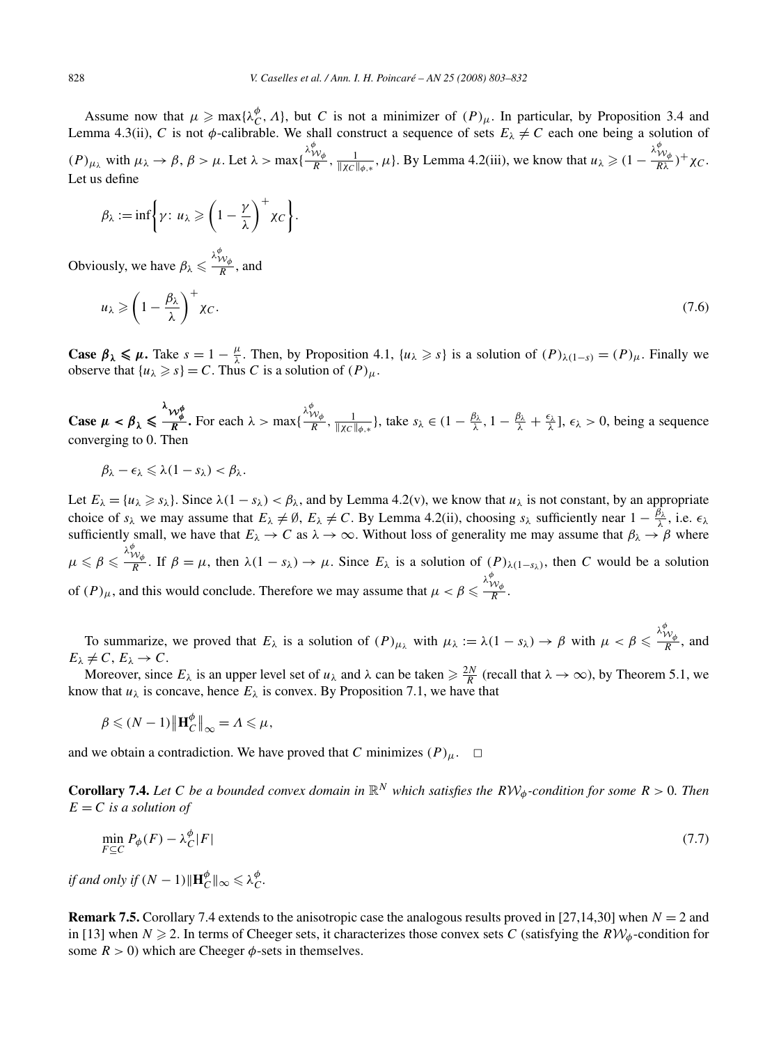Assume now that $\mu \geqslant \max\{\lambda_C^\phi, \Lambda\}$, but $C$ is not a minimizer of $(P)_\mu$. In particular, by Proposition 3.4 and Lemma 4.3(ii), $C$ is not $\phi$-calibrable. We shall construct a sequence of sets $E_\lambda \neq C$ each one being a solution of $(P)_{\mu_\lambda}$ with $\mu_\lambda \to \beta$, $\beta > \mu$. Let $\lambda > \max\{\frac{\lambda^\phi_{\mathcal{W}_\phi}}{R}, \frac{1}{\|\chi_C\|_{\phi,*}}, \mu\}$. By Lemma 4.2(iii), we know that $u_\lambda \geqslant (1 - \frac{\lambda^\phi_{\mathcal{W}_\phi}}{R\lambda})^+ \chi_C$. Let us define

$$\beta_\lambda := \inf\left\{\gamma\colon\, u_\lambda \geqslant \left(1 - \frac{\gamma}{\lambda}\right)^+ \chi_C\right\}.$$

Obviously, we have $\beta_\lambda \leqslant \frac{\lambda^\phi_{\mathcal{W}_\phi}}{R}$, and

$$u_\lambda \geqslant \left(1 - \frac{\beta_\lambda}{\lambda}\right)^+ \chi_C. \tag{7.6}$$

**Case $\boldsymbol{\beta_\lambda \leqslant \mu}$.** Take $s = 1 - \frac{\mu}{\lambda}$. Then, by Proposition 4.1, $\{u_\lambda \geqslant s\}$ is a solution of $(P)_{\lambda(1-s)} = (P)_\mu$. Finally we observe that $\{u_\lambda \geqslant s\} = C$. Thus $C$ is a solution of $(P)_\mu$.

**Case $\boldsymbol{\mu < \beta_\lambda \leqslant \frac{\lambda^\phi_{\mathcal{W}_\phi}}{R}}$.** For each $\lambda > \max\{\frac{\lambda^\phi_{\mathcal{W}_\phi}}{R}, \frac{1}{\|\chi_C\|_{\phi,*}}\}$, take $s_\lambda \in (1 - \frac{\beta_\lambda}{\lambda}, 1 - \frac{\beta_\lambda}{\lambda} + \frac{\epsilon_\lambda}{\lambda}]$, $\epsilon_\lambda > 0$, being a sequence converging to 0. Then

$$\beta_\lambda - \epsilon_\lambda \leqslant \lambda(1 - s_\lambda) < \beta_\lambda.$$

Let $E_\lambda = \{u_\lambda \geqslant s_\lambda\}$. Since $\lambda(1 - s_\lambda) < \beta_\lambda$, and by Lemma 4.2(v), we know that $u_\lambda$ is not constant, by an appropriate choice of $s_\lambda$ we may assume that $E_\lambda \neq \emptyset$, $E_\lambda \neq C$. By Lemma 4.2(ii), choosing $s_\lambda$ sufficiently near $1 - \frac{\beta_\lambda}{\lambda}$, i.e. $\epsilon_\lambda$ sufficiently small, we have that $E_\lambda \to C$ as $\lambda \to \infty$. Without loss of generality me may assume that $\beta_\lambda \to \beta$ where $\mu \leqslant \beta \leqslant \frac{\lambda^\phi_{\mathcal{W}_\phi}}{R}$. If $\beta = \mu$, then $\lambda(1 - s_\lambda) \to \mu$. Since $E_\lambda$ is a solution of $(P)_{\lambda(1-s_\lambda)}$, then $C$ would be a solution of $(P)_\mu$, and this would conclude. Therefore we may assume that $\mu < \beta \leqslant \frac{\lambda^\phi_{\mathcal{W}_\phi}}{R}$.

To summarize, we proved that $E_\lambda$ is a solution of $(P)_{\mu_\lambda}$ with $\mu_\lambda := \lambda(1 - s_\lambda) \to \beta$ with $\mu < \beta \leqslant \frac{\lambda^\phi_{\mathcal{W}_\phi}}{R}$, and $E_\lambda \neq C$, $E_\lambda \to C$.

Moreover, since $E_\lambda$ is an upper level set of $u_\lambda$ and $\lambda$ can be taken $\geqslant \frac{2N}{R}$ (recall that $\lambda \to \infty$), by Theorem 5.1, we know that $u_\lambda$ is concave, hence $E_\lambda$ is convex. By Proposition 7.1, we have that

$$\beta \leqslant (N-1)\|\mathbf{H}^\phi_C\|_\infty = \Lambda \leqslant \mu,$$

and we obtain a contradiction. We have proved that $C$ minimizes $(P)_\mu$. $\square$

**Corollary 7.4.** *Let $C$ be a bounded convex domain in $\mathbb{R}^N$ which satisfies the $R\mathcal{W}_\phi$-condition for some $R > 0$. Then $E = C$ is a solution of*

$$\min_{F \subseteq C} P_\phi(F) - \lambda^\phi_C |F| \tag{7.7}$$

*if and only if $(N-1)\|\mathbf{H}^\phi_C\|_\infty \leqslant \lambda^\phi_C$.*

**Remark 7.5.** Corollary 7.4 extends to the anisotropic case the analogous results proved in [27,14,30] when $N = 2$ and in [13] when $N \geqslant 2$. In terms of Cheeger sets, it characterizes those convex sets $C$ (satisfying the $R\mathcal{W}_\phi$-condition for some $R > 0$) which are Cheeger $\phi$-sets in themselves.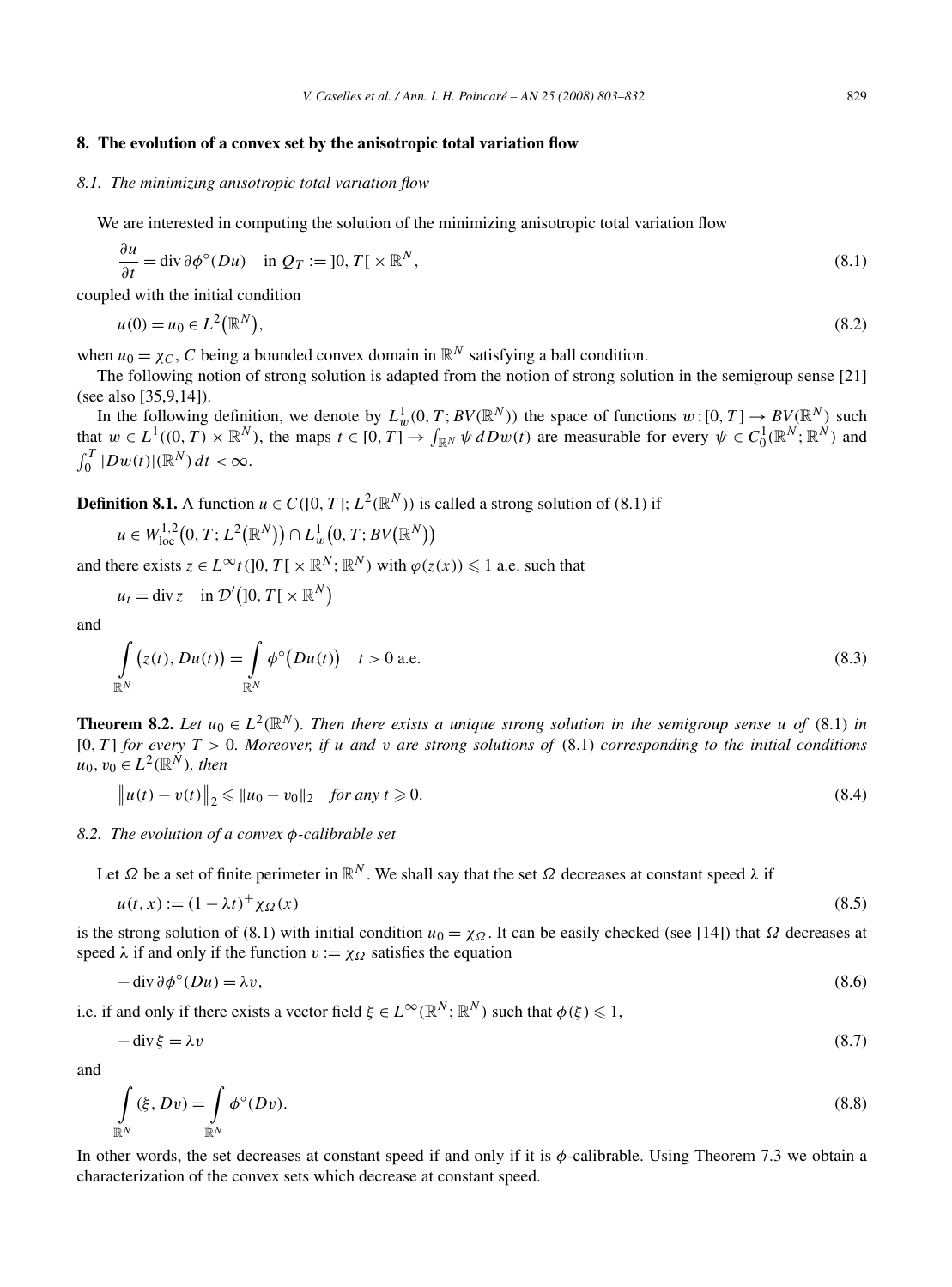## 8. The evolution of a convex set by the anisotropic total variation flow

### 8.1. The minimizing anisotropic total variation flow

We are interested in computing the solution of the minimizing anisotropic total variation flow

$$\frac{\partial u}{\partial t} = \operatorname{div} \partial \phi^\circ(Du) \quad \text{in } Q_T := ]0, T[ \times \mathbb{R}^N, \tag{8.1}$$

coupled with the initial condition

$$u(0) = u_0 \in L^2(\mathbb{R}^N), \tag{8.2}$$

when $u_0 = \chi_C$, $C$ being a bounded convex domain in $\mathbb{R}^N$ satisfying a ball condition.

The following notion of strong solution is adapted from the notion of strong solution in the semigroup sense [21] (see also [35,9,14]).

In the following definition, we denote by $L^1_w(0, T; BV(\mathbb{R}^N))$ the space of functions $w : [0, T] \to BV(\mathbb{R}^N)$ such that $w \in L^1((0, T) \times \mathbb{R}^N)$, the maps $t \in [0, T] \to \int_{\mathbb{R}^N} \psi \, dDw(t)$ are measurable for every $\psi \in C^1_0(\mathbb{R}^N; \mathbb{R}^N)$ and $\int_0^T |Dw(t)|(\mathbb{R}^N)\, dt < \infty$.

**Definition 8.1.** A function $u \in C([0, T]; L^2(\mathbb{R}^N))$ is called a strong solution of (8.1) if

$$u \in W^{1,2}_{\mathrm{loc}}\big(0, T; L^2(\mathbb{R}^N)\big) \cap L^1_w\big(0, T; BV(\mathbb{R}^N)\big)$$

and there exists $z \in L^\infty t(]0, T[ \times \mathbb{R}^N; \mathbb{R}^N)$ with $\varphi(z(x)) \leqslant 1$ a.e. such that

$$u_t = \operatorname{div} z \quad \text{in } \mathcal{D}'\big(]0, T[ \times \mathbb{R}^N\big)$$

and

$$\int_{\mathbb{R}^N} \big(z(t), Du(t)\big) = \int_{\mathbb{R}^N} \phi^\circ\big(Du(t)\big) \quad t > 0 \text{ a.e.} \tag{8.3}$$

**Theorem 8.2.** *Let $u_0 \in L^2(\mathbb{R}^N)$. Then there exists a unique strong solution in the semigroup sense $u$ of* (8.1) *in $[0, T]$ for every $T > 0$. Moreover, if $u$ and $v$ are strong solutions of* (8.1) *corresponding to the initial conditions $u_0, v_0 \in L^2(\mathbb{R}^N)$, then*

$$\big\|u(t) - v(t)\big\|_2 \leqslant \|u_0 - v_0\|_2 \quad \textit{for any } t \geqslant 0. \tag{8.4}$$

### 8.2. The evolution of a convex $\phi$-calibrable set

Let $\Omega$ be a set of finite perimeter in $\mathbb{R}^N$. We shall say that the set $\Omega$ decreases at constant speed $\lambda$ if

$$u(t, x) := (1 - \lambda t)^+ \chi_\Omega(x) \tag{8.5}$$

is the strong solution of (8.1) with initial condition $u_0 = \chi_\Omega$. It can be easily checked (see [14]) that $\Omega$ decreases at speed $\lambda$ if and only if the function $v := \chi_\Omega$ satisfies the equation

$$-\operatorname{div} \partial \phi^\circ(Du) = \lambda v, \tag{8.6}$$

i.e. if and only if there exists a vector field $\xi \in L^\infty(\mathbb{R}^N; \mathbb{R}^N)$ such that $\phi(\xi) \leqslant 1$,

$$-\operatorname{div} \xi = \lambda v \tag{8.7}$$

and

$$\int_{\mathbb{R}^N} (\xi, Dv) = \int_{\mathbb{R}^N} \phi^\circ(Dv). \tag{8.8}$$

In other words, the set decreases at constant speed if and only if it is $\phi$-calibrable. Using Theorem 7.3 we obtain a characterization of the convex sets which decrease at constant speed.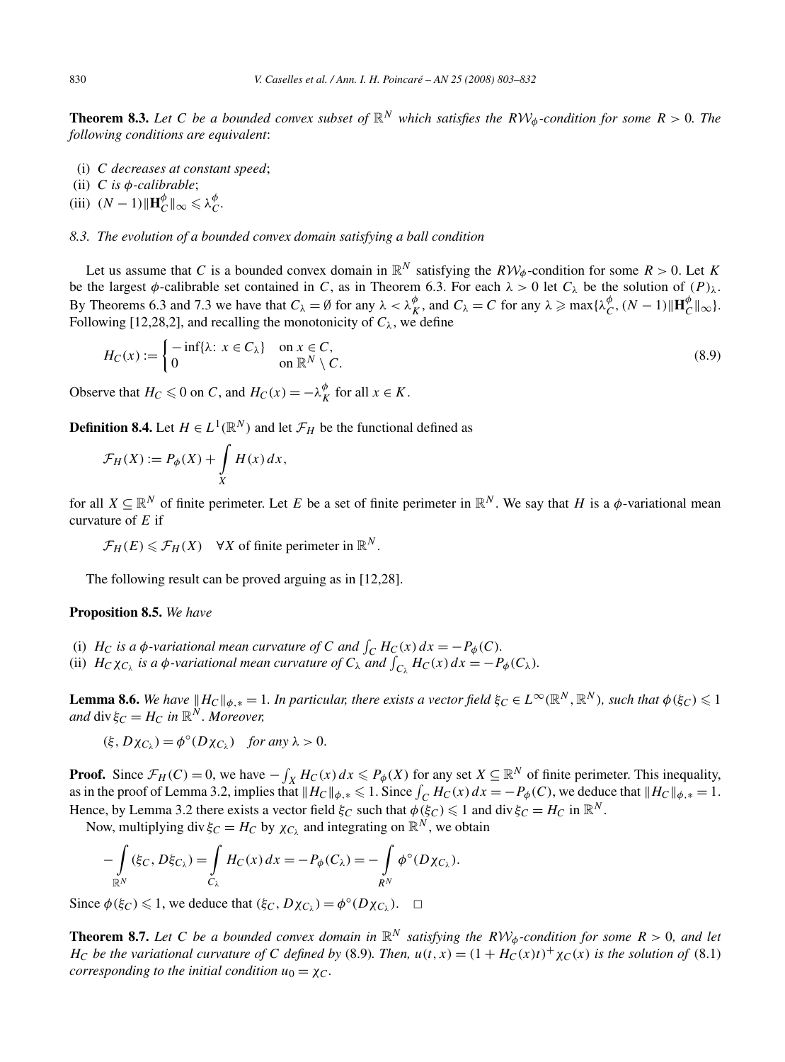**Theorem 8.3.** *Let $C$ be a bounded convex subset of $\mathbb{R}^N$ which satisfies the $R\mathcal{W}_\phi$-condition for some $R > 0$. The following conditions are equivalent*:

- (i) *$C$ decreases at constant speed*;
- (ii) *$C$ is $\phi$-calibrable*;
- (iii) $(N-1)\|\mathbf{H}_C^\phi\|_\infty \leqslant \lambda_C^\phi$.

### *8.3. The evolution of a bounded convex domain satisfying a ball condition*

Let us assume that $C$ is a bounded convex domain in $\mathbb{R}^N$ satisfying the $R\mathcal{W}_\phi$-condition for some $R > 0$. Let $K$ be the largest $\phi$-calibrable set contained in $C$, as in Theorem 6.3. For each $\lambda > 0$ let $C_\lambda$ be the solution of $(P)_\lambda$. By Theorems 6.3 and 7.3 we have that $C_\lambda = \emptyset$ for any $\lambda < \lambda_K^\phi$, and $C_\lambda = C$ for any $\lambda \geqslant \max\{\lambda_C^\phi, (N-1)\|\mathbf{H}_C^\phi\|_\infty\}$. Following [12,28,2], and recalling the monotonicity of $C_\lambda$, we define

$$H_C(x) := \begin{cases} -\inf\{\lambda\colon\ x \in C_\lambda\} & \text{on } x \in C, \\ 0 & \text{on } \mathbb{R}^N \setminus C. \end{cases} \tag{8.9}$$

Observe that $H_C \leqslant 0$ on $C$, and $H_C(x) = -\lambda_K^\phi$ for all $x \in K$.

**Definition 8.4.** Let $H \in L^1(\mathbb{R}^N)$ and let $\mathcal{F}_H$ be the functional defined as

$$\mathcal{F}_H(X) := P_\phi(X) + \int_X H(x)\,dx,$$

for all $X \subseteq \mathbb{R}^N$ of finite perimeter. Let $E$ be a set of finite perimeter in $\mathbb{R}^N$. We say that $H$ is a $\phi$-variational mean curvature of $E$ if

$$\mathcal{F}_H(E) \leqslant \mathcal{F}_H(X) \quad \forall X \text{ of finite perimeter in } \mathbb{R}^N.$$

The following result can be proved arguing as in [12,28].

**Proposition 8.5.** *We have*

- (i) *$H_C$ is a $\phi$-variational mean curvature of $C$ and $\int_C H_C(x)\,dx = -P_\phi(C)$.*
- (ii) *$H_C\chi_{C_\lambda}$ is a $\phi$-variational mean curvature of $C_\lambda$ and $\int_{C_\lambda} H_C(x)\,dx = -P_\phi(C_\lambda)$.*

**Lemma 8.6.** *We have $\|H_C\|_{\phi,*} = 1$. In particular, there exists a vector field $\xi_C \in L^\infty(\mathbb{R}^N, \mathbb{R}^N)$, such that $\phi(\xi_C) \leqslant 1$ and $\operatorname{div} \xi_C = H_C$ in $\mathbb{R}^N$. Moreover,*

$$(\xi, D\chi_{C_\lambda}) = \phi^\circ(D\chi_{C_\lambda}) \quad \textit{for any } \lambda > 0.$$

**Proof.** Since $\mathcal{F}_H(C) = 0$, we have $-\int_X H_C(x)\,dx \leqslant P_\phi(X)$ for any set $X \subseteq \mathbb{R}^N$ of finite perimeter. This inequality, as in the proof of Lemma 3.2, implies that $\|H_C\|_{\phi,*} \leqslant 1$. Since $\int_C H_C(x)\,dx = -P_\phi(C)$, we deduce that $\|H_C\|_{\phi,*} = 1$. Hence, by Lemma 3.2 there exists a vector field $\xi_C$ such that $\phi(\xi_C) \leqslant 1$ and $\operatorname{div} \xi_C = H_C$ in $\mathbb{R}^N$.

Now, multiplying $\operatorname{div} \xi_C = H_C$ by $\chi_{C_\lambda}$ and integrating on $\mathbb{R}^N$, we obtain

$$-\int_{\mathbb{R}^N} (\xi_C, D\xi_{C_\lambda}) = \int_{C_\lambda} H_C(x)\,dx = -P_\phi(C_\lambda) = -\int_{R^N} \phi^\circ(D\chi_{C_\lambda}).$$

Since $\phi(\xi_C) \leqslant 1$, we deduce that $(\xi_C, D\chi_{C_\lambda}) = \phi^\circ(D\chi_{C_\lambda})$. $\square$

**Theorem 8.7.** *Let $C$ be a bounded convex domain in $\mathbb{R}^N$ satisfying the $R\mathcal{W}_\phi$-condition for some $R > 0$, and let $H_C$ be the variational curvature of $C$ defined by* (8.9)*. Then, $u(t,x) = (1 + H_C(x)t)^+\chi_C(x)$ is the solution of* (8.1) *corresponding to the initial condition $u_0 = \chi_C$.*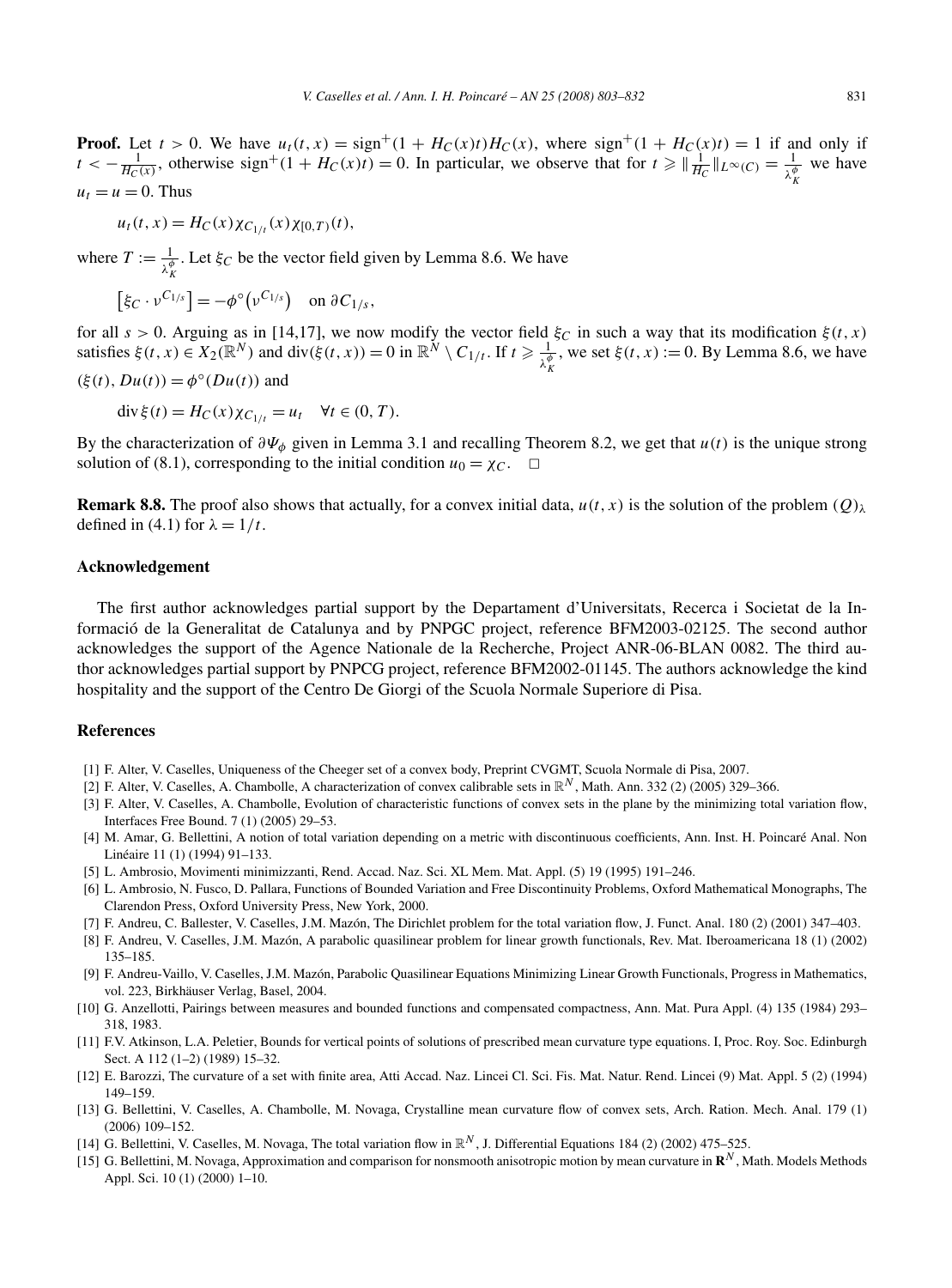**Proof.** Let $t > 0$. We have $u_t(t,x) = \text{sign}^+(1 + H_C(x)t)H_C(x)$, where $\text{sign}^+(1 + H_C(x)t) = 1$ if and only if $t < -\frac{1}{H_C(x)}$, otherwise $\text{sign}^+(1 + H_C(x)t) = 0$. In particular, we observe that for $t \geqslant \|\frac{1}{H_C}\|_{L^\infty(C)} = \frac{1}{\lambda_K^\phi}$ we have $u_t = u = 0$. Thus

$$u_t(t,x) = H_C(x)\chi_{C_{1/t}}(x)\chi_{[0,T)}(t),$$

where $T := \frac{1}{\lambda_K^\phi}$. Let $\xi_C$ be the vector field given by Lemma 8.6. We have

$$\left[\xi_C \cdot \nu^{C_{1/s}}\right] = -\phi^\circ\left(\nu^{C_{1/s}}\right) \quad \text{on } \partial C_{1/s},$$

for all $s > 0$. Arguing as in [14,17], we now modify the vector field $\xi_C$ in such a way that its modification $\xi(t,x)$ satisfies $\xi(t,x) \in X_2(\mathbb{R}^N)$ and $\text{div}(\xi(t,x)) = 0$ in $\mathbb{R}^N \setminus C_{1/t}$. If $t \geqslant \frac{1}{\lambda_K^\phi}$, we set $\xi(t,x) := 0$. By Lemma 8.6, we have $(\xi(t), Du(t)) = \phi^\circ(Du(t))$ and

$$\text{div}\,\xi(t) = H_C(x)\chi_{C_{1/t}} = u_t \quad \forall t \in (0,T).$$

By the characterization of $\partial\Psi_\phi$ given in Lemma 3.1 and recalling Theorem 8.2, we get that $u(t)$ is the unique strong solution of (8.1), corresponding to the initial condition $u_0 = \chi_C$. $\square$

**Remark 8.8.** The proof also shows that actually, for a convex initial data, $u(t,x)$ is the solution of the problem $(Q)_\lambda$ defined in (4.1) for $\lambda = 1/t$.

## Acknowledgement

The first author acknowledges partial support by the Departament d'Universitats, Recerca i Societat de la Informació de la Generalitat de Catalunya and by PNPGC project, reference BFM2003-02125. The second author acknowledges the support of the Agence Nationale de la Recherche, Project ANR-06-BLAN 0082. The third author acknowledges partial support by PNPCG project, reference BFM2002-01145. The authors acknowledge the kind hospitality and the support of the Centro De Giorgi of the Scuola Normale Superiore di Pisa.

## References

[1] F. Alter, V. Caselles, Uniqueness of the Cheeger set of a convex body, Preprint CVGMT, Scuola Normale di Pisa, 2007.

[2] F. Alter, V. Caselles, A. Chambolle, A characterization of convex calibrable sets in $\mathbb{R}^N$, Math. Ann. 332 (2) (2005) 329–366.

[3] F. Alter, V. Caselles, A. Chambolle, Evolution of characteristic functions of convex sets in the plane by the minimizing total variation flow, Interfaces Free Bound. 7 (1) (2005) 29–53.

[4] M. Amar, G. Bellettini, A notion of total variation depending on a metric with discontinuous coefficients, Ann. Inst. H. Poincaré Anal. Non Linéaire 11 (1) (1994) 91–133.

[5] L. Ambrosio, Movimenti minimizzanti, Rend. Accad. Naz. Sci. XL Mem. Mat. Appl. (5) 19 (1995) 191–246.

[6] L. Ambrosio, N. Fusco, D. Pallara, Functions of Bounded Variation and Free Discontinuity Problems, Oxford Mathematical Monographs, The Clarendon Press, Oxford University Press, New York, 2000.

[7] F. Andreu, C. Ballester, V. Caselles, J.M. Mazón, The Dirichlet problem for the total variation flow, J. Funct. Anal. 180 (2) (2001) 347–403.

[8] F. Andreu, V. Caselles, J.M. Mazón, A parabolic quasilinear problem for linear growth functionals, Rev. Mat. Iberoamericana 18 (1) (2002) 135–185.

[9] F. Andreu-Vaillo, V. Caselles, J.M. Mazón, Parabolic Quasilinear Equations Minimizing Linear Growth Functionals, Progress in Mathematics, vol. 223, Birkhäuser Verlag, Basel, 2004.

[10] G. Anzellotti, Pairings between measures and bounded functions and compensated compactness, Ann. Mat. Pura Appl. (4) 135 (1984) 293–318, 1983.

[11] F.V. Atkinson, L.A. Peletier, Bounds for vertical points of solutions of prescribed mean curvature type equations. I, Proc. Roy. Soc. Edinburgh Sect. A 112 (1–2) (1989) 15–32.

[12] E. Barozzi, The curvature of a set with finite area, Atti Accad. Naz. Lincei Cl. Sci. Fis. Mat. Natur. Rend. Lincei (9) Mat. Appl. 5 (2) (1994) 149–159.

[13] G. Bellettini, V. Caselles, A. Chambolle, M. Novaga, Crystalline mean curvature flow of convex sets, Arch. Ration. Mech. Anal. 179 (1) (2006) 109–152.

[14] G. Bellettini, V. Caselles, M. Novaga, The total variation flow in $\mathbb{R}^N$, J. Differential Equations 184 (2) (2002) 475–525.

[15] G. Bellettini, M. Novaga, Approximation and comparison for nonsmooth anisotropic motion by mean curvature in $\mathbf{R}^N$, Math. Models Methods Appl. Sci. 10 (1) (2000) 1–10.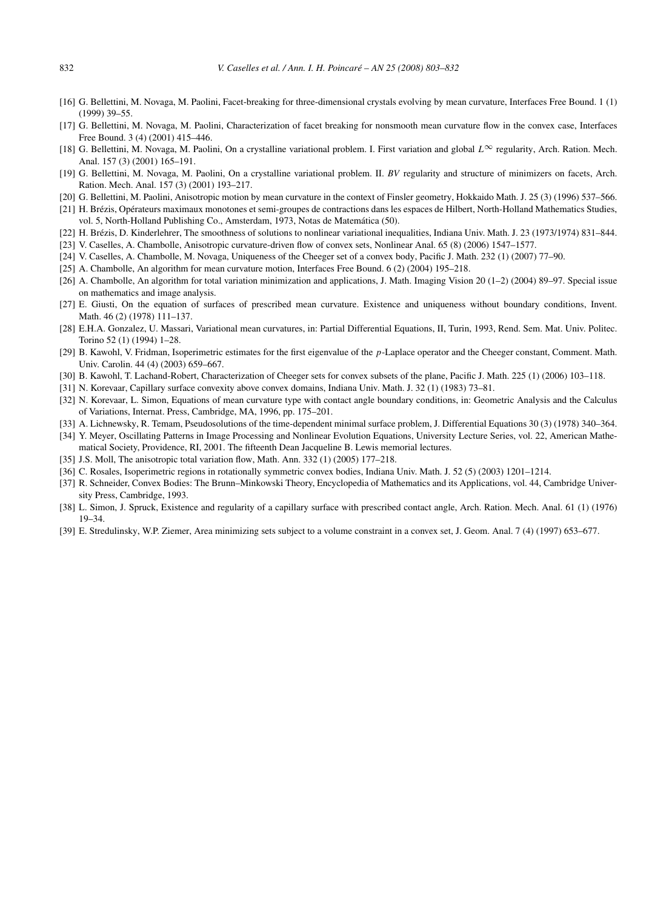[16] G. Bellettini, M. Novaga, M. Paolini, Facet-breaking for three-dimensional crystals evolving by mean curvature, Interfaces Free Bound. 1 (1) (1999) 39–55.

[17] G. Bellettini, M. Novaga, M. Paolini, Characterization of facet breaking for nonsmooth mean curvature flow in the convex case, Interfaces Free Bound. 3 (4) (2001) 415–446.

[18] G. Bellettini, M. Novaga, M. Paolini, On a crystalline variational problem. I. First variation and global $L^\infty$ regularity, Arch. Ration. Mech. Anal. 157 (3) (2001) 165–191.

[19] G. Bellettini, M. Novaga, M. Paolini, On a crystalline variational problem. II. *BV* regularity and structure of minimizers on facets, Arch. Ration. Mech. Anal. 157 (3) (2001) 193–217.

[20] G. Bellettini, M. Paolini, Anisotropic motion by mean curvature in the context of Finsler geometry, Hokkaido Math. J. 25 (3) (1996) 537–566.

[21] H. Brézis, Opérateurs maximaux monotones et semi-groupes de contractions dans les espaces de Hilbert, North-Holland Mathematics Studies, vol. 5, North-Holland Publishing Co., Amsterdam, 1973, Notas de Matemática (50).

[22] H. Brézis, D. Kinderlehrer, The smoothness of solutions to nonlinear variational inequalities, Indiana Univ. Math. J. 23 (1973/1974) 831–844.

[23] V. Caselles, A. Chambolle, Anisotropic curvature-driven flow of convex sets, Nonlinear Anal. 65 (8) (2006) 1547–1577.

[24] V. Caselles, A. Chambolle, M. Novaga, Uniqueness of the Cheeger set of a convex body, Pacific J. Math. 232 (1) (2007) 77–90.

[25] A. Chambolle, An algorithm for mean curvature motion, Interfaces Free Bound. 6 (2) (2004) 195–218.

[26] A. Chambolle, An algorithm for total variation minimization and applications, J. Math. Imaging Vision 20 (1–2) (2004) 89–97. Special issue on mathematics and image analysis.

[27] E. Giusti, On the equation of surfaces of prescribed mean curvature. Existence and uniqueness without boundary conditions, Invent. Math. 46 (2) (1978) 111–137.

[28] E.H.A. Gonzalez, U. Massari, Variational mean curvatures, in: Partial Differential Equations, II, Turin, 1993, Rend. Sem. Mat. Univ. Politec. Torino 52 (1) (1994) 1–28.

[29] B. Kawohl, V. Fridman, Isoperimetric estimates for the first eigenvalue of the $p$-Laplace operator and the Cheeger constant, Comment. Math. Univ. Carolin. 44 (4) (2003) 659–667.

[30] B. Kawohl, T. Lachand-Robert, Characterization of Cheeger sets for convex subsets of the plane, Pacific J. Math. 225 (1) (2006) 103–118.

[31] N. Korevaar, Capillary surface convexity above convex domains, Indiana Univ. Math. J. 32 (1) (1983) 73–81.

[32] N. Korevaar, L. Simon, Equations of mean curvature type with contact angle boundary conditions, in: Geometric Analysis and the Calculus of Variations, Internat. Press, Cambridge, MA, 1996, pp. 175–201.

[33] A. Lichnewsky, R. Temam, Pseudosolutions of the time-dependent minimal surface problem, J. Differential Equations 30 (3) (1978) 340–364.

[34] Y. Meyer, Oscillating Patterns in Image Processing and Nonlinear Evolution Equations, University Lecture Series, vol. 22, American Mathematical Society, Providence, RI, 2001. The fifteenth Dean Jacqueline B. Lewis memorial lectures.

[35] J.S. Moll, The anisotropic total variation flow, Math. Ann. 332 (1) (2005) 177–218.

[36] C. Rosales, Isoperimetric regions in rotationally symmetric convex bodies, Indiana Univ. Math. J. 52 (5) (2003) 1201–1214.

[37] R. Schneider, Convex Bodies: The Brunn–Minkowski Theory, Encyclopedia of Mathematics and its Applications, vol. 44, Cambridge University Press, Cambridge, 1993.

[38] L. Simon, J. Spruck, Existence and regularity of a capillary surface with prescribed contact angle, Arch. Ration. Mech. Anal. 61 (1) (1976) 19–34.

[39] E. Stredulinsky, W.P. Ziemer, Area minimizing sets subject to a volume constraint in a convex set, J. Geom. Anal. 7 (4) (1997) 653–677.